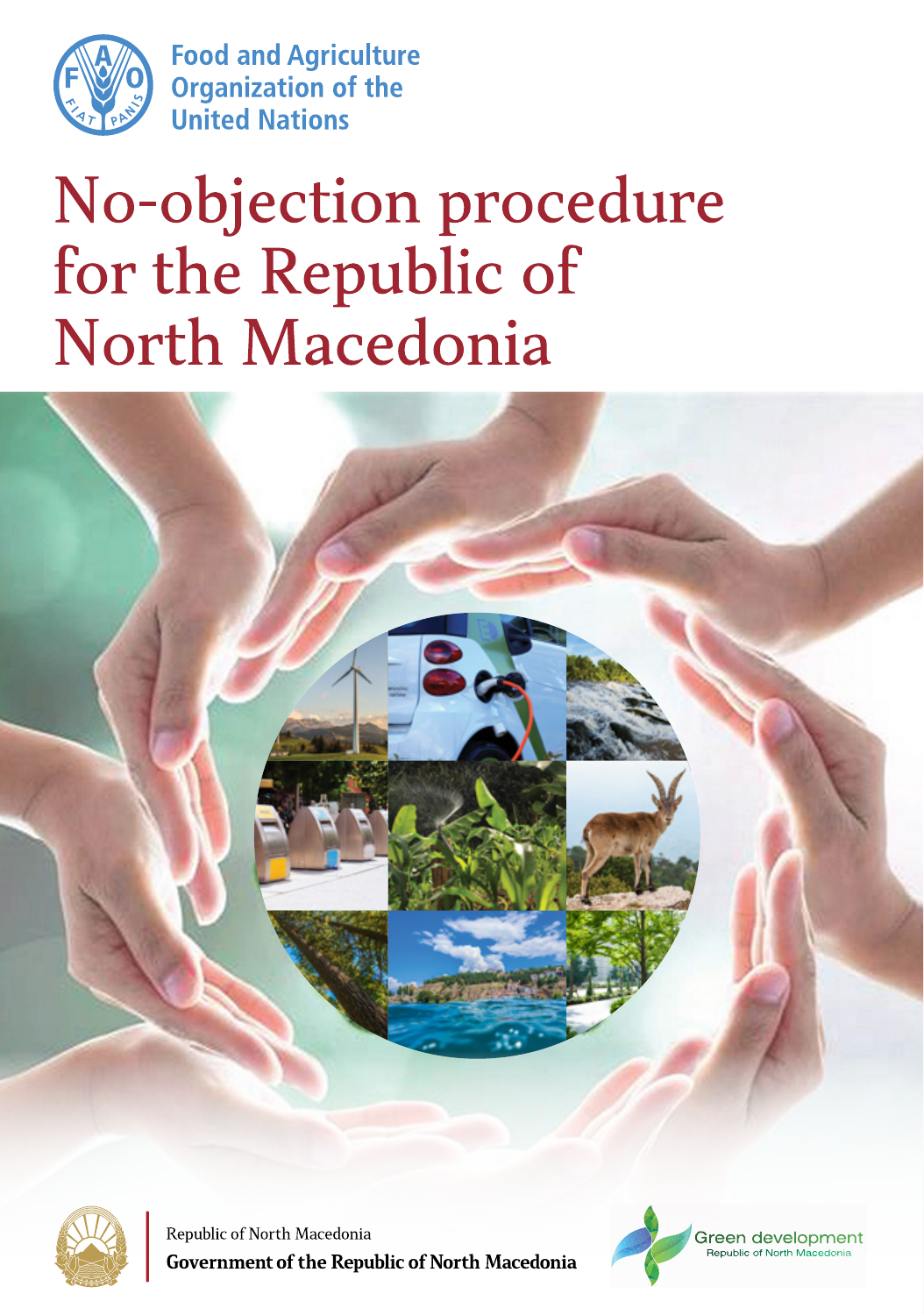Food and Agriculture Organization of the United Nations

# No-objection procedure for the Republic of North Macedonia

Republic of North Macedonia

**Government of the Republic of North Macedonia**

Green development
Republic of North Macedonia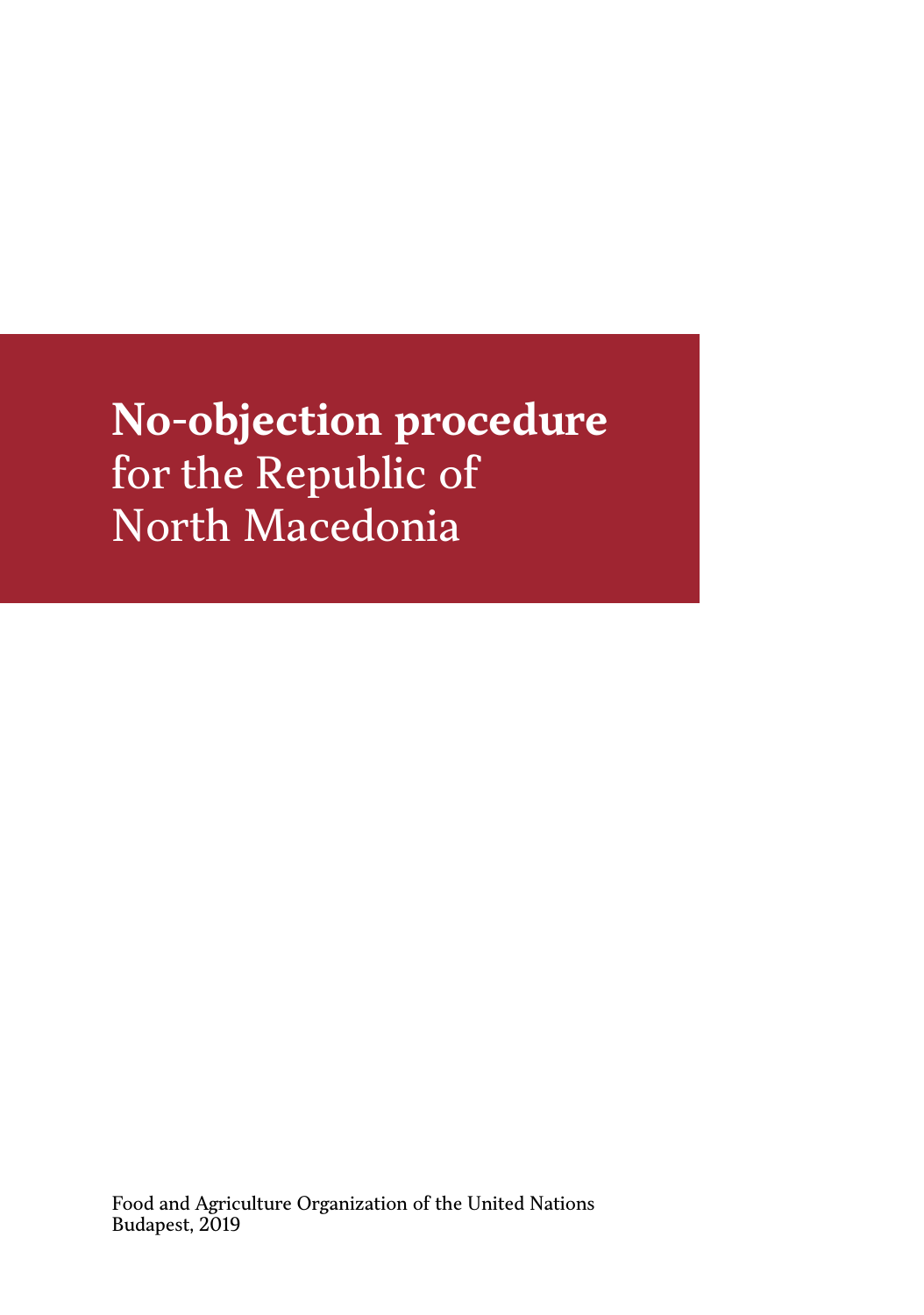# **No-objection procedure** for the Republic of North Macedonia

Food and Agriculture Organization of the United Nations
Budapest, 2019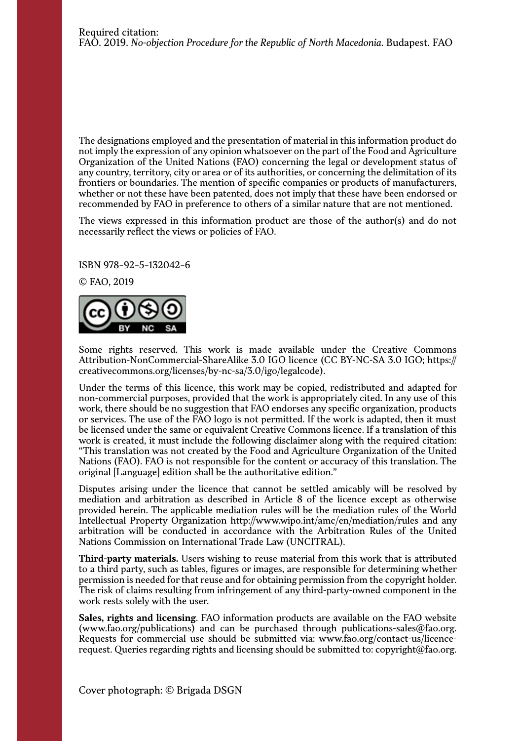Required citation:
FAO. 2019. *No-objection Procedure for the Republic of North Macedonia.* Budapest. FAO

The designations employed and the presentation of material in this information product do not imply the expression of any opinion whatsoever on the part of the Food and Agriculture Organization of the United Nations (FAO) concerning the legal or development status of any country, territory, city or area or of its authorities, or concerning the delimitation of its frontiers or boundaries. The mention of specific companies or products of manufacturers, whether or not these have been patented, does not imply that these have been endorsed or recommended by FAO in preference to others of a similar nature that are not mentioned.

The views expressed in this information product are those of the author(s) and do not necessarily reflect the views or policies of FAO.

ISBN 978-92-5-132042-6

© FAO, 2019

Some rights reserved. This work is made available under the Creative Commons Attribution-NonCommercial-ShareAlike 3.0 IGO licence (CC BY-NC-SA 3.0 IGO; https://creativecommons.org/licenses/by-nc-sa/3.0/igo/legalcode).

Under the terms of this licence, this work may be copied, redistributed and adapted for non-commercial purposes, provided that the work is appropriately cited. In any use of this work, there should be no suggestion that FAO endorses any specific organization, products or services. The use of the FAO logo is not permitted. If the work is adapted, then it must be licensed under the same or equivalent Creative Commons licence. If a translation of this work is created, it must include the following disclaimer along with the required citation: "This translation was not created by the Food and Agriculture Organization of the United Nations (FAO). FAO is not responsible for the content or accuracy of this translation. The original [Language] edition shall be the authoritative edition."

Disputes arising under the licence that cannot be settled amicably will be resolved by mediation and arbitration as described in Article 8 of the licence except as otherwise provided herein. The applicable mediation rules will be the mediation rules of the World Intellectual Property Organization http://www.wipo.int/amc/en/mediation/rules and any arbitration will be conducted in accordance with the Arbitration Rules of the United Nations Commission on International Trade Law (UNCITRAL).

**Third-party materials.** Users wishing to reuse material from this work that is attributed to a third party, such as tables, figures or images, are responsible for determining whether permission is needed for that reuse and for obtaining permission from the copyright holder. The risk of claims resulting from infringement of any third-party-owned component in the work rests solely with the user.

**Sales, rights and licensing**. FAO information products are available on the FAO website (www.fao.org/publications) and can be purchased through publications-sales@fao.org. Requests for commercial use should be submitted via: www.fao.org/contact-us/licence-request. Queries regarding rights and licensing should be submitted to: copyright@fao.org.

Cover photograph: © Brigada DSGN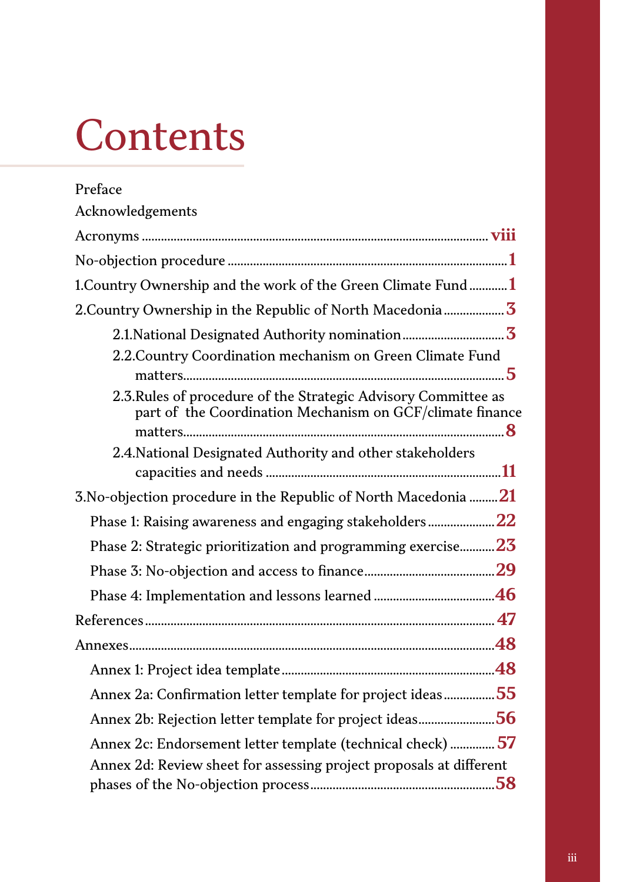# Contents

Preface

Acknowledgements

Acronyms ..... viii

No-objection procedure ..... 1

1.Country Ownership and the work of the Green Climate Fund ..... 1

2.Country Ownership in the Republic of North Macedonia ..... 3

- 2.1.National Designated Authority nomination ..... 3
- 2.2.Country Coordination mechanism on Green Climate Fund matters ..... 5
- 2.3.Rules of procedure of the Strategic Advisory Committee as part of the Coordination Mechanism on GCF/climate finance matters ..... 8
- 2.4.National Designated Authority and other stakeholders capacities and needs ..... 11

3.No-objection procedure in the Republic of North Macedonia ..... 21

- Phase 1: Raising awareness and engaging stakeholders ..... 22
- Phase 2: Strategic prioritization and programming exercise ..... 23
- Phase 3: No-objection and access to finance ..... 29
- Phase 4: Implementation and lessons learned ..... 46

References ..... 47

Annexes ..... 48

- Annex 1: Project idea template ..... 48
- Annex 2a: Confirmation letter template for project ideas ..... 55
- Annex 2b: Rejection letter template for project ideas ..... 56
- Annex 2c: Endorsement letter template (technical check) ..... 57
- Annex 2d: Review sheet for assessing project proposals at different phases of the No-objection process ..... 58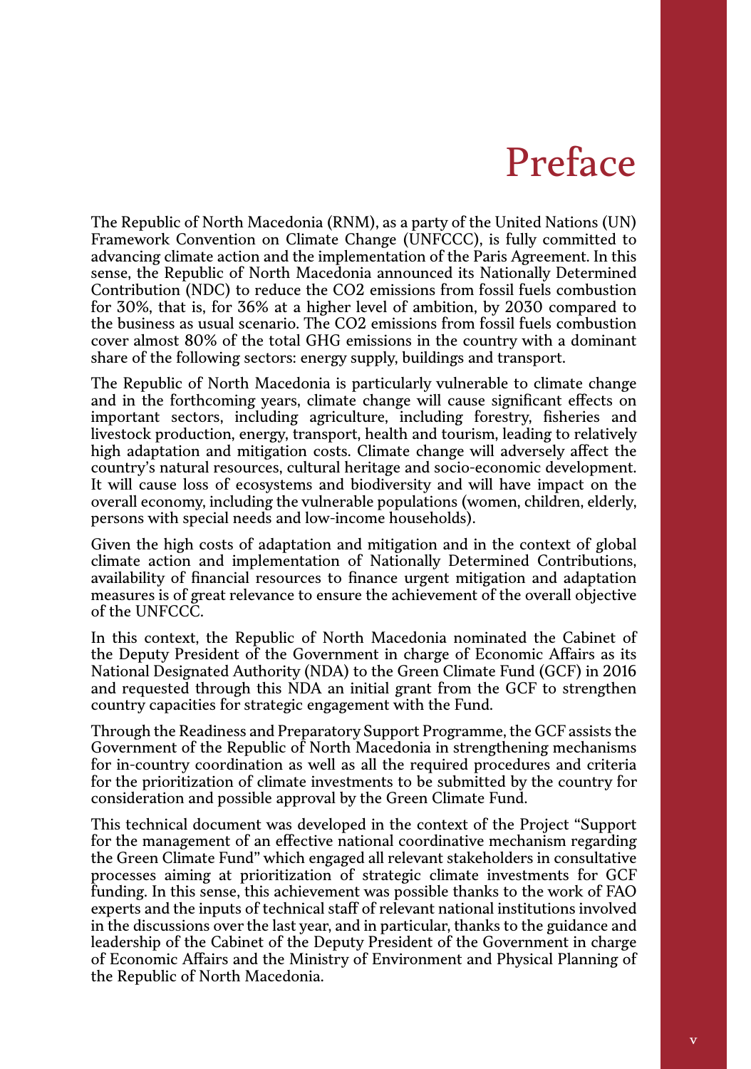# Preface

The Republic of North Macedonia (RNM), as a party of the United Nations (UN) Framework Convention on Climate Change (UNFCCC), is fully committed to advancing climate action and the implementation of the Paris Agreement. In this sense, the Republic of North Macedonia announced its Nationally Determined Contribution (NDC) to reduce the $CO_2$ emissions from fossil fuels combustion for 30%, that is, for 36% at a higher level of ambition, by 2030 compared to the business as usual scenario. The $CO_2$ emissions from fossil fuels combustion cover almost 80% of the total GHG emissions in the country with a dominant share of the following sectors: energy supply, buildings and transport.

The Republic of North Macedonia is particularly vulnerable to climate change and in the forthcoming years, climate change will cause significant effects on important sectors, including agriculture, including forestry, fisheries and livestock production, energy, transport, health and tourism, leading to relatively high adaptation and mitigation costs. Climate change will adversely affect the country's natural resources, cultural heritage and socio-economic development. It will cause loss of ecosystems and biodiversity and will have impact on the overall economy, including the vulnerable populations (women, children, elderly, persons with special needs and low-income households).

Given the high costs of adaptation and mitigation and in the context of global climate action and implementation of Nationally Determined Contributions, availability of financial resources to finance urgent mitigation and adaptation measures is of great relevance to ensure the achievement of the overall objective of the UNFCCC.

In this context, the Republic of North Macedonia nominated the Cabinet of the Deputy President of the Government in charge of Economic Affairs as its National Designated Authority (NDA) to the Green Climate Fund (GCF) in 2016 and requested through this NDA an initial grant from the GCF to strengthen country capacities for strategic engagement with the Fund.

Through the Readiness and Preparatory Support Programme, the GCF assists the Government of the Republic of North Macedonia in strengthening mechanisms for in-country coordination as well as all the required procedures and criteria for the prioritization of climate investments to be submitted by the country for consideration and possible approval by the Green Climate Fund.

This technical document was developed in the context of the Project "Support for the management of an effective national coordinative mechanism regarding the Green Climate Fund" which engaged all relevant stakeholders in consultative processes aiming at prioritization of strategic climate investments for GCF funding. In this sense, this achievement was possible thanks to the work of FAO experts and the inputs of technical staff of relevant national institutions involved in the discussions over the last year, and in particular, thanks to the guidance and leadership of the Cabinet of the Deputy President of the Government in charge of Economic Affairs and the Ministry of Environment and Physical Planning of the Republic of North Macedonia.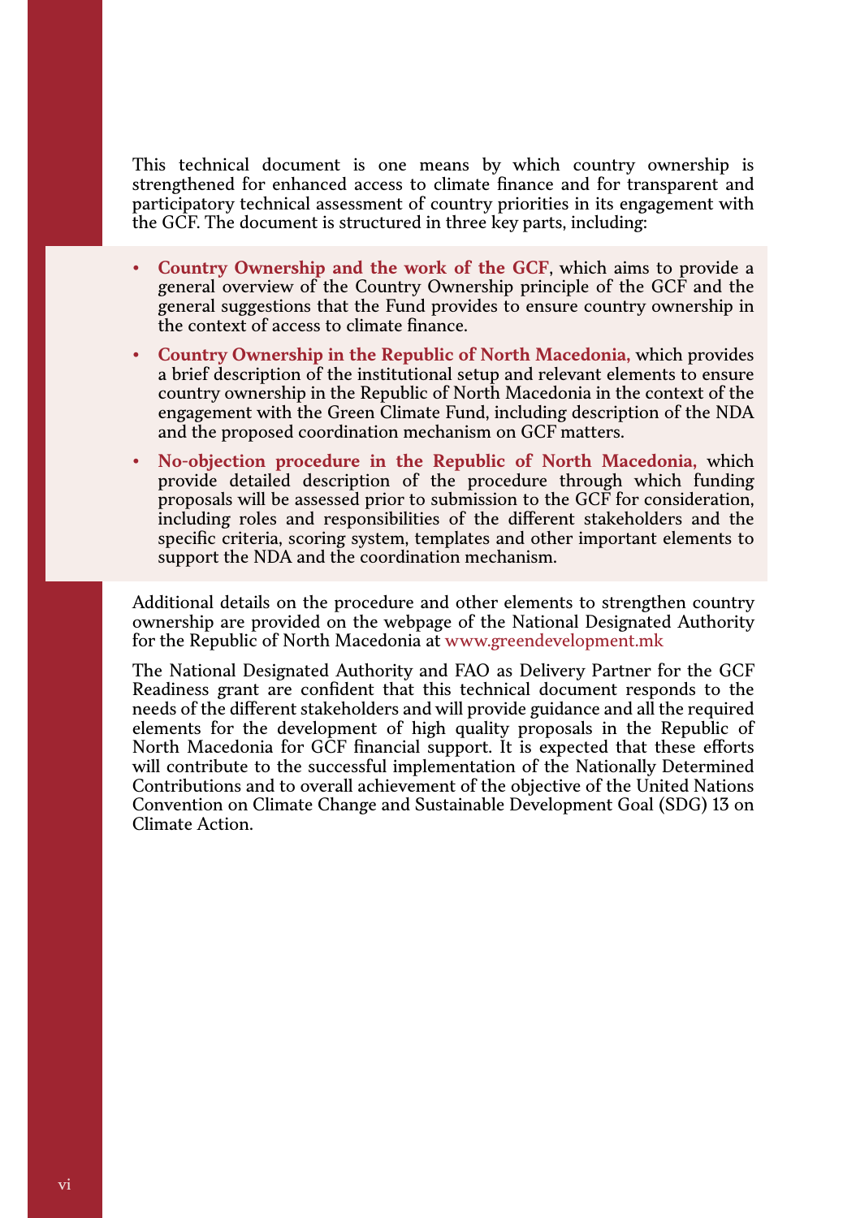This technical document is one means by which country ownership is strengthened for enhanced access to climate finance and for transparent and participatory technical assessment of country priorities in its engagement with the GCF. The document is structured in three key parts, including:

- **Country Ownership and the work of the GCF**, which aims to provide a general overview of the Country Ownership principle of the GCF and the general suggestions that the Fund provides to ensure country ownership in the context of access to climate finance.
- **Country Ownership in the Republic of North Macedonia,** which provides a brief description of the institutional setup and relevant elements to ensure country ownership in the Republic of North Macedonia in the context of the engagement with the Green Climate Fund, including description of the NDA and the proposed coordination mechanism on GCF matters.
- **No-objection procedure in the Republic of North Macedonia,** which provide detailed description of the procedure through which funding proposals will be assessed prior to submission to the GCF for consideration, including roles and responsibilities of the different stakeholders and the specific criteria, scoring system, templates and other important elements to support the NDA and the coordination mechanism.

Additional details on the procedure and other elements to strengthen country ownership are provided on the webpage of the National Designated Authority for the Republic of North Macedonia at www.greendevelopment.mk

The National Designated Authority and FAO as Delivery Partner for the GCF Readiness grant are confident that this technical document responds to the needs of the different stakeholders and will provide guidance and all the required elements for the development of high quality proposals in the Republic of North Macedonia for GCF financial support. It is expected that these efforts will contribute to the successful implementation of the Nationally Determined Contributions and to overall achievement of the objective of the United Nations Convention on Climate Change and Sustainable Development Goal (SDG) 13 on Climate Action.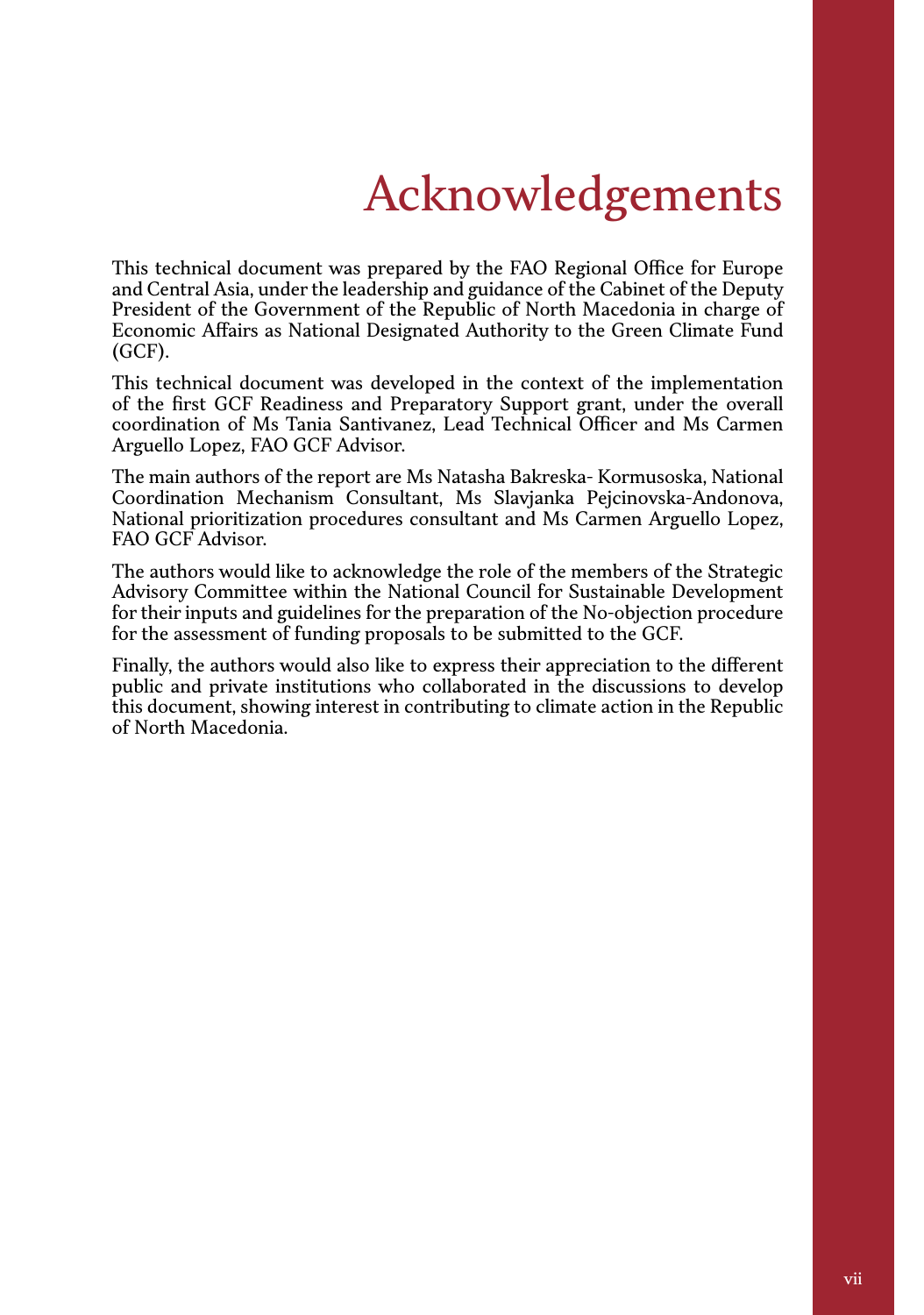# Acknowledgements

This technical document was prepared by the FAO Regional Office for Europe and Central Asia, under the leadership and guidance of the Cabinet of the Deputy President of the Government of the Republic of North Macedonia in charge of Economic Affairs as National Designated Authority to the Green Climate Fund (GCF).

This technical document was developed in the context of the implementation of the first GCF Readiness and Preparatory Support grant, under the overall coordination of Ms Tania Santivanez, Lead Technical Officer and Ms Carmen Arguello Lopez, FAO GCF Advisor.

The main authors of the report are Ms Natasha Bakreska- Kormusoska, National Coordination Mechanism Consultant, Ms Slavjanka Pejcinovska-Andonova, National prioritization procedures consultant and Ms Carmen Arguello Lopez, FAO GCF Advisor.

The authors would like to acknowledge the role of the members of the Strategic Advisory Committee within the National Council for Sustainable Development for their inputs and guidelines for the preparation of the No-objection procedure for the assessment of funding proposals to be submitted to the GCF.

Finally, the authors would also like to express their appreciation to the different public and private institutions who collaborated in the discussions to develop this document, showing interest in contributing to climate action in the Republic of North Macedonia.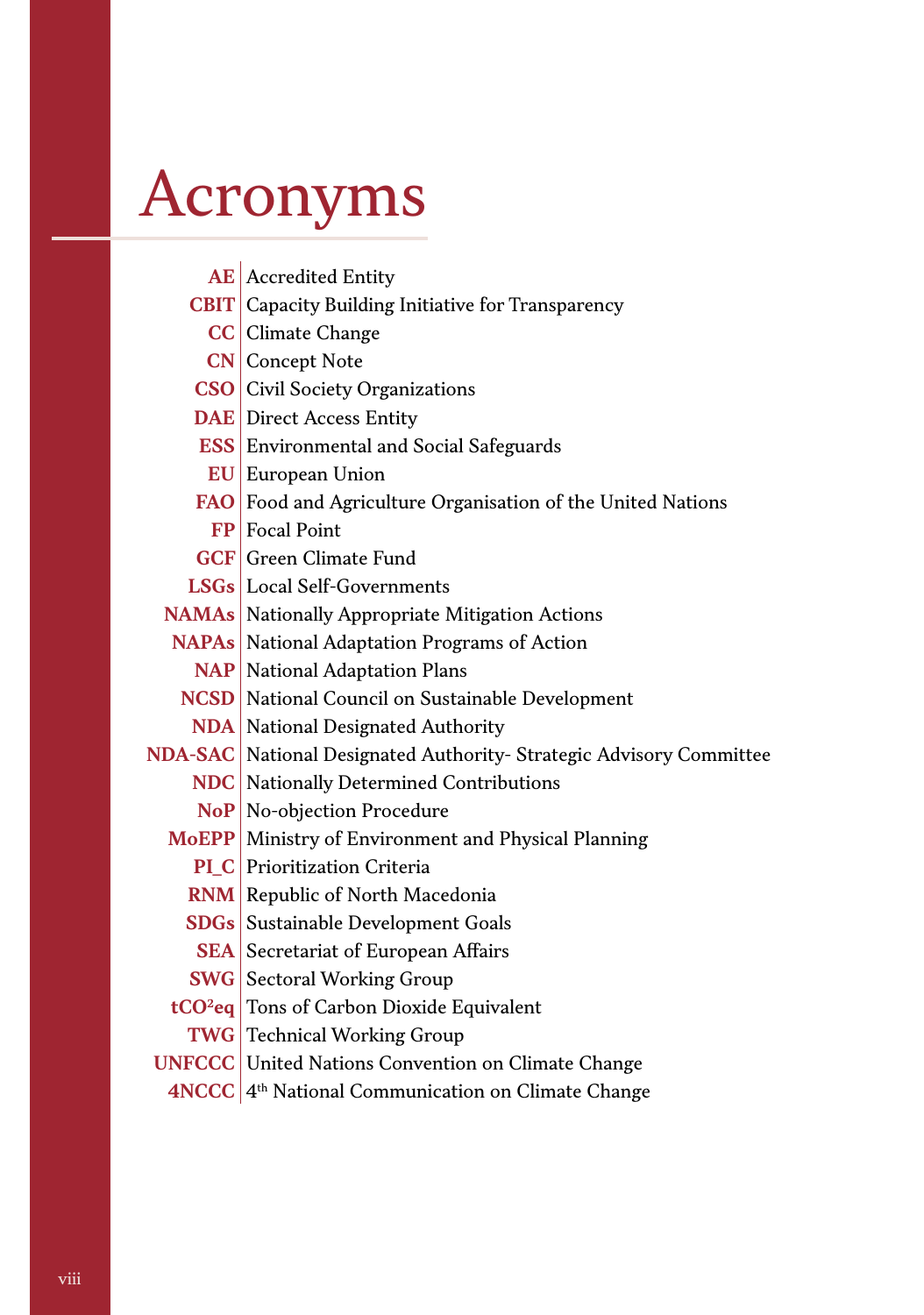# Acronyms

| | |
|---|---|
| **AE** | Accredited Entity |
| **CBIT** | Capacity Building Initiative for Transparency |
| **CC** | Climate Change |
| **CN** | Concept Note |
| **CSO** | Civil Society Organizations |
| **DAE** | Direct Access Entity |
| **ESS** | Environmental and Social Safeguards |
| **EU** | European Union |
| **FAO** | Food and Agriculture Organisation of the United Nations |
| **FP** | Focal Point |
| **GCF** | Green Climate Fund |
| **LSGs** | Local Self-Governments |
| **NAMAs** | Nationally Appropriate Mitigation Actions |
| **NAPAs** | National Adaptation Programs of Action |
| **NAP** | National Adaptation Plans |
| **NCSD** | National Council on Sustainable Development |
| **NDA** | National Designated Authority |
| **NDA-SAC** | National Designated Authority- Strategic Advisory Committee |
| **NDC** | Nationally Determined Contributions |
| **NoP** | No-objection Procedure |
| **MoEPP** | Ministry of Environment and Physical Planning |
| **PI_C** | Prioritization Criteria |
| **RNM** | Republic of North Macedonia |
| **SDGs** | Sustainable Development Goals |
| **SEA** | Secretariat of European Affairs |
| **SWG** | Sectoral Working Group |
| **$tCO^2eq$** | Tons of Carbon Dioxide Equivalent |
| **TWG** | Technical Working Group |
| **UNFCCC** | United Nations Convention on Climate Change |
| **4NCCC** | $4^{th}$ National Communication on Climate Change |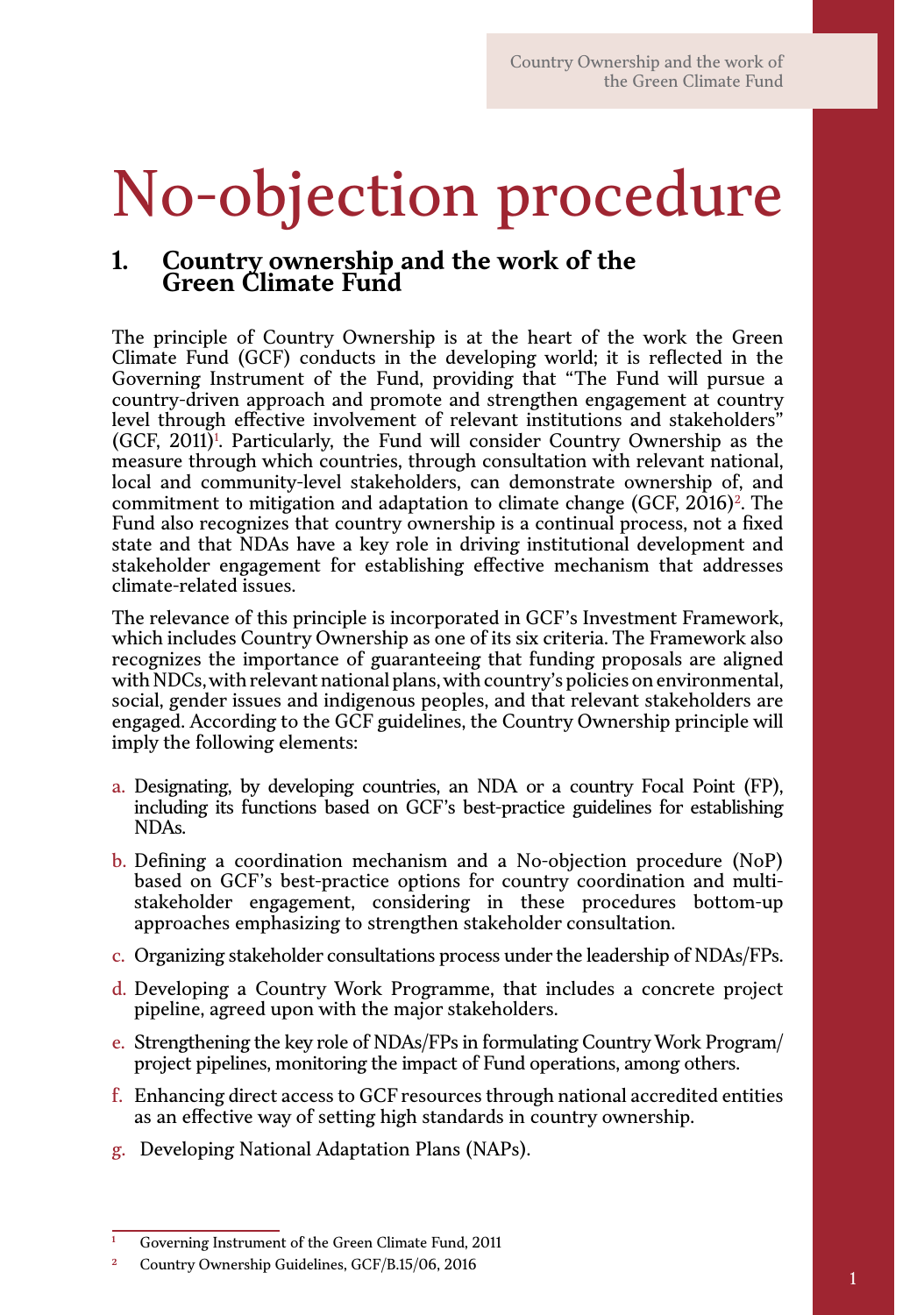# No-objection procedure

## 1. Country ownership and the work of the Green Climate Fund

The principle of Country Ownership is at the heart of the work the Green Climate Fund (GCF) conducts in the developing world; it is reflected in the Governing Instrument of the Fund, providing that "The Fund will pursue a country-driven approach and promote and strengthen engagement at country level through effective involvement of relevant institutions and stakeholders" (GCF, 2011)[1]. Particularly, the Fund will consider Country Ownership as the measure through which countries, through consultation with relevant national, local and community-level stakeholders, can demonstrate ownership of, and commitment to mitigation and adaptation to climate change (GCF, 2016)[2]. The Fund also recognizes that country ownership is a continual process, not a fixed state and that NDAs have a key role in driving institutional development and stakeholder engagement for establishing effective mechanism that addresses climate-related issues.

The relevance of this principle is incorporated in GCF's Investment Framework, which includes Country Ownership as one of its six criteria. The Framework also recognizes the importance of guaranteeing that funding proposals are aligned with NDCs, with relevant national plans, with country's policies on environmental, social, gender issues and indigenous peoples, and that relevant stakeholders are engaged. According to the GCF guidelines, the Country Ownership principle will imply the following elements:

a. Designating, by developing countries, an NDA or a country Focal Point (FP), including its functions based on GCF's best-practice guidelines for establishing NDAs.

b. Defining a coordination mechanism and a No-objection procedure (NoP) based on GCF's best-practice options for country coordination and multi-stakeholder engagement, considering in these procedures bottom-up approaches emphasizing to strengthen stakeholder consultation.

c. Organizing stakeholder consultations process under the leadership of NDAs/FPs.

d. Developing a Country Work Programme, that includes a concrete project pipeline, agreed upon with the major stakeholders.

e. Strengthening the key role of NDAs/FPs in formulating Country Work Program/ project pipelines, monitoring the impact of Fund operations, among others.

f. Enhancing direct access to GCF resources through national accredited entities as an effective way of setting high standards in country ownership.

g. Developing National Adaptation Plans (NAPs).

---

[1] Governing Instrument of the Green Climate Fund, 2011

[2] Country Ownership Guidelines, GCF/B.15/06, 2016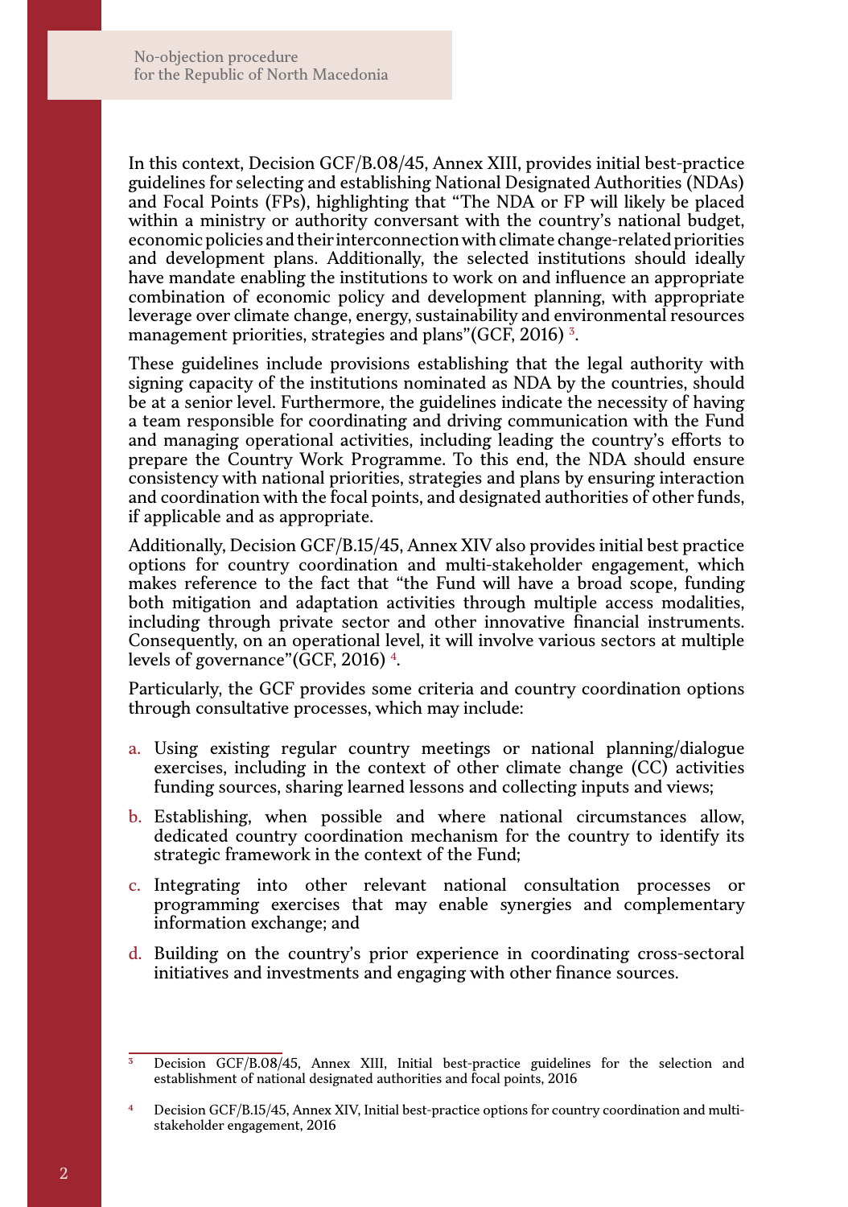In this context, Decision GCF/B.08/45, Annex XIII, provides initial best-practice guidelines for selecting and establishing National Designated Authorities (NDAs) and Focal Points (FPs), highlighting that "The NDA or FP will likely be placed within a ministry or authority conversant with the country's national budget, economic policies and their interconnection with climate change-related priorities and development plans. Additionally, the selected institutions should ideally have mandate enabling the institutions to work on and influence an appropriate combination of economic policy and development planning, with appropriate leverage over climate change, energy, sustainability and environmental resources management priorities, strategies and plans"(GCF, 2016) [3].

These guidelines include provisions establishing that the legal authority with signing capacity of the institutions nominated as NDA by the countries, should be at a senior level. Furthermore, the guidelines indicate the necessity of having a team responsible for coordinating and driving communication with the Fund and managing operational activities, including leading the country's efforts to prepare the Country Work Programme. To this end, the NDA should ensure consistency with national priorities, strategies and plans by ensuring interaction and coordination with the focal points, and designated authorities of other funds, if applicable and as appropriate.

Additionally, Decision GCF/B.15/45, Annex XIV also provides initial best practice options for country coordination and multi-stakeholder engagement, which makes reference to the fact that "the Fund will have a broad scope, funding both mitigation and adaptation activities through multiple access modalities, including through private sector and other innovative financial instruments. Consequently, on an operational level, it will involve various sectors at multiple levels of governance"(GCF, 2016) [4].

Particularly, the GCF provides some criteria and country coordination options through consultative processes, which may include:

a. Using existing regular country meetings or national planning/dialogue exercises, including in the context of other climate change (CC) activities funding sources, sharing learned lessons and collecting inputs and views;

b. Establishing, when possible and where national circumstances allow, dedicated country coordination mechanism for the country to identify its strategic framework in the context of the Fund;

c. Integrating into other relevant national consultation processes or programming exercises that may enable synergies and complementary information exchange; and

d. Building on the country's prior experience in coordinating cross-sectoral initiatives and investments and engaging with other finance sources.

[3] Decision GCF/B.08/45, Annex XIII, Initial best-practice guidelines for the selection and establishment of national designated authorities and focal points, 2016

[4] Decision GCF/B.15/45, Annex XIV, Initial best-practice options for country coordination and multi-stakeholder engagement, 2016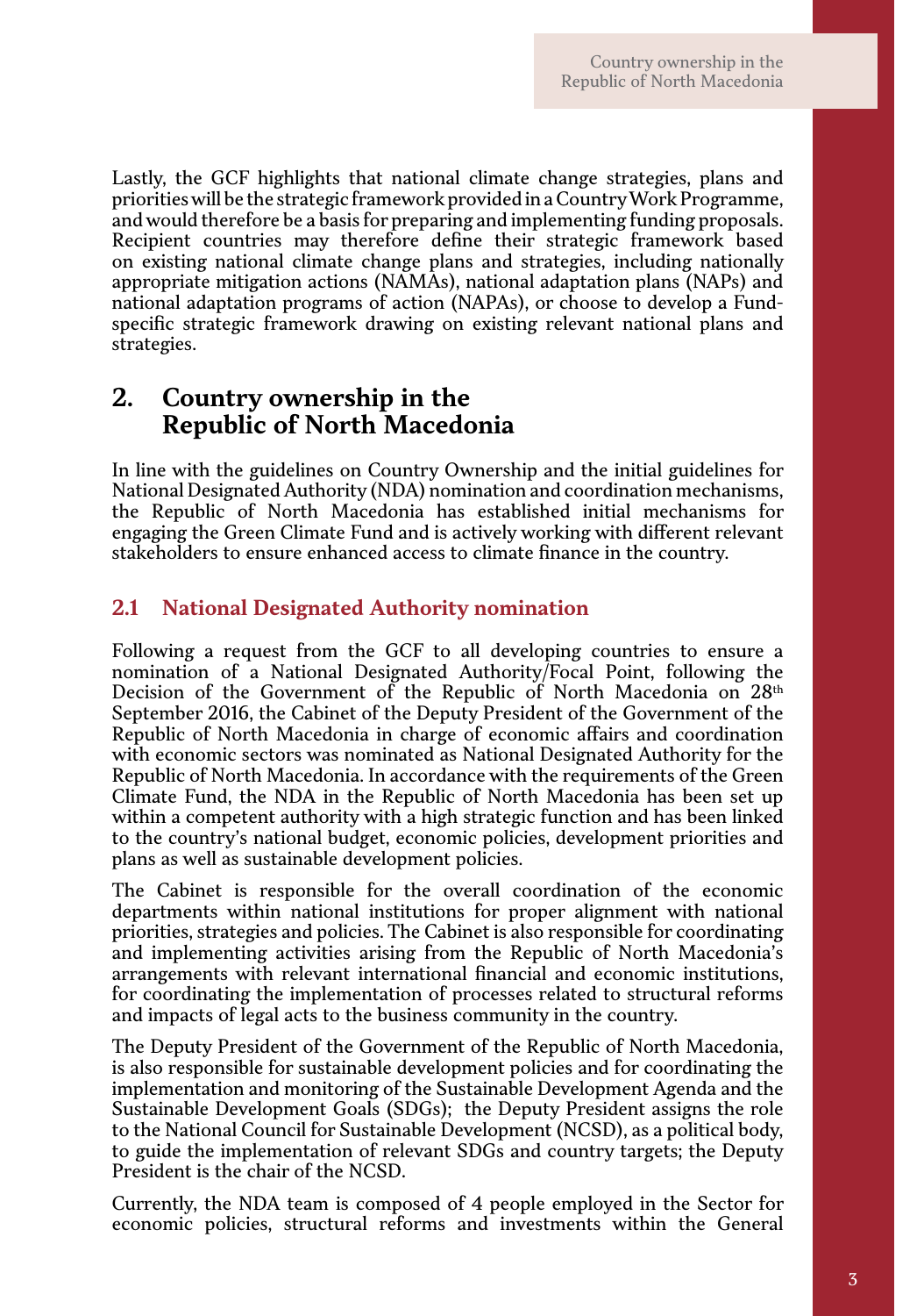Lastly, the GCF highlights that national climate change strategies, plans and priorities will be the strategic framework provided in a Country Work Programme, and would therefore be a basis for preparing and implementing funding proposals. Recipient countries may therefore define their strategic framework based on existing national climate change plans and strategies, including nationally appropriate mitigation actions (NAMAs), national adaptation plans (NAPs) and national adaptation programs of action (NAPAs), or choose to develop a Fund-specific strategic framework drawing on existing relevant national plans and strategies.

## 2. Country ownership in the Republic of North Macedonia

In line with the guidelines on Country Ownership and the initial guidelines for National Designated Authority (NDA) nomination and coordination mechanisms, the Republic of North Macedonia has established initial mechanisms for engaging the Green Climate Fund and is actively working with different relevant stakeholders to ensure enhanced access to climate finance in the country.

### 2.1 National Designated Authority nomination

Following a request from the GCF to all developing countries to ensure a nomination of a National Designated Authority/Focal Point, following the Decision of the Government of the Republic of North Macedonia on 28th September 2016, the Cabinet of the Deputy President of the Government of the Republic of North Macedonia in charge of economic affairs and coordination with economic sectors was nominated as National Designated Authority for the Republic of North Macedonia. In accordance with the requirements of the Green Climate Fund, the NDA in the Republic of North Macedonia has been set up within a competent authority with a high strategic function and has been linked to the country's national budget, economic policies, development priorities and plans as well as sustainable development policies.

The Cabinet is responsible for the overall coordination of the economic departments within national institutions for proper alignment with national priorities, strategies and policies. The Cabinet is also responsible for coordinating and implementing activities arising from the Republic of North Macedonia's arrangements with relevant international financial and economic institutions, for coordinating the implementation of processes related to structural reforms and impacts of legal acts to the business community in the country.

The Deputy President of the Government of the Republic of North Macedonia, is also responsible for sustainable development policies and for coordinating the implementation and monitoring of the Sustainable Development Agenda and the Sustainable Development Goals (SDGs); the Deputy President assigns the role to the National Council for Sustainable Development (NCSD), as a political body, to guide the implementation of relevant SDGs and country targets; the Deputy President is the chair of the NCSD.

Currently, the NDA team is composed of 4 people employed in the Sector for economic policies, structural reforms and investments within the General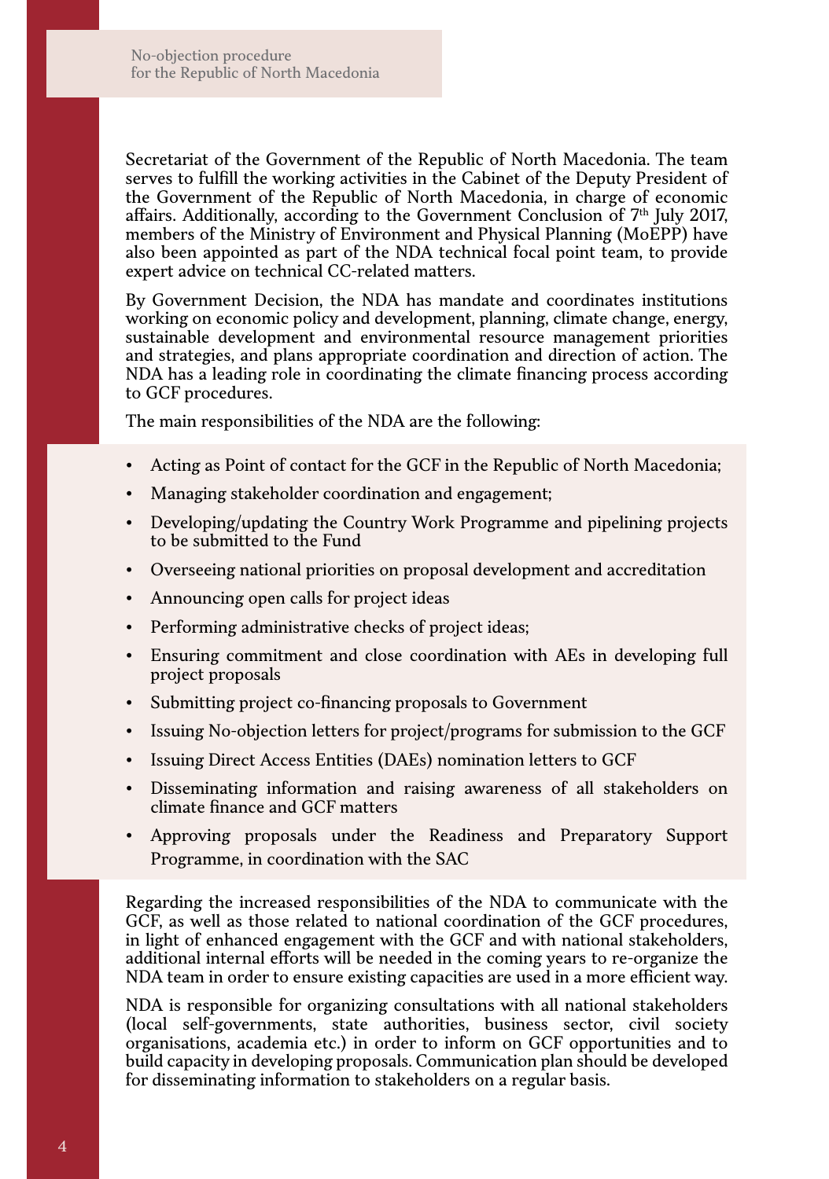Secretariat of the Government of the Republic of North Macedonia. The team serves to fulfill the working activities in the Cabinet of the Deputy President of the Government of the Republic of North Macedonia, in charge of economic affairs. Additionally, according to the Government Conclusion of 7th July 2017, members of the Ministry of Environment and Physical Planning (MoEPP) have also been appointed as part of the NDA technical focal point team, to provide expert advice on technical CC-related matters.

By Government Decision, the NDA has mandate and coordinates institutions working on economic policy and development, planning, climate change, energy, sustainable development and environmental resource management priorities and strategies, and plans appropriate coordination and direction of action. The NDA has a leading role in coordinating the climate financing process according to GCF procedures.

The main responsibilities of the NDA are the following:

- Acting as Point of contact for the GCF in the Republic of North Macedonia;
- Managing stakeholder coordination and engagement;
- Developing/updating the Country Work Programme and pipelining projects to be submitted to the Fund
- Overseeing national priorities on proposal development and accreditation
- Announcing open calls for project ideas
- Performing administrative checks of project ideas;
- Ensuring commitment and close coordination with AEs in developing full project proposals
- Submitting project co-financing proposals to Government
- Issuing No-objection letters for project/programs for submission to the GCF
- Issuing Direct Access Entities (DAEs) nomination letters to GCF
- Disseminating information and raising awareness of all stakeholders on climate finance and GCF matters
- Approving proposals under the Readiness and Preparatory Support Programme, in coordination with the SAC

Regarding the increased responsibilities of the NDA to communicate with the GCF, as well as those related to national coordination of the GCF procedures, in light of enhanced engagement with the GCF and with national stakeholders, additional internal efforts will be needed in the coming years to re-organize the NDA team in order to ensure existing capacities are used in a more efficient way.

NDA is responsible for organizing consultations with all national stakeholders (local self-governments, state authorities, business sector, civil society organisations, academia etc.) in order to inform on GCF opportunities and to build capacity in developing proposals. Communication plan should be developed for disseminating information to stakeholders on a regular basis.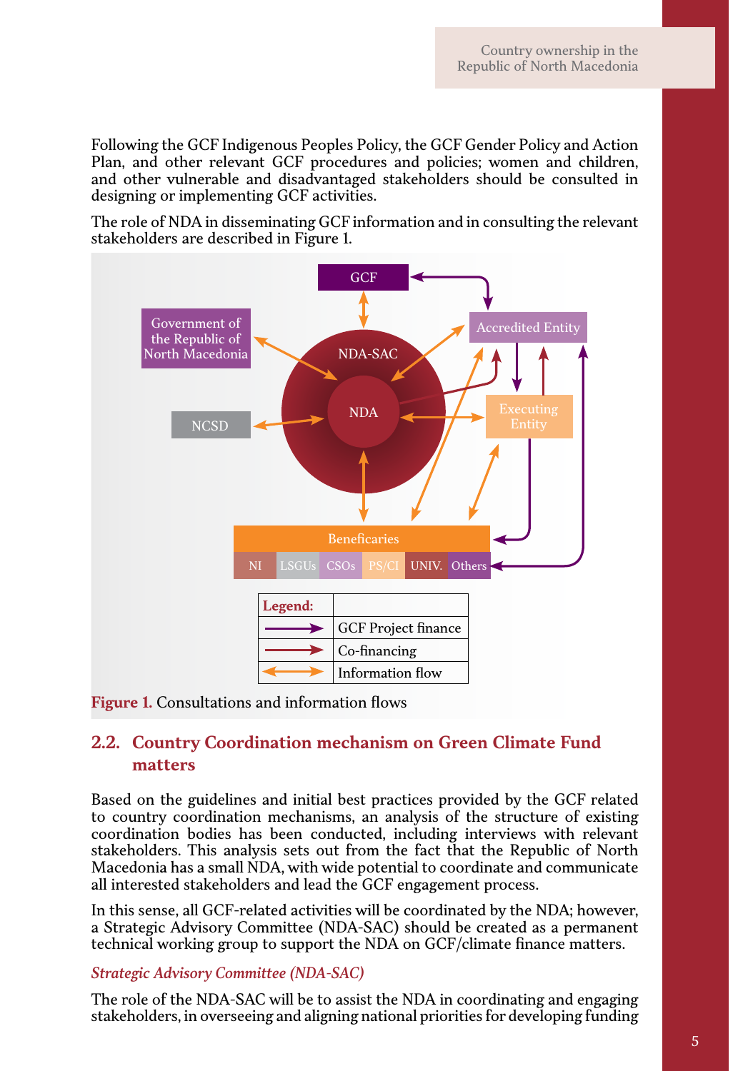Following the GCF Indigenous Peoples Policy, the GCF Gender Policy and Action Plan, and other relevant GCF procedures and policies; women and children, and other vulnerable and disadvantaged stakeholders should be consulted in designing or implementing GCF activities.

The role of NDA in disseminating GCF information and in consulting the relevant stakeholders are described in Figure 1.

**Figure 1.** Consultations and information flows

## 2.2. Country Coordination mechanism on Green Climate Fund matters

Based on the guidelines and initial best practices provided by the GCF related to country coordination mechanisms, an analysis of the structure of existing coordination bodies has been conducted, including interviews with relevant stakeholders. This analysis sets out from the fact that the Republic of North Macedonia has a small NDA, with wide potential to coordinate and communicate all interested stakeholders and lead the GCF engagement process.

In this sense, all GCF-related activities will be coordinated by the NDA; however, a Strategic Advisory Committee (NDA-SAC) should be created as a permanent technical working group to support the NDA on GCF/climate finance matters.

*Strategic Advisory Committee (NDA-SAC)*

The role of the NDA-SAC will be to assist the NDA in coordinating and engaging stakeholders, in overseeing and aligning national priorities for developing funding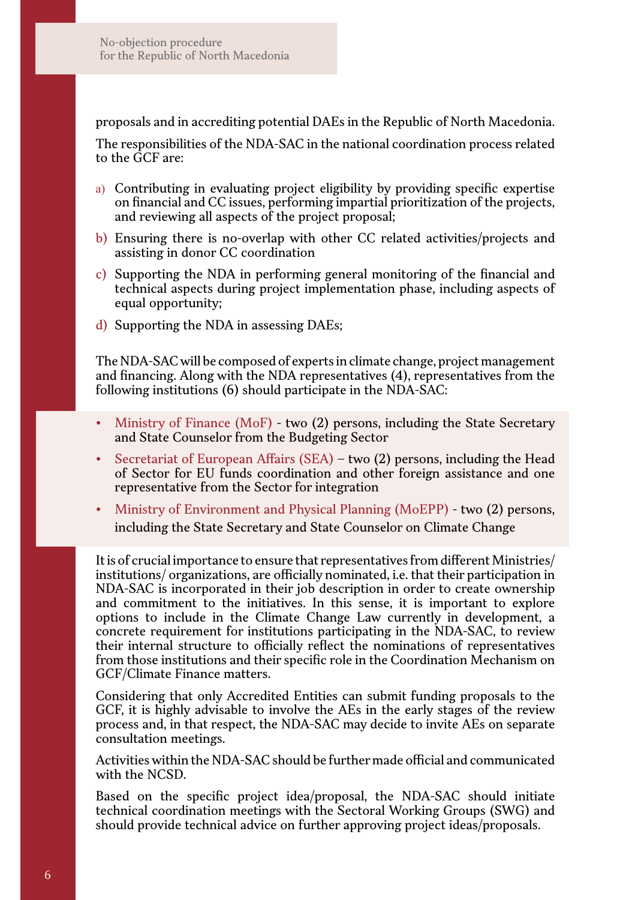proposals and in accrediting potential DAEs in the Republic of North Macedonia.

The responsibilities of the NDA-SAC in the national coordination process related to the GCF are:

a) Contributing in evaluating project eligibility by providing specific expertise on financial and CC issues, performing impartial prioritization of the projects, and reviewing all aspects of the project proposal;
b) Ensuring there is no-overlap with other CC related activities/projects and assisting in donor CC coordination
c) Supporting the NDA in performing general monitoring of the financial and technical aspects during project implementation phase, including aspects of equal opportunity;
d) Supporting the NDA in assessing DAEs;

The NDA-SAC will be composed of experts in climate change, project management and financing. Along with the NDA representatives (4), representatives from the following institutions (6) should participate in the NDA-SAC:

- Ministry of Finance (MoF) - two (2) persons, including the State Secretary and State Counselor from the Budgeting Sector
- Secretariat of European Affairs (SEA) – two (2) persons, including the Head of Sector for EU funds coordination and other foreign assistance and one representative from the Sector for integration
- Ministry of Environment and Physical Planning (MoEPP) - two (2) persons, including the State Secretary and State Counselor on Climate Change

It is of crucial importance to ensure that representatives from different Ministries/ institutions/ organizations, are officially nominated, i.e. that their participation in NDA-SAC is incorporated in their job description in order to create ownership and commitment to the initiatives. In this sense, it is important to explore options to include in the Climate Change Law currently in development, a concrete requirement for institutions participating in the NDA-SAC, to review their internal structure to officially reflect the nominations of representatives from those institutions and their specific role in the Coordination Mechanism on GCF/Climate Finance matters.

Considering that only Accredited Entities can submit funding proposals to the GCF, it is highly advisable to involve the AEs in the early stages of the review process and, in that respect, the NDA-SAC may decide to invite AEs on separate consultation meetings.

Activities within the NDA-SAC should be further made official and communicated with the NCSD.

Based on the specific project idea/proposal, the NDA-SAC should initiate technical coordination meetings with the Sectoral Working Groups (SWG) and should provide technical advice on further approving project ideas/proposals.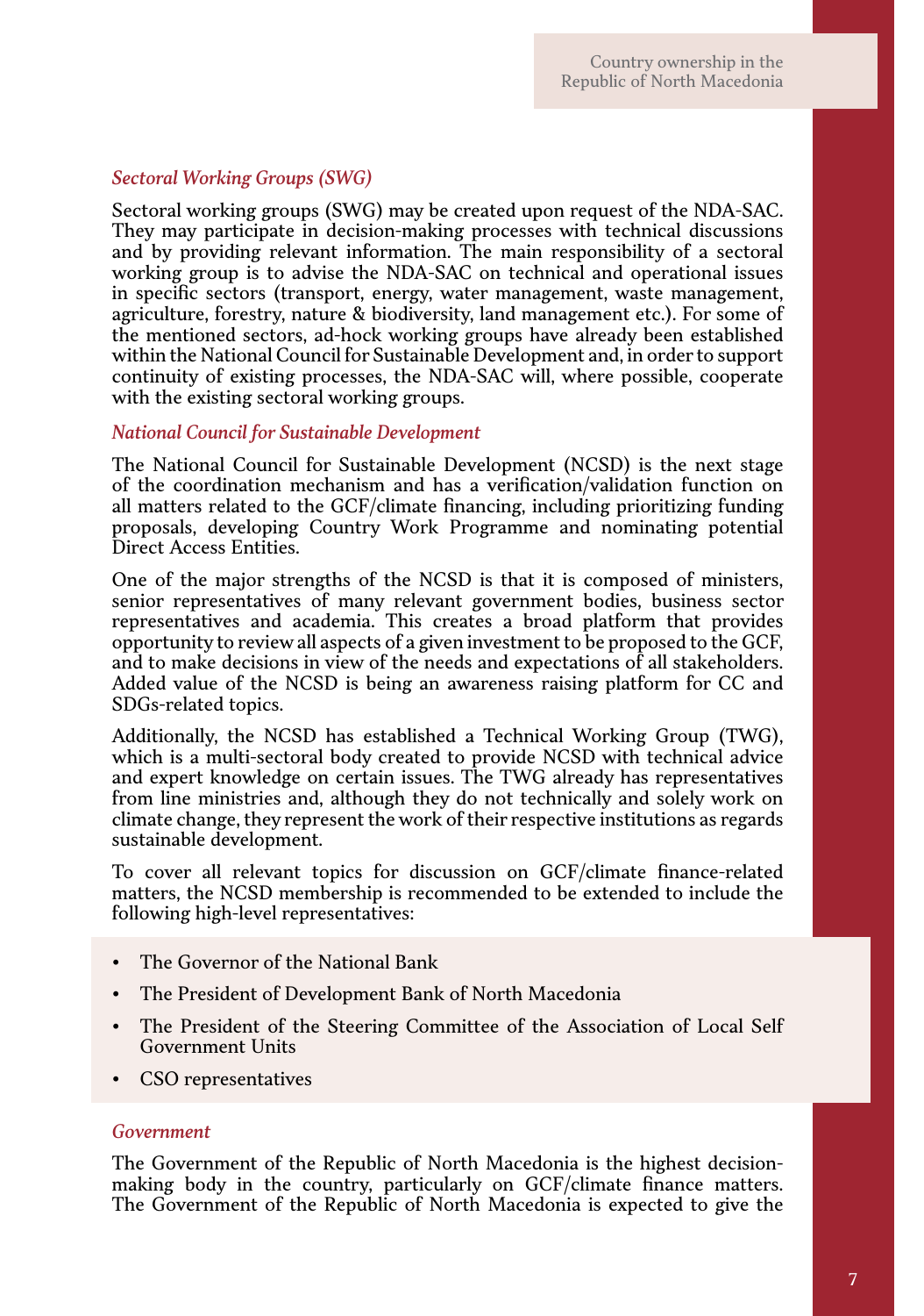### *Sectoral Working Groups (SWG)*

Sectoral working groups (SWG) may be created upon request of the NDA-SAC. They may participate in decision-making processes with technical discussions and by providing relevant information. The main responsibility of a sectoral working group is to advise the NDA-SAC on technical and operational issues in specific sectors (transport, energy, water management, waste management, agriculture, forestry, nature & biodiversity, land management etc.). For some of the mentioned sectors, ad-hock working groups have already been established within the National Council for Sustainable Development and, in order to support continuity of existing processes, the NDA-SAC will, where possible, cooperate with the existing sectoral working groups.

### *National Council for Sustainable Development*

The National Council for Sustainable Development (NCSD) is the next stage of the coordination mechanism and has a verification/validation function on all matters related to the GCF/climate financing, including prioritizing funding proposals, developing Country Work Programme and nominating potential Direct Access Entities.

One of the major strengths of the NCSD is that it is composed of ministers, senior representatives of many relevant government bodies, business sector representatives and academia. This creates a broad platform that provides opportunity to review all aspects of a given investment to be proposed to the GCF, and to make decisions in view of the needs and expectations of all stakeholders. Added value of the NCSD is being an awareness raising platform for CC and SDGs-related topics.

Additionally, the NCSD has established a Technical Working Group (TWG), which is a multi-sectoral body created to provide NCSD with technical advice and expert knowledge on certain issues. The TWG already has representatives from line ministries and, although they do not technically and solely work on climate change, they represent the work of their respective institutions as regards sustainable development.

To cover all relevant topics for discussion on GCF/climate finance-related matters, the NCSD membership is recommended to be extended to include the following high-level representatives:

- The Governor of the National Bank
- The President of Development Bank of North Macedonia
- The President of the Steering Committee of the Association of Local Self Government Units
- CSO representatives

### *Government*

The Government of the Republic of North Macedonia is the highest decision-making body in the country, particularly on GCF/climate finance matters. The Government of the Republic of North Macedonia is expected to give the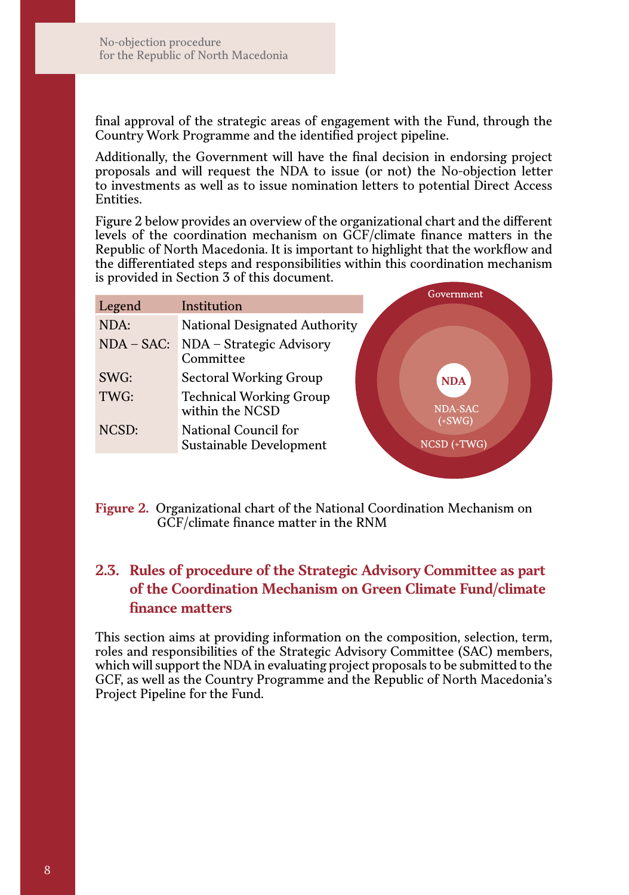final approval of the strategic areas of engagement with the Fund, through the Country Work Programme and the identified project pipeline.

Additionally, the Government will have the final decision in endorsing project proposals and will request the NDA to issue (or not) the No-objection letter to investments as well as to issue nomination letters to potential Direct Access Entities.

Figure 2 below provides an overview of the organizational chart and the different levels of the coordination mechanism on GCF/climate finance matters in the Republic of North Macedonia. It is important to highlight that the workflow and the differentiated steps and responsibilities within this coordination mechanism is provided in Section 3 of this document.

| Legend | Institution |
|---|---|
| NDA: | National Designated Authority |
| NDA – SAC: | NDA – Strategic Advisory Committee |
| SWG: | Sectoral Working Group |
| TWG: | Technical Working Group within the NCSD |
| NCSD: | National Council for Sustainable Development |

Government

NDA

NDA-SAC (+SWG)

NCSD (+TWG)

**Figure 2.** Organizational chart of the National Coordination Mechanism on GCF/climate finance matter in the RNM

## 2.3. Rules of procedure of the Strategic Advisory Committee as part of the Coordination Mechanism on Green Climate Fund/climate finance matters

This section aims at providing information on the composition, selection, term, roles and responsibilities of the Strategic Advisory Committee (SAC) members, which will support the NDA in evaluating project proposals to be submitted to the GCF, as well as the Country Programme and the Republic of North Macedonia's Project Pipeline for the Fund.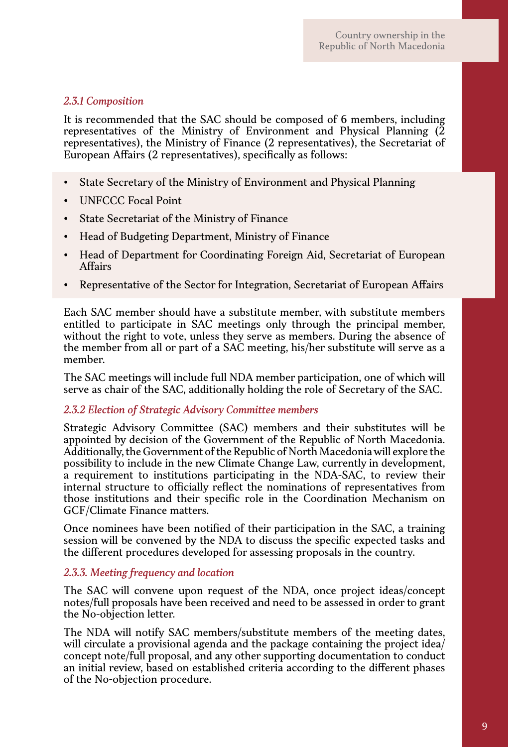### *2.3.1 Composition*

It is recommended that the SAC should be composed of 6 members, including representatives of the Ministry of Environment and Physical Planning (2 representatives), the Ministry of Finance (2 representatives), the Secretariat of European Affairs (2 representatives), specifically as follows:

- State Secretary of the Ministry of Environment and Physical Planning
- UNFCCC Focal Point
- State Secretariat of the Ministry of Finance
- Head of Budgeting Department, Ministry of Finance
- Head of Department for Coordinating Foreign Aid, Secretariat of European Affairs
- Representative of the Sector for Integration, Secretariat of European Affairs

Each SAC member should have a substitute member, with substitute members entitled to participate in SAC meetings only through the principal member, without the right to vote, unless they serve as members. During the absence of the member from all or part of a SAC meeting, his/her substitute will serve as a member.

The SAC meetings will include full NDA member participation, one of which will serve as chair of the SAC, additionally holding the role of Secretary of the SAC.

### *2.3.2 Election of Strategic Advisory Committee members*

Strategic Advisory Committee (SAC) members and their substitutes will be appointed by decision of the Government of the Republic of North Macedonia. Additionally, the Government of the Republic of North Macedonia will explore the possibility to include in the new Climate Change Law, currently in development, a requirement to institutions participating in the NDA-SAC, to review their internal structure to officially reflect the nominations of representatives from those institutions and their specific role in the Coordination Mechanism on GCF/Climate Finance matters.

Once nominees have been notified of their participation in the SAC, a training session will be convened by the NDA to discuss the specific expected tasks and the different procedures developed for assessing proposals in the country.

### *2.3.3. Meeting frequency and location*

The SAC will convene upon request of the NDA, once project ideas/concept notes/full proposals have been received and need to be assessed in order to grant the No-objection letter.

The NDA will notify SAC members/substitute members of the meeting dates, will circulate a provisional agenda and the package containing the project idea/concept note/full proposal, and any other supporting documentation to conduct an initial review, based on established criteria according to the different phases of the No-objection procedure.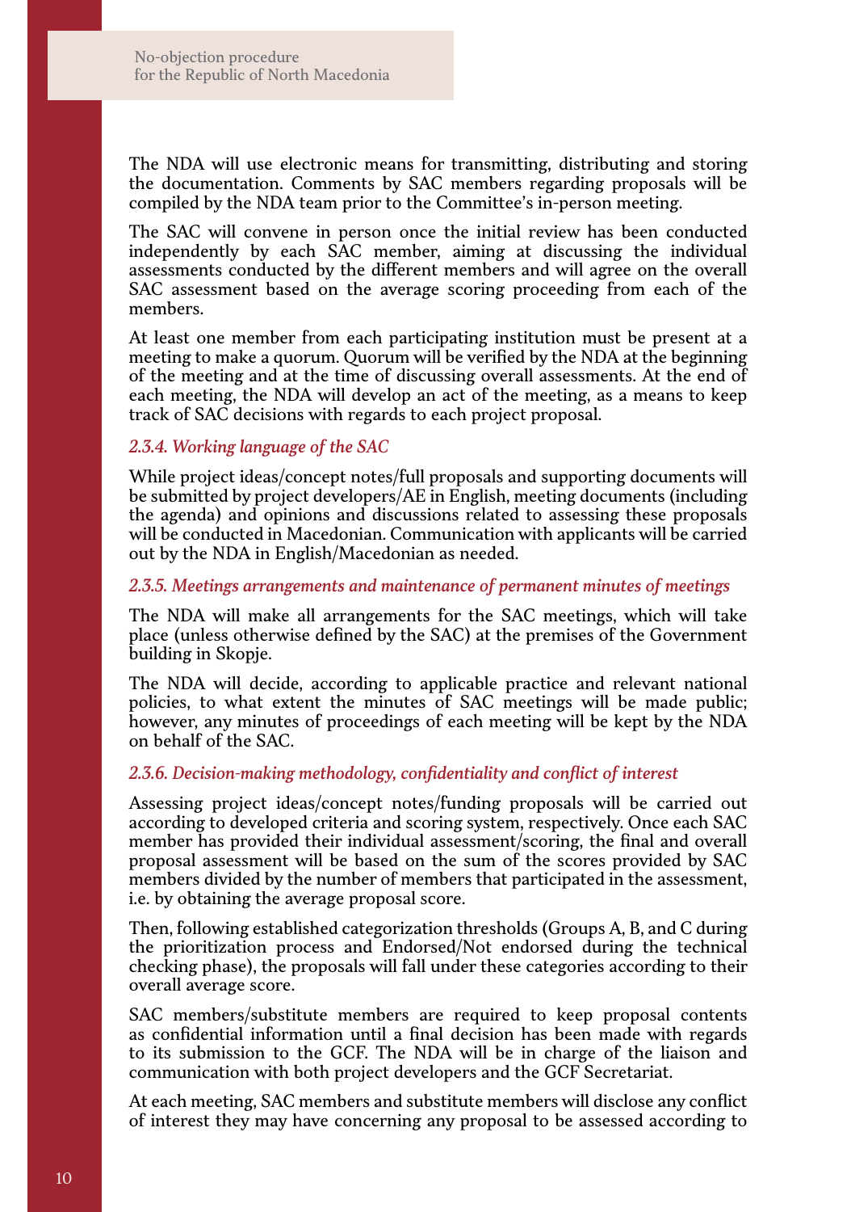The NDA will use electronic means for transmitting, distributing and storing the documentation. Comments by SAC members regarding proposals will be compiled by the NDA team prior to the Committee's in-person meeting.

The SAC will convene in person once the initial review has been conducted independently by each SAC member, aiming at discussing the individual assessments conducted by the different members and will agree on the overall SAC assessment based on the average scoring proceeding from each of the members.

At least one member from each participating institution must be present at a meeting to make a quorum. Quorum will be verified by the NDA at the beginning of the meeting and at the time of discussing overall assessments. At the end of each meeting, the NDA will develop an act of the meeting, as a means to keep track of SAC decisions with regards to each project proposal.

### *2.3.4. Working language of the SAC*

While project ideas/concept notes/full proposals and supporting documents will be submitted by project developers/AE in English, meeting documents (including the agenda) and opinions and discussions related to assessing these proposals will be conducted in Macedonian. Communication with applicants will be carried out by the NDA in English/Macedonian as needed.

### *2.3.5. Meetings arrangements and maintenance of permanent minutes of meetings*

The NDA will make all arrangements for the SAC meetings, which will take place (unless otherwise defined by the SAC) at the premises of the Government building in Skopje.

The NDA will decide, according to applicable practice and relevant national policies, to what extent the minutes of SAC meetings will be made public; however, any minutes of proceedings of each meeting will be kept by the NDA on behalf of the SAC.

### *2.3.6. Decision-making methodology, confidentiality and conflict of interest*

Assessing project ideas/concept notes/funding proposals will be carried out according to developed criteria and scoring system, respectively. Once each SAC member has provided their individual assessment/scoring, the final and overall proposal assessment will be based on the sum of the scores provided by SAC members divided by the number of members that participated in the assessment, i.e. by obtaining the average proposal score.

Then, following established categorization thresholds (Groups A, B, and C during the prioritization process and Endorsed/Not endorsed during the technical checking phase), the proposals will fall under these categories according to their overall average score.

SAC members/substitute members are required to keep proposal contents as confidential information until a final decision has been made with regards to its submission to the GCF. The NDA will be in charge of the liaison and communication with both project developers and the GCF Secretariat.

At each meeting, SAC members and substitute members will disclose any conflict of interest they may have concerning any proposal to be assessed according to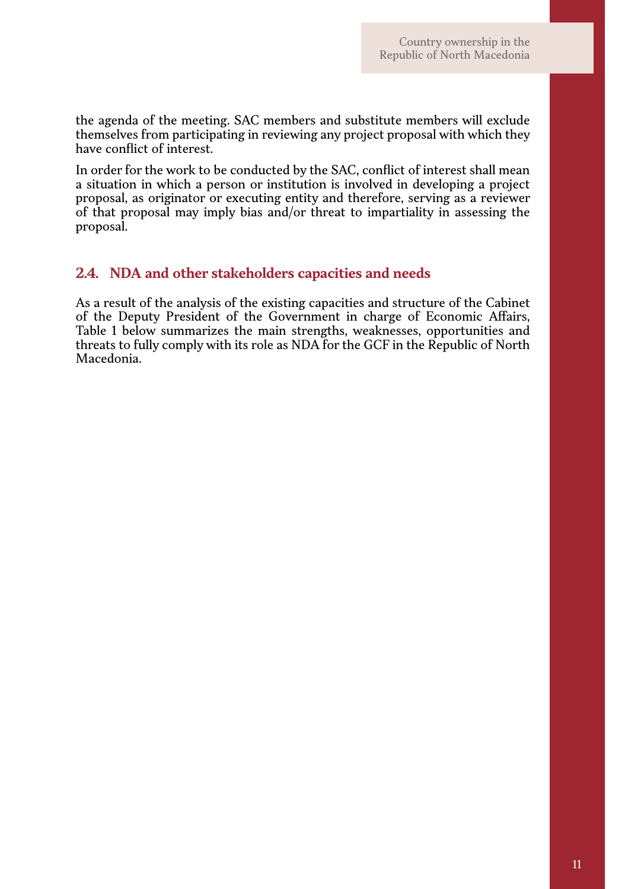the agenda of the meeting. SAC members and substitute members will exclude themselves from participating in reviewing any project proposal with which they have conflict of interest.

In order for the work to be conducted by the SAC, conflict of interest shall mean a situation in which a person or institution is involved in developing a project proposal, as originator or executing entity and therefore, serving as a reviewer of that proposal may imply bias and/or threat to impartiality in assessing the proposal.

## 2.4. NDA and other stakeholders capacities and needs

As a result of the analysis of the existing capacities and structure of the Cabinet of the Deputy President of the Government in charge of Economic Affairs, Table 1 below summarizes the main strengths, weaknesses, opportunities and threats to fully comply with its role as NDA for the GCF in the Republic of North Macedonia.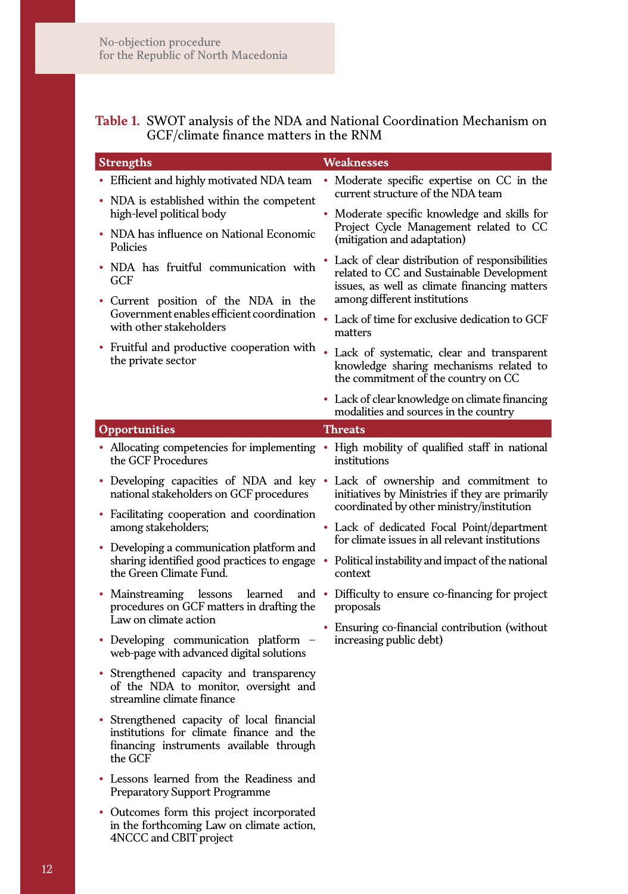**Table 1.** SWOT analysis of the NDA and National Coordination Mechanism on GCF/climate finance matters in the RNM

| Strengths | Weaknesses |
|---|---|
| • Efficient and highly motivated NDA team<br>• NDA is established within the competent high-level political body<br>• NDA has influence on National Economic Policies<br>• NDA has fruitful communication with GCF<br>• Current position of the NDA in the Government enables efficient coordination with other stakeholders<br>• Fruitful and productive cooperation with the private sector | • Moderate specific expertise on CC in the current structure of the NDA team<br>• Moderate specific knowledge and skills for Project Cycle Management related to CC (mitigation and adaptation)<br>• Lack of clear distribution of responsibilities related to CC and Sustainable Development issues, as well as climate financing matters among different institutions<br>• Lack of time for exclusive dedication to GCF matters<br>• Lack of systematic, clear and transparent knowledge sharing mechanisms related to the commitment of the country on CC<br>• Lack of clear knowledge on climate financing modalities and sources in the country |
| **Opportunities** | **Threats** |
| • Allocating competencies for implementing the GCF Procedures<br>• Developing capacities of NDA and key national stakeholders on GCF procedures<br>• Facilitating cooperation and coordination among stakeholders;<br>• Developing a communication platform and sharing identified good practices to engage the Green Climate Fund.<br>• Mainstreaming lessons learned and procedures on GCF matters in drafting the Law on climate action<br>• Developing communication platform – web-page with advanced digital solutions<br>• Strengthened capacity and transparency of the NDA to monitor, oversight and streamline climate finance<br>• Strengthened capacity of local financial institutions for climate finance and the financing instruments available through the GCF<br>• Lessons learned from the Readiness and Preparatory Support Programme<br>• Outcomes form this project incorporated in the forthcoming Law on climate action, 4NCCC and CBIT project | • High mobility of qualified staff in national institutions<br>• Lack of ownership and commitment to initiatives by Ministries if they are primarily coordinated by other ministry/institution<br>• Lack of dedicated Focal Point/department for climate issues in all relevant institutions<br>• Political instability and impact of the national context<br>• Difficulty to ensure co-financing for project proposals<br>• Ensuring co-financial contribution (without increasing public debt) |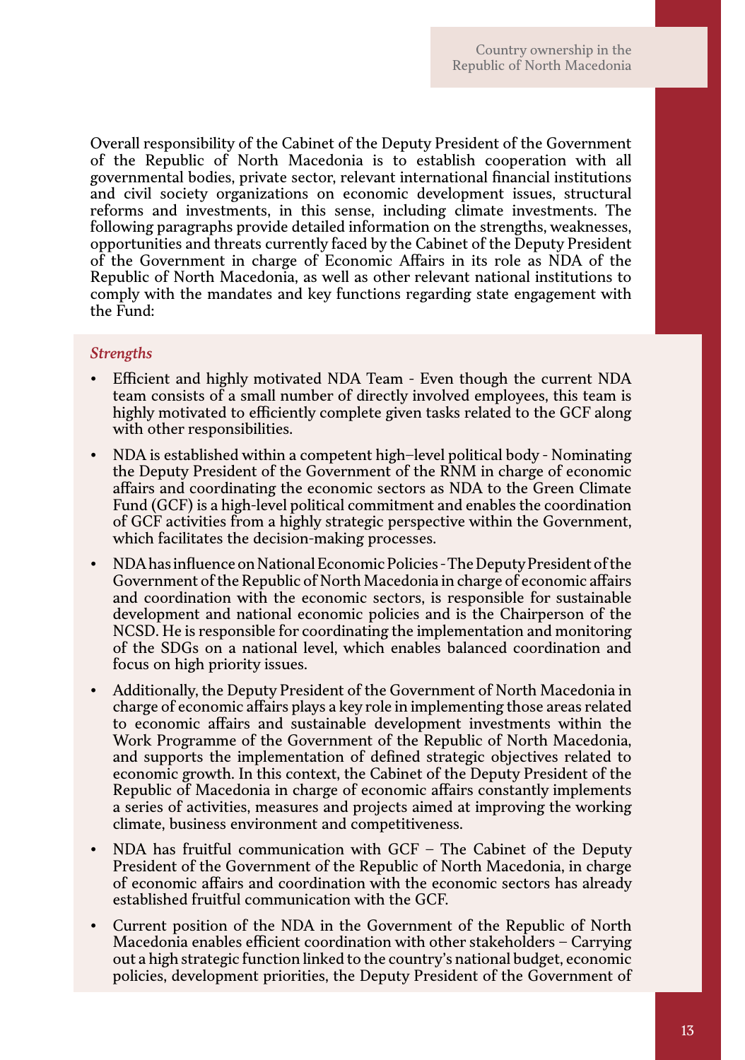Overall responsibility of the Cabinet of the Deputy President of the Government of the Republic of North Macedonia is to establish cooperation with all governmental bodies, private sector, relevant international financial institutions and civil society organizations on economic development issues, structural reforms and investments, in this sense, including climate investments. The following paragraphs provide detailed information on the strengths, weaknesses, opportunities and threats currently faced by the Cabinet of the Deputy President of the Government in charge of Economic Affairs in its role as NDA of the Republic of North Macedonia, as well as other relevant national institutions to comply with the mandates and key functions regarding state engagement with the Fund:

*Strengths*

- Efficient and highly motivated NDA Team - Even though the current NDA team consists of a small number of directly involved employees, this team is highly motivated to efficiently complete given tasks related to the GCF along with other responsibilities.
- NDA is established within a competent high–level political body - Nominating the Deputy President of the Government of the RNM in charge of economic affairs and coordinating the economic sectors as NDA to the Green Climate Fund (GCF) is a high-level political commitment and enables the coordination of GCF activities from a highly strategic perspective within the Government, which facilitates the decision-making processes.
- NDA has influence on National Economic Policies - The Deputy President of the Government of the Republic of North Macedonia in charge of economic affairs and coordination with the economic sectors, is responsible for sustainable development and national economic policies and is the Chairperson of the NCSD. He is responsible for coordinating the implementation and monitoring of the SDGs on a national level, which enables balanced coordination and focus on high priority issues.
- Additionally, the Deputy President of the Government of North Macedonia in charge of economic affairs plays a key role in implementing those areas related to economic affairs and sustainable development investments within the Work Programme of the Government of the Republic of North Macedonia, and supports the implementation of defined strategic objectives related to economic growth. In this context, the Cabinet of the Deputy President of the Republic of Macedonia in charge of economic affairs constantly implements a series of activities, measures and projects aimed at improving the working climate, business environment and competitiveness.
- NDA has fruitful communication with GCF – The Cabinet of the Deputy President of the Government of the Republic of North Macedonia, in charge of economic affairs and coordination with the economic sectors has already established fruitful communication with the GCF.
- Current position of the NDA in the Government of the Republic of North Macedonia enables efficient coordination with other stakeholders – Carrying out a high strategic function linked to the country's national budget, economic policies, development priorities, the Deputy President of the Government of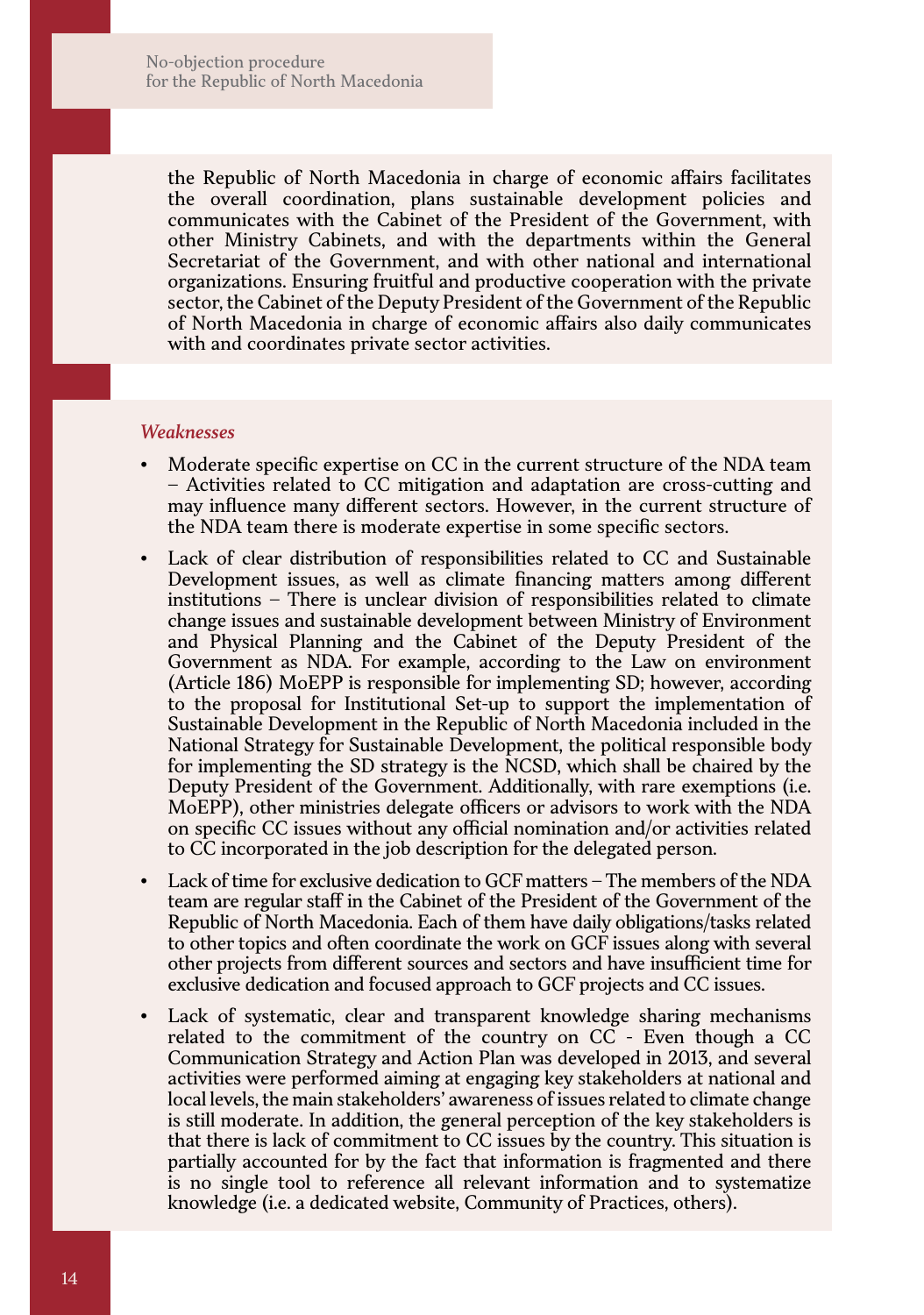the Republic of North Macedonia in charge of economic affairs facilitates the overall coordination, plans sustainable development policies and communicates with the Cabinet of the President of the Government, with other Ministry Cabinets, and with the departments within the General Secretariat of the Government, and with other national and international organizations. Ensuring fruitful and productive cooperation with the private sector, the Cabinet of the Deputy President of the Government of the Republic of North Macedonia in charge of economic affairs also daily communicates with and coordinates private sector activities.

*Weaknesses*

- Moderate specific expertise on CC in the current structure of the NDA team – Activities related to CC mitigation and adaptation are cross-cutting and may influence many different sectors. However, in the current structure of the NDA team there is moderate expertise in some specific sectors.
- Lack of clear distribution of responsibilities related to CC and Sustainable Development issues, as well as climate financing matters among different institutions – There is unclear division of responsibilities related to climate change issues and sustainable development between Ministry of Environment and Physical Planning and the Cabinet of the Deputy President of the Government as NDA. For example, according to the Law on environment (Article 186) MoEPP is responsible for implementing SD; however, according to the proposal for Institutional Set-up to support the implementation of Sustainable Development in the Republic of North Macedonia included in the National Strategy for Sustainable Development, the political responsible body for implementing the SD strategy is the NCSD, which shall be chaired by the Deputy President of the Government. Additionally, with rare exemptions (i.e. MoEPP), other ministries delegate officers or advisors to work with the NDA on specific CC issues without any official nomination and/or activities related to CC incorporated in the job description for the delegated person.
- Lack of time for exclusive dedication to GCF matters – The members of the NDA team are regular staff in the Cabinet of the President of the Government of the Republic of North Macedonia. Each of them have daily obligations/tasks related to other topics and often coordinate the work on GCF issues along with several other projects from different sources and sectors and have insufficient time for exclusive dedication and focused approach to GCF projects and CC issues.
- Lack of systematic, clear and transparent knowledge sharing mechanisms related to the commitment of the country on CC - Even though a CC Communication Strategy and Action Plan was developed in 2013, and several activities were performed aiming at engaging key stakeholders at national and local levels, the main stakeholders' awareness of issues related to climate change is still moderate. In addition, the general perception of the key stakeholders is that there is lack of commitment to CC issues by the country. This situation is partially accounted for by the fact that information is fragmented and there is no single tool to reference all relevant information and to systematize knowledge (i.e. a dedicated website, Community of Practices, others).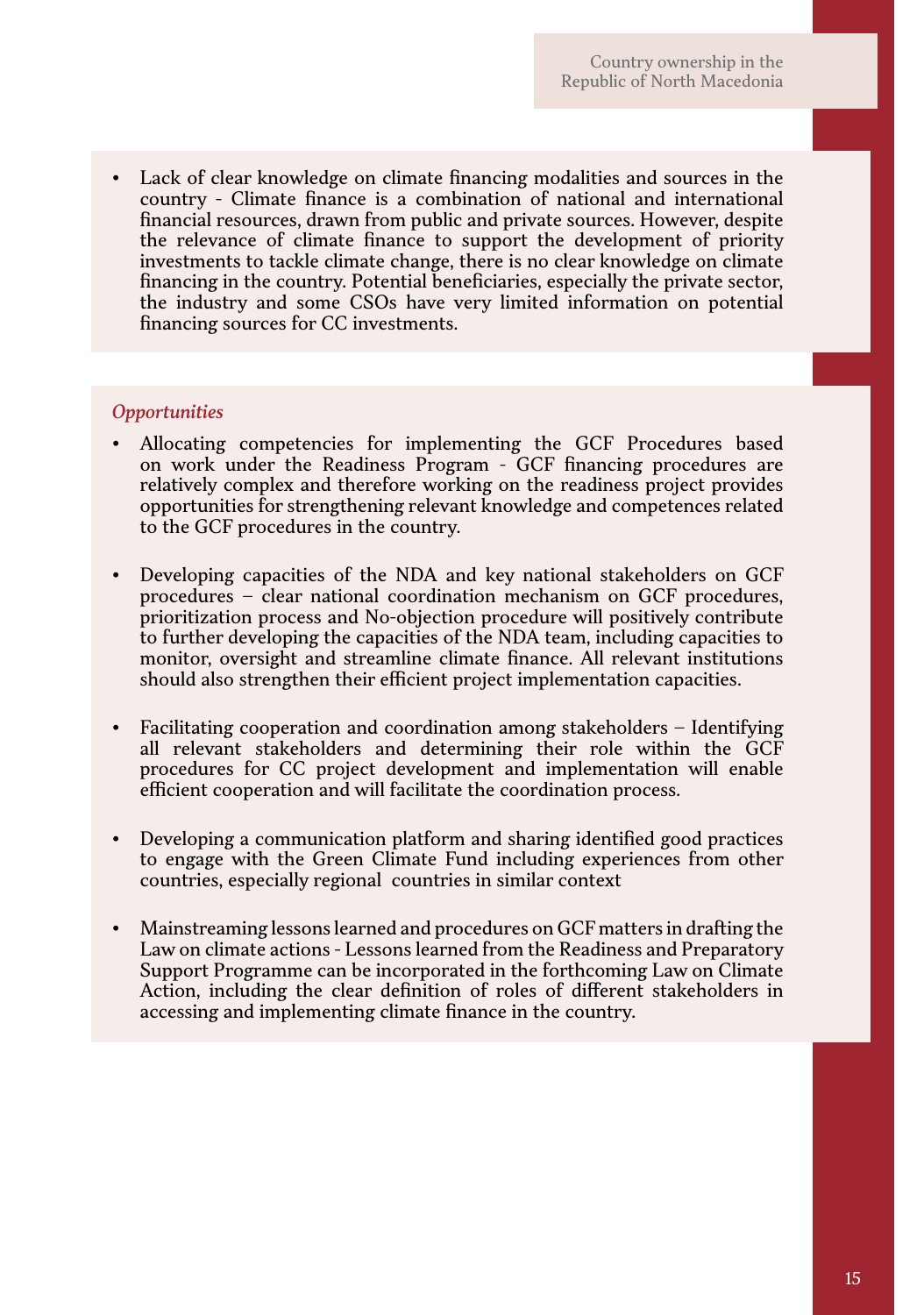- Lack of clear knowledge on climate financing modalities and sources in the country - Climate finance is a combination of national and international financial resources, drawn from public and private sources. However, despite the relevance of climate finance to support the development of priority investments to tackle climate change, there is no clear knowledge on climate financing in the country. Potential beneficiaries, especially the private sector, the industry and some CSOs have very limited information on potential financing sources for CC investments.

*Opportunities*

- Allocating competencies for implementing the GCF Procedures based on work under the Readiness Program - GCF financing procedures are relatively complex and therefore working on the readiness project provides opportunities for strengthening relevant knowledge and competences related to the GCF procedures in the country.

- Developing capacities of the NDA and key national stakeholders on GCF procedures – clear national coordination mechanism on GCF procedures, prioritization process and No-objection procedure will positively contribute to further developing the capacities of the NDA team, including capacities to monitor, oversight and streamline climate finance. All relevant institutions should also strengthen their efficient project implementation capacities.

- Facilitating cooperation and coordination among stakeholders – Identifying all relevant stakeholders and determining their role within the GCF procedures for CC project development and implementation will enable efficient cooperation and will facilitate the coordination process.

- Developing a communication platform and sharing identified good practices to engage with the Green Climate Fund including experiences from other countries, especially regional countries in similar context

- Mainstreaming lessons learned and procedures on GCF matters in drafting the Law on climate actions - Lessons learned from the Readiness and Preparatory Support Programme can be incorporated in the forthcoming Law on Climate Action, including the clear definition of roles of different stakeholders in accessing and implementing climate finance in the country.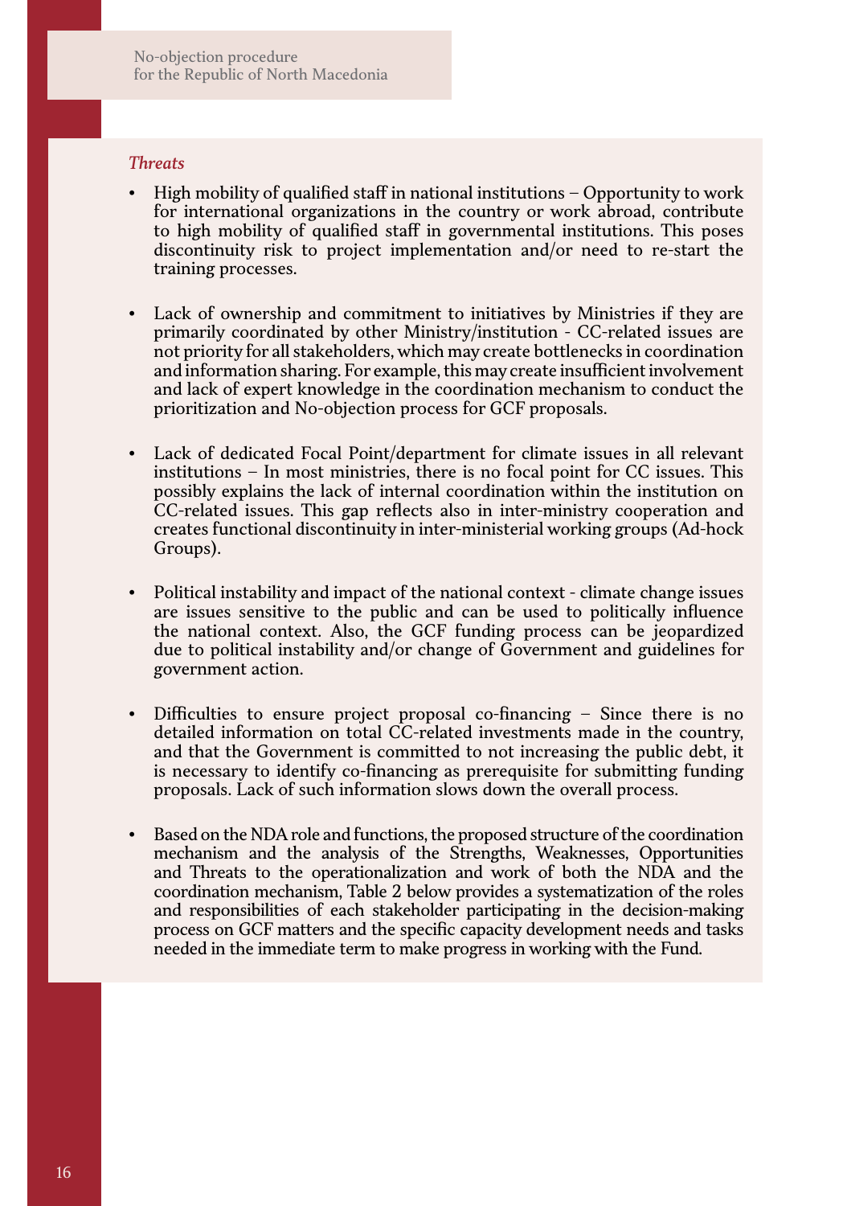*Threats*

- High mobility of qualified staff in national institutions – Opportunity to work for international organizations in the country or work abroad, contribute to high mobility of qualified staff in governmental institutions. This poses discontinuity risk to project implementation and/or need to re-start the training processes.

- Lack of ownership and commitment to initiatives by Ministries if they are primarily coordinated by other Ministry/institution - CC-related issues are not priority for all stakeholders, which may create bottlenecks in coordination and information sharing. For example, this may create insufficient involvement and lack of expert knowledge in the coordination mechanism to conduct the prioritization and No-objection process for GCF proposals.

- Lack of dedicated Focal Point/department for climate issues in all relevant institutions – In most ministries, there is no focal point for CC issues. This possibly explains the lack of internal coordination within the institution on CC-related issues. This gap reflects also in inter-ministry cooperation and creates functional discontinuity in inter-ministerial working groups (Ad-hock Groups).

- Political instability and impact of the national context - climate change issues are issues sensitive to the public and can be used to politically influence the national context. Also, the GCF funding process can be jeopardized due to political instability and/or change of Government and guidelines for government action.

- Difficulties to ensure project proposal co-financing – Since there is no detailed information on total CC-related investments made in the country, and that the Government is committed to not increasing the public debt, it is necessary to identify co-financing as prerequisite for submitting funding proposals. Lack of such information slows down the overall process.

- Based on the NDA role and functions, the proposed structure of the coordination mechanism and the analysis of the Strengths, Weaknesses, Opportunities and Threats to the operationalization and work of both the NDA and the coordination mechanism, Table 2 below provides a systematization of the roles and responsibilities of each stakeholder participating in the decision-making process on GCF matters and the specific capacity development needs and tasks needed in the immediate term to make progress in working with the Fund.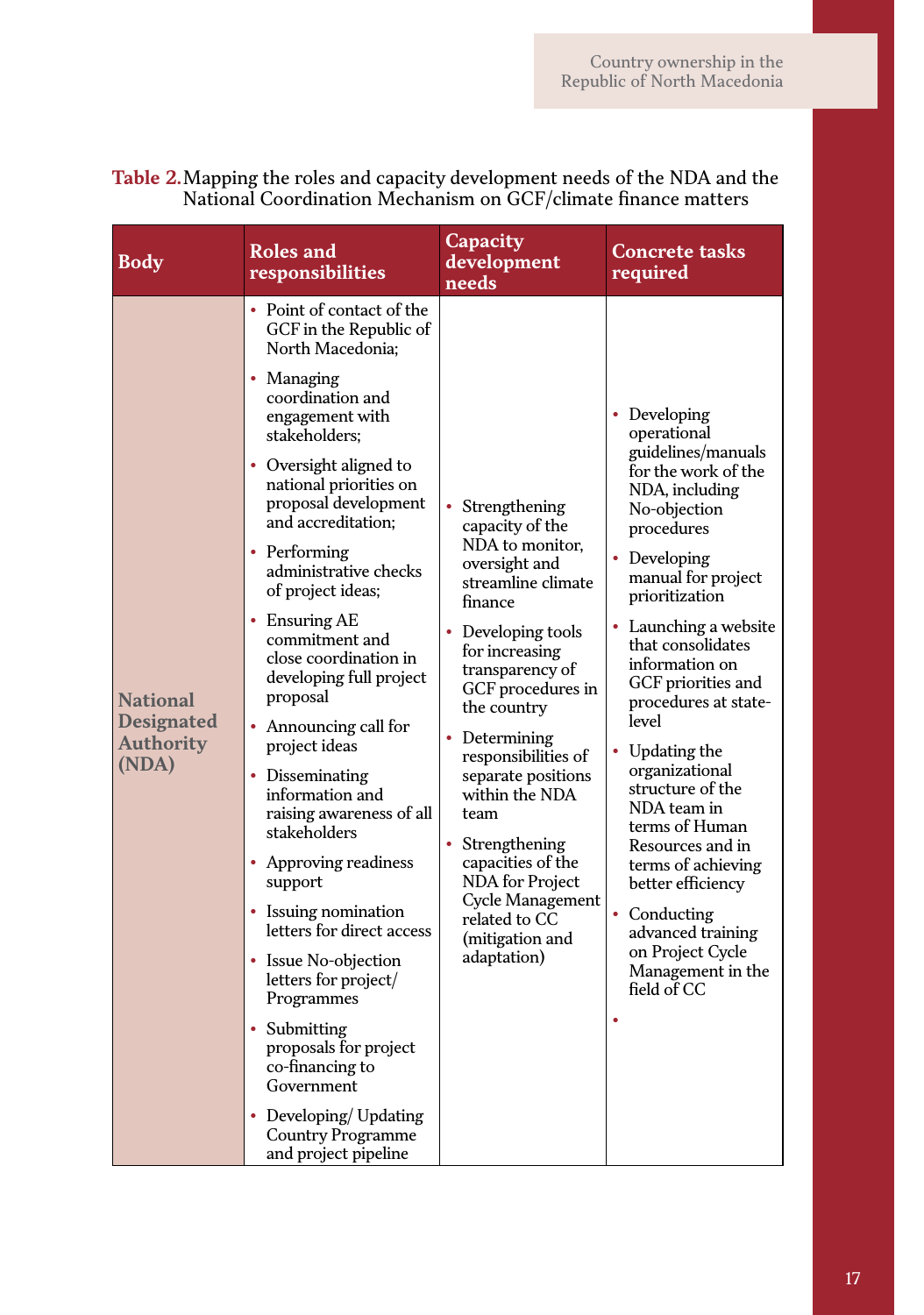**Table 2.** Mapping the roles and capacity development needs of the NDA and the National Coordination Mechanism on GCF/climate finance matters

| Body | Roles and responsibilities | Capacity development needs | Concrete tasks required |
|---|---|---|---|
| **National Designated Authority (NDA)** | • Point of contact of the GCF in the Republic of North Macedonia;<br>• Managing coordination and engagement with stakeholders;<br>• Oversight aligned to national priorities on proposal development and accreditation;<br>• Performing administrative checks of project ideas;<br>• Ensuring AE commitment and close coordination in developing full project proposal<br>• Announcing call for project ideas<br>• Disseminating information and raising awareness of all stakeholders<br>• Approving readiness support<br>• Issuing nomination letters for direct access<br>• Issue No-objection letters for project/ Programmes<br>• Submitting proposals for project co-financing to Government<br>• Developing/ Updating Country Programme and project pipeline | • Strengthening capacity of the NDA to monitor, oversight and streamline climate finance<br>• Developing tools for increasing transparency of GCF procedures in the country<br>• Determining responsibilities of separate positions within the NDA team<br>• Strengthening capacities of the NDA for Project Cycle Management related to CC (mitigation and adaptation) | • Developing operational guidelines/manuals for the work of the NDA, including No-objection procedures<br>• Developing manual for project prioritization<br>• Launching a website that consolidates information on GCF priorities and procedures at state-level<br>• Updating the organizational structure of the NDA team in terms of Human Resources and in terms of achieving better efficiency<br>• Conducting advanced training on Project Cycle Management in the field of CC<br>• |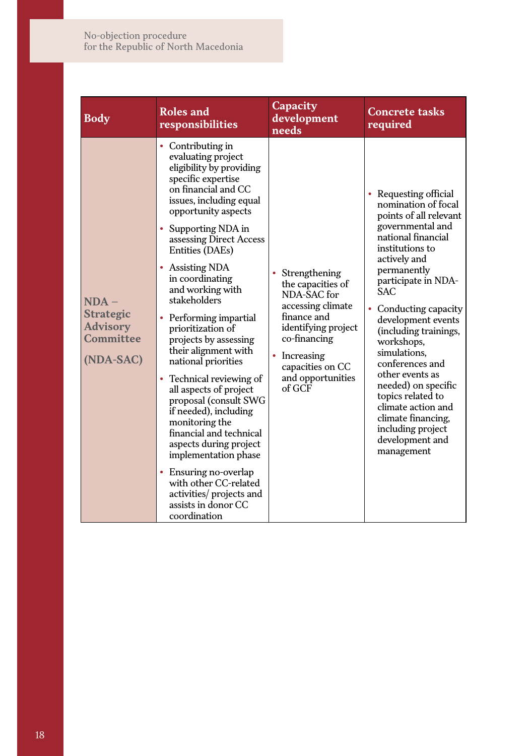| Body | Roles and responsibilities | Capacity development needs | Concrete tasks required |
| --- | --- | --- | --- |
| **NDA – Strategic Advisory Committee (NDA-SAC)** | • Contributing in evaluating project eligibility by providing specific expertise on financial and CC issues, including equal opportunity aspects<br>• Supporting NDA in assessing Direct Access Entities (DAEs)<br>• Assisting NDA in coordinating and working with stakeholders<br>• Performing impartial prioritization of projects by assessing their alignment with national priorities<br>• Technical reviewing of all aspects of project proposal (consult SWG if needed), including monitoring the financial and technical aspects during project implementation phase<br>• Ensuring no-overlap with other CC-related activities/ projects and assists in donor CC coordination | • Strengthening the capacities of NDA-SAC for accessing climate finance and identifying project co-financing<br>• Increasing capacities on CC and opportunities of GCF | • Requesting official nomination of focal points of all relevant governmental and national financial institutions to actively and permanently participate in NDA-SAC<br>• Conducting capacity development events (including trainings, workshops, simulations, conferences and other events as needed) on specific topics related to climate action and climate financing, including project development and management |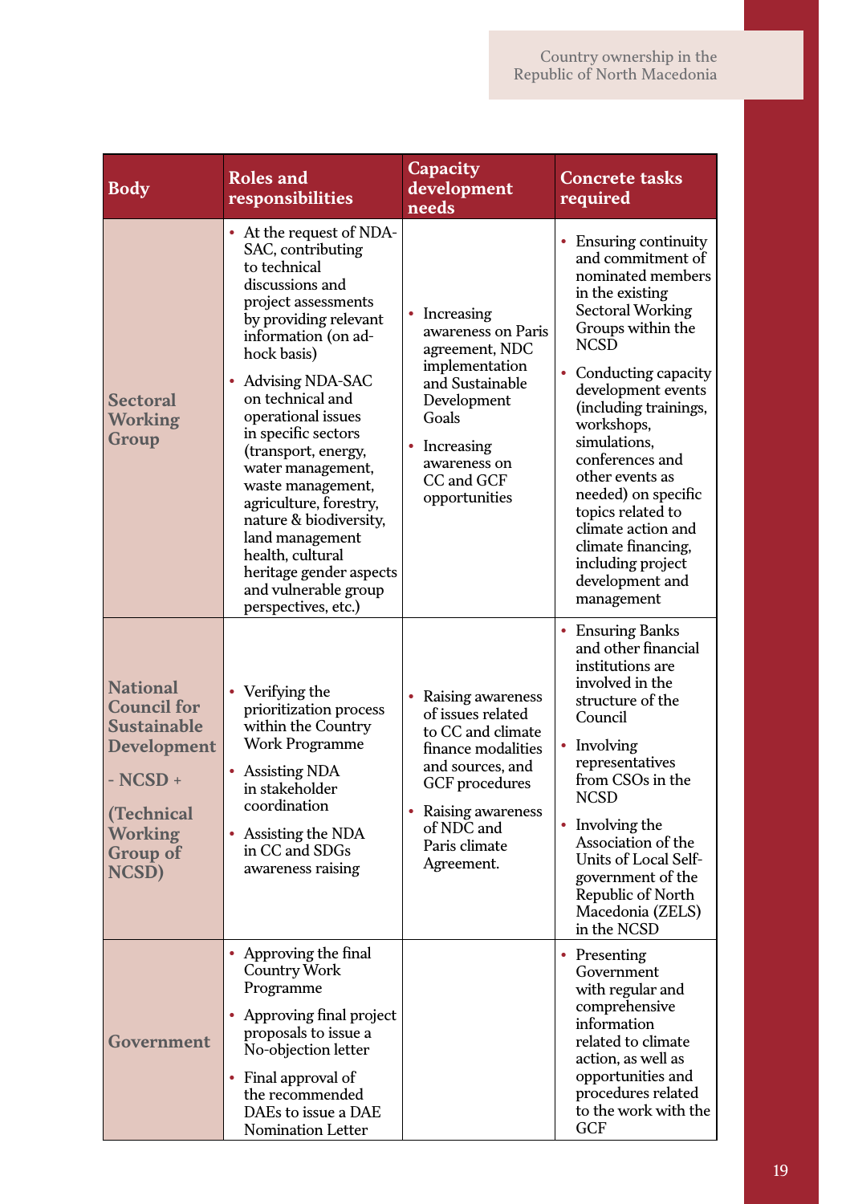| Body | Roles and responsibilities | Capacity development needs | Concrete tasks required |
|---|---|---|---|
| **Sectoral Working Group** | • At the request of NDA-SAC, contributing to technical discussions and project assessments by providing relevant information (on ad-hock basis)<br>• Advising NDA-SAC on technical and operational issues in specific sectors (transport, energy, water management, waste management, agriculture, forestry, nature & biodiversity, land management health, cultural heritage gender aspects and vulnerable group perspectives, etc.) | • Increasing awareness on Paris agreement, NDC implementation and Sustainable Development Goals<br>• Increasing awareness on CC and GCF opportunities | • Ensuring continuity and commitment of nominated members in the existing Sectoral Working Groups within the NCSD<br>• Conducting capacity development events (including trainings, workshops, simulations, conferences and other events as needed) on specific topics related to climate action and climate financing, including project development and management |
| **National Council for Sustainable Development - NCSD + (Technical Working Group of NCSD)** | • Verifying the prioritization process within the Country Work Programme<br>• Assisting NDA in stakeholder coordination<br>• Assisting the NDA in CC and SDGs awareness raising | • Raising awareness of issues related to CC and climate finance modalities and sources, and GCF procedures<br>• Raising awareness of NDC and Paris climate Agreement. | • Ensuring Banks and other financial institutions are involved in the structure of the Council<br>• Involving representatives from CSOs in the NCSD<br>• Involving the Association of the Units of Local Self-government of the Republic of North Macedonia (ZELS) in the NCSD |
| **Government** | • Approving the final Country Work Programme<br>• Approving final project proposals to issue a No-objection letter<br>• Final approval of the recommended DAEs to issue a DAE Nomination Letter | | • Presenting Government with regular and comprehensive information related to climate action, as well as opportunities and procedures related to the work with the GCF |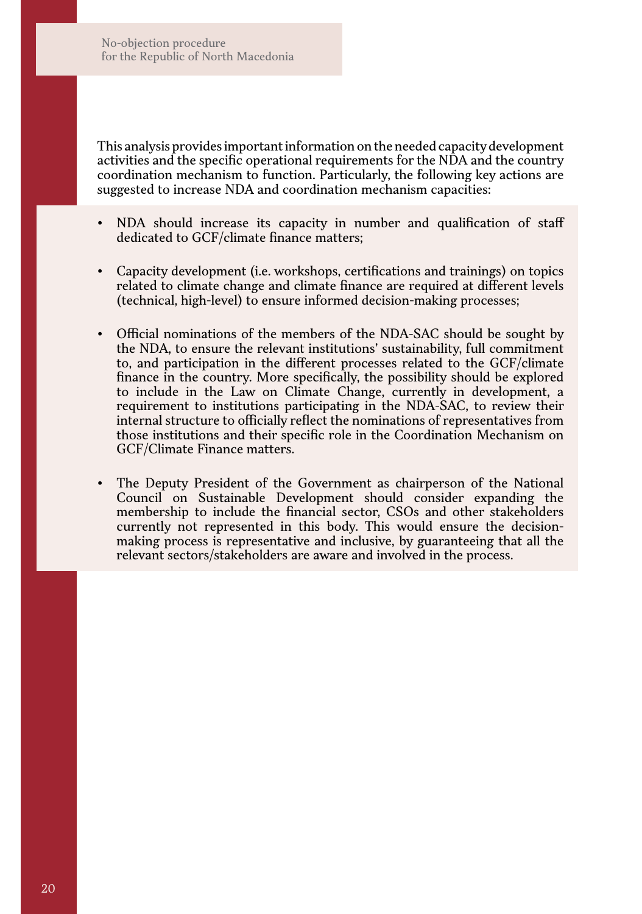This analysis provides important information on the needed capacity development activities and the specific operational requirements for the NDA and the country coordination mechanism to function. Particularly, the following key actions are suggested to increase NDA and coordination mechanism capacities:

- NDA should increase its capacity in number and qualification of staff dedicated to GCF/climate finance matters;

- Capacity development (i.e. workshops, certifications and trainings) on topics related to climate change and climate finance are required at different levels (technical, high-level) to ensure informed decision-making processes;

- Official nominations of the members of the NDA-SAC should be sought by the NDA, to ensure the relevant institutions' sustainability, full commitment to, and participation in the different processes related to the GCF/climate finance in the country. More specifically, the possibility should be explored to include in the Law on Climate Change, currently in development, a requirement to institutions participating in the NDA-SAC, to review their internal structure to officially reflect the nominations of representatives from those institutions and their specific role in the Coordination Mechanism on GCF/Climate Finance matters.

- The Deputy President of the Government as chairperson of the National Council on Sustainable Development should consider expanding the membership to include the financial sector, CSOs and other stakeholders currently not represented in this body. This would ensure the decision-making process is representative and inclusive, by guaranteeing that all the relevant sectors/stakeholders are aware and involved in the process.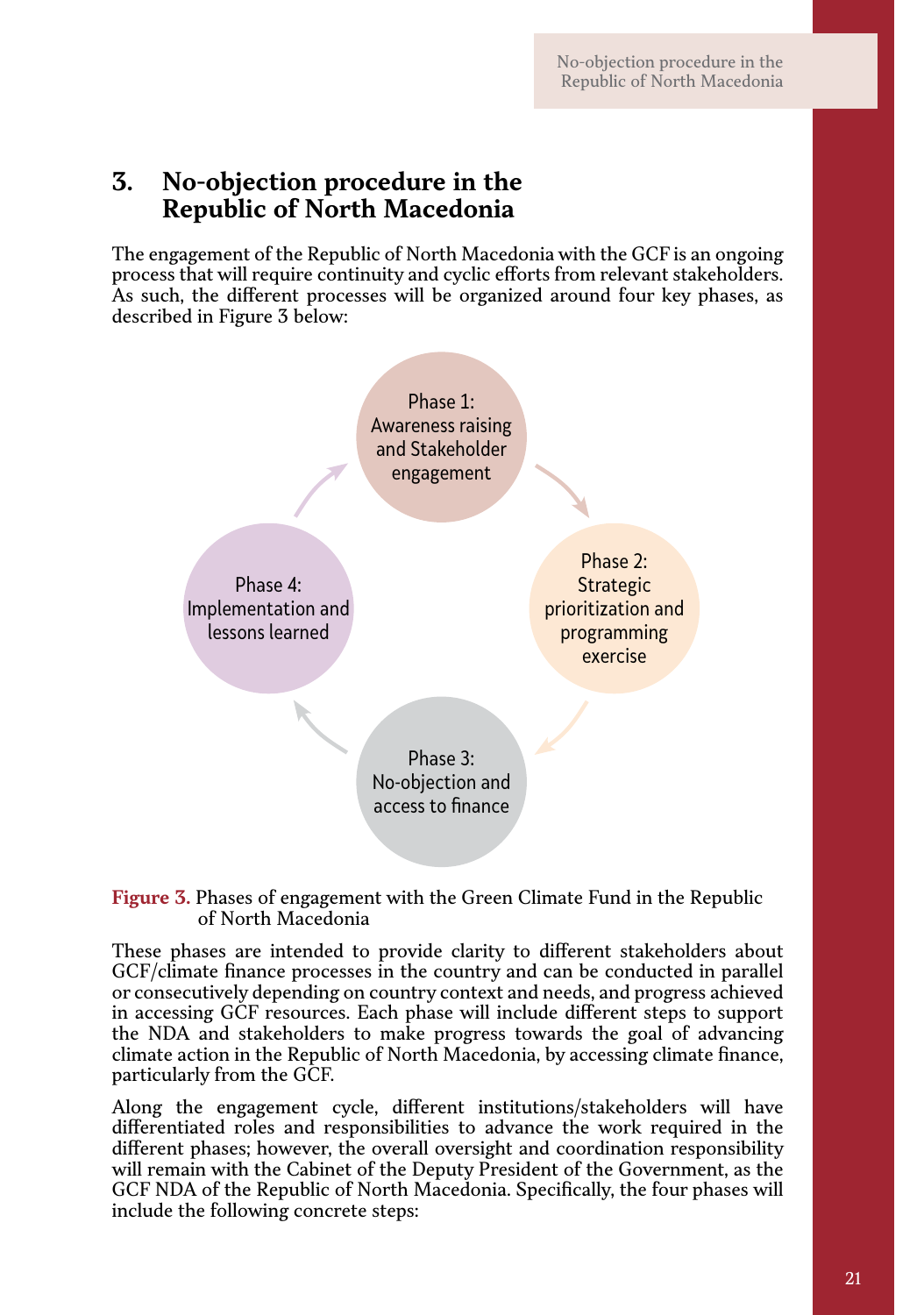# 3. No-objection procedure in the Republic of North Macedonia

The engagement of the Republic of North Macedonia with the GCF is an ongoing process that will require continuity and cyclic efforts from relevant stakeholders. As such, the different processes will be organized around four key phases, as described in Figure 3 below:

Phase 1: Awareness raising and Stakeholder engagement

Phase 2: Strategic prioritization and programming exercise

Phase 3: No-objection and access to finance

Phase 4: Implementation and lessons learned

**Figure 3.** Phases of engagement with the Green Climate Fund in the Republic of North Macedonia

These phases are intended to provide clarity to different stakeholders about GCF/climate finance processes in the country and can be conducted in parallel or consecutively depending on country context and needs, and progress achieved in accessing GCF resources. Each phase will include different steps to support the NDA and stakeholders to make progress towards the goal of advancing climate action in the Republic of North Macedonia, by accessing climate finance, particularly from the GCF.

Along the engagement cycle, different institutions/stakeholders will have differentiated roles and responsibilities to advance the work required in the different phases; however, the overall oversight and coordination responsibility will remain with the Cabinet of the Deputy President of the Government, as the GCF NDA of the Republic of North Macedonia. Specifically, the four phases will include the following concrete steps: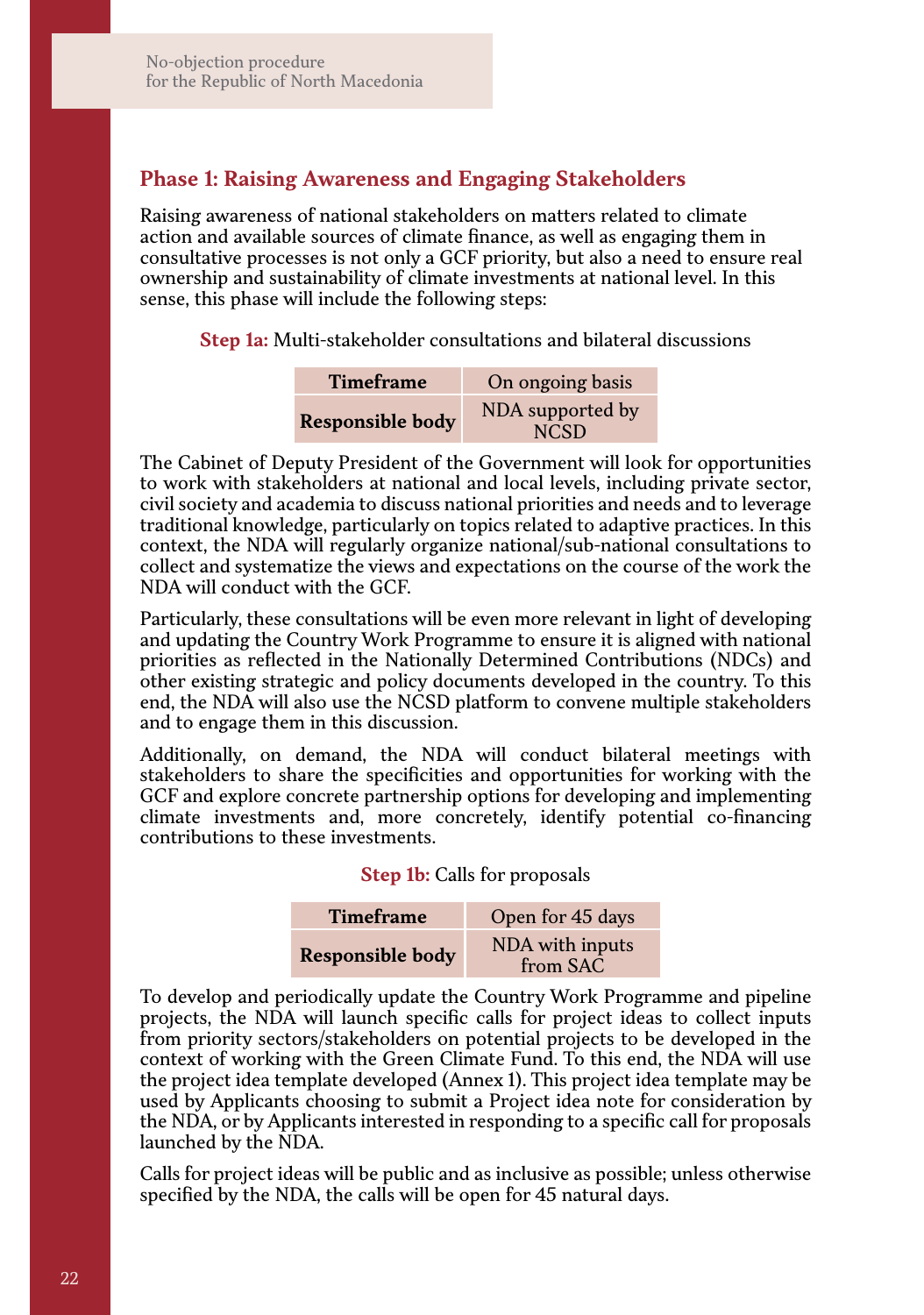## Phase 1: Raising Awareness and Engaging Stakeholders

Raising awareness of national stakeholders on matters related to climate action and available sources of climate finance, as well as engaging them in consultative processes is not only a GCF priority, but also a need to ensure real ownership and sustainability of climate investments at national level. In this sense, this phase will include the following steps:

**Step 1a:** Multi-stakeholder consultations and bilateral discussions

| **Timeframe** | On ongoing basis |
|---|---|
| **Responsible body** | NDA supported by NCSD |

The Cabinet of Deputy President of the Government will look for opportunities to work with stakeholders at national and local levels, including private sector, civil society and academia to discuss national priorities and needs and to leverage traditional knowledge, particularly on topics related to adaptive practices. In this context, the NDA will regularly organize national/sub-national consultations to collect and systematize the views and expectations on the course of the work the NDA will conduct with the GCF.

Particularly, these consultations will be even more relevant in light of developing and updating the Country Work Programme to ensure it is aligned with national priorities as reflected in the Nationally Determined Contributions (NDCs) and other existing strategic and policy documents developed in the country. To this end, the NDA will also use the NCSD platform to convene multiple stakeholders and to engage them in this discussion.

Additionally, on demand, the NDA will conduct bilateral meetings with stakeholders to share the specificities and opportunities for working with the GCF and explore concrete partnership options for developing and implementing climate investments and, more concretely, identify potential co-financing contributions to these investments.

**Step 1b:** Calls for proposals

| **Timeframe** | Open for 45 days |
|---|---|
| **Responsible body** | NDA with inputs from SAC |

To develop and periodically update the Country Work Programme and pipeline projects, the NDA will launch specific calls for project ideas to collect inputs from priority sectors/stakeholders on potential projects to be developed in the context of working with the Green Climate Fund. To this end, the NDA will use the project idea template developed (Annex 1). This project idea template may be used by Applicants choosing to submit a Project idea note for consideration by the NDA, or by Applicants interested in responding to a specific call for proposals launched by the NDA.

Calls for project ideas will be public and as inclusive as possible; unless otherwise specified by the NDA, the calls will be open for 45 natural days.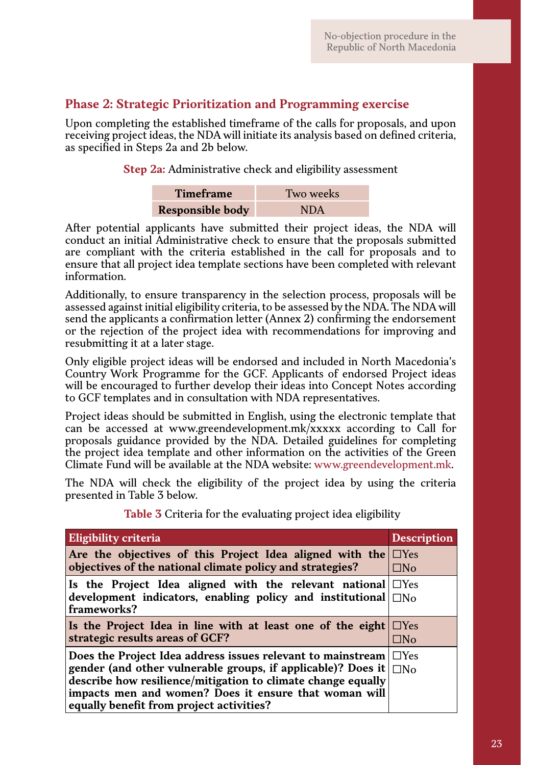## Phase 2: Strategic Prioritization and Programming exercise

Upon completing the established timeframe of the calls for proposals, and upon receiving project ideas, the NDA will initiate its analysis based on defined criteria, as specified in Steps 2a and 2b below.

**Step 2a:** Administrative check and eligibility assessment

| **Timeframe** | Two weeks |
|---|---|
| **Responsible body** | NDA |

After potential applicants have submitted their project ideas, the NDA will conduct an initial Administrative check to ensure that the proposals submitted are compliant with the criteria established in the call for proposals and to ensure that all project idea template sections have been completed with relevant information.

Additionally, to ensure transparency in the selection process, proposals will be assessed against initial eligibility criteria, to be assessed by the NDA. The NDA will send the applicants a confirmation letter (Annex 2) confirming the endorsement or the rejection of the project idea with recommendations for improving and resubmitting it at a later stage.

Only eligible project ideas will be endorsed and included in North Macedonia's Country Work Programme for the GCF. Applicants of endorsed Project ideas will be encouraged to further develop their ideas into Concept Notes according to GCF templates and in consultation with NDA representatives.

Project ideas should be submitted in English, using the electronic template that can be accessed at www.greendevelopment.mk/xxxxx according to Call for proposals guidance provided by the NDA. Detailed guidelines for completing the project idea template and other information on the activities of the Green Climate Fund will be available at the NDA website: www.greendevelopment.mk.

The NDA will check the eligibility of the project idea by using the criteria presented in Table 3 below.

**Table 3** Criteria for the evaluating project idea eligibility

| Eligibility criteria | Description |
|---|---|
| **Are the objectives of this Project Idea aligned with the objectives of the national climate policy and strategies?** | ☐Yes ☐No |
| **Is the Project Idea aligned with the relevant national development indicators, enabling policy and institutional frameworks?** | ☐Yes ☐No |
| **Is the Project Idea in line with at least one of the eight strategic results areas of GCF?** | ☐Yes ☐No |
| **Does the Project Idea address issues relevant to mainstream gender (and other vulnerable groups, if applicable)? Does it describe how resilience/mitigation to climate change equally impacts men and women? Does it ensure that woman will equally benefit from project activities?** | ☐Yes ☐No |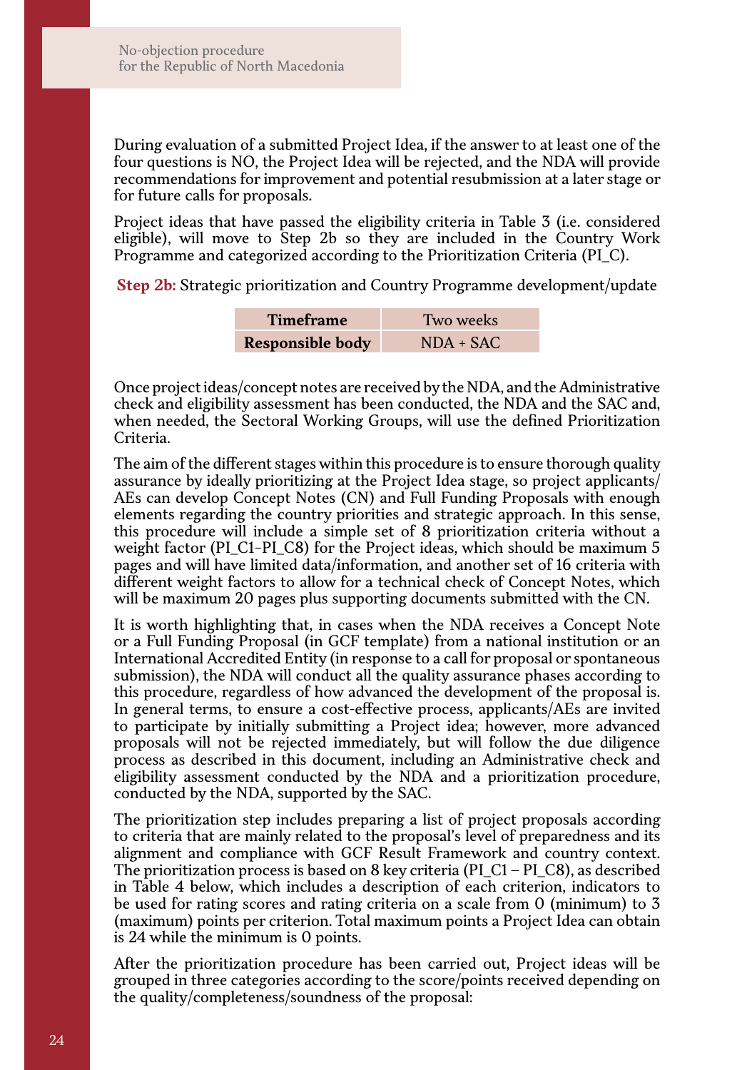During evaluation of a submitted Project Idea, if the answer to at least one of the four questions is NO, the Project Idea will be rejected, and the NDA will provide recommendations for improvement and potential resubmission at a later stage or for future calls for proposals.

Project ideas that have passed the eligibility criteria in Table 3 (i.e. considered eligible), will move to Step 2b so they are included in the Country Work Programme and categorized according to the Prioritization Criteria (PI_C).

**Step 2b:** Strategic prioritization and Country Programme development/update

| **Timeframe** | Two weeks |
|---|---|
| **Responsible body** | NDA + SAC |

Once project ideas/concept notes are received by the NDA, and the Administrative check and eligibility assessment has been conducted, the NDA and the SAC and, when needed, the Sectoral Working Groups, will use the defined Prioritization Criteria.

The aim of the different stages within this procedure is to ensure thorough quality assurance by ideally prioritizing at the Project Idea stage, so project applicants/AEs can develop Concept Notes (CN) and Full Funding Proposals with enough elements regarding the country priorities and strategic approach. In this sense, this procedure will include a simple set of 8 prioritization criteria without a weight factor (PI_C1-PI_C8) for the Project ideas, which should be maximum 5 pages and will have limited data/information, and another set of 16 criteria with different weight factors to allow for a technical check of Concept Notes, which will be maximum 20 pages plus supporting documents submitted with the CN.

It is worth highlighting that, in cases when the NDA receives a Concept Note or a Full Funding Proposal (in GCF template) from a national institution or an International Accredited Entity (in response to a call for proposal or spontaneous submission), the NDA will conduct all the quality assurance phases according to this procedure, regardless of how advanced the development of the proposal is. In general terms, to ensure a cost-effective process, applicants/AEs are invited to participate by initially submitting a Project idea; however, more advanced proposals will not be rejected immediately, but will follow the due diligence process as described in this document, including an Administrative check and eligibility assessment conducted by the NDA and a prioritization procedure, conducted by the NDA, supported by the SAC.

The prioritization step includes preparing a list of project proposals according to criteria that are mainly related to the proposal's level of preparedness and its alignment and compliance with GCF Result Framework and country context. The prioritization process is based on 8 key criteria (PI_C1 – PI_C8), as described in Table 4 below, which includes a description of each criterion, indicators to be used for rating scores and rating criteria on a scale from 0 (minimum) to 3 (maximum) points per criterion. Total maximum points a Project Idea can obtain is 24 while the minimum is 0 points.

After the prioritization procedure has been carried out, Project ideas will be grouped in three categories according to the score/points received depending on the quality/completeness/soundness of the proposal: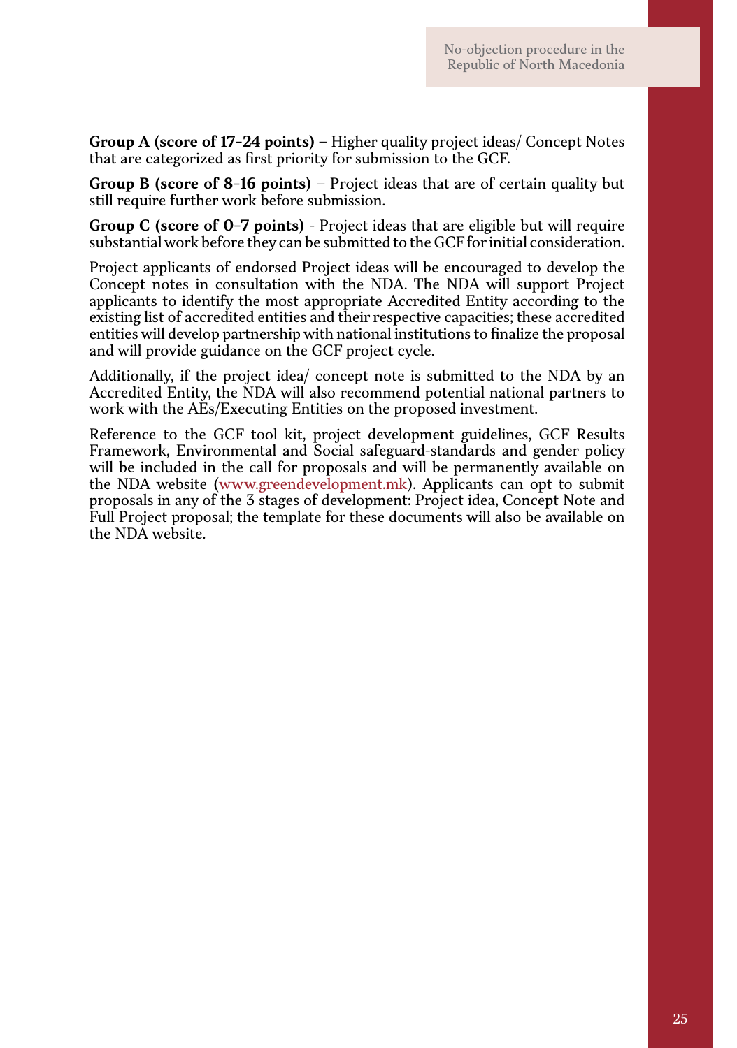**Group A (score of 17-24 points)** – Higher quality project ideas/ Concept Notes that are categorized as first priority for submission to the GCF.

**Group B (score of 8-16 points)** – Project ideas that are of certain quality but still require further work before submission.

**Group C (score of 0-7 points)** - Project ideas that are eligible but will require substantial work before they can be submitted to the GCF for initial consideration.

Project applicants of endorsed Project ideas will be encouraged to develop the Concept notes in consultation with the NDA. The NDA will support Project applicants to identify the most appropriate Accredited Entity according to the existing list of accredited entities and their respective capacities; these accredited entities will develop partnership with national institutions to finalize the proposal and will provide guidance on the GCF project cycle.

Additionally, if the project idea/ concept note is submitted to the NDA by an Accredited Entity, the NDA will also recommend potential national partners to work with the AEs/Executing Entities on the proposed investment.

Reference to the GCF tool kit, project development guidelines, GCF Results Framework, Environmental and Social safeguard-standards and gender policy will be included in the call for proposals and will be permanently available on the NDA website (www.greendevelopment.mk). Applicants can opt to submit proposals in any of the 3 stages of development: Project idea, Concept Note and Full Project proposal; the template for these documents will also be available on the NDA website.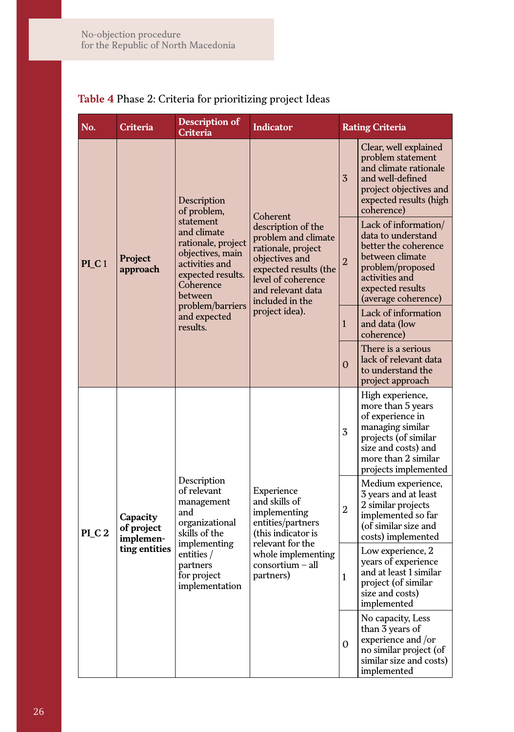**Table 4** Phase 2: Criteria for prioritizing project Ideas

| No. | Criteria | Description of Criteria | Indicator | Rating Criteria | |
|---|---|---|---|---|---|
| PI_C 1 | **Project approach** | Description of problem, statement and climate rationale, project objectives, main activities and expected results. Coherence between problem/barriers and expected results. | Coherent description of the problem and climate rationale, project objectives and expected results (the level of coherence and relevant data included in the project idea). | 3 | Clear, well explained problem statement and climate rationale and well-defined project objectives and expected results (high coherence) |
| | | | | 2 | Lack of information/ data to understand better the coherence between climate problem/proposed activities and expected results (average coherence) |
| | | | | 1 | Lack of information and data (low coherence) |
| | | | | 0 | There is a serious lack of relevant data to understand the project approach |
| PI_C 2 | **Capacity of project implementing entities** | Description of relevant management and organizational skills of the implementing entities / partners for project implementation | Experience and skills of implementing entities/partners (this indicator is relevant for the whole implementing consortium – all partners) | 3 | High experience, more than 5 years of experience in managing similar projects (of similar size and costs) and more than 2 similar projects implemented |
| | | | | 2 | Medium experience, 3 years and at least 2 similar projects implemented so far (of similar size and costs) implemented |
| | | | | 1 | Low experience, 2 years of experience and at least 1 similar project (of similar size and costs) implemented |
| | | | | 0 | No capacity, Less than 3 years of experience and /or no similar project (of similar size and costs) implemented |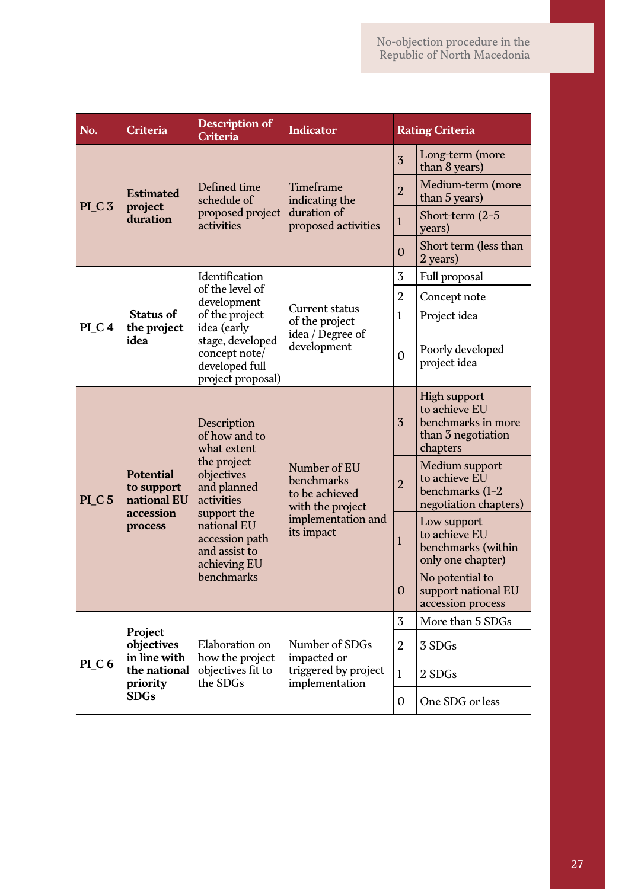| No. | Criteria | Description of Criteria | Indicator | Rating Criteria | |
|---|---|---|---|---|---|
| PI_C 3 | **Estimated project duration** | Defined time schedule of proposed project activities | Timeframe indicating the duration of proposed activities | 3 | Long-term (more than 8 years) |
| | | | | 2 | Medium-term (more than 5 years) |
| | | | | 1 | Short-term (2–5 years) |
| | | | | 0 | Short term (less than 2 years) |
| PI_C 4 | **Status of the project idea** | Identification of the level of development of the project idea (early stage, developed concept note/ developed full project proposal) | Current status of the project idea / Degree of development | 3 | Full proposal |
| | | | | 2 | Concept note |
| | | | | 1 | Project idea |
| | | | | 0 | Poorly developed project idea |
| PI_C 5 | **Potential to support national EU accession process** | Description of how and to what extent the project objectives and planned activities support the national EU accession path and assist to achieving EU benchmarks | Number of EU benchmarks to be achieved with the project implementation and its impact | 3 | High support to achieve EU benchmarks in more than 3 negotiation chapters |
| | | | | 2 | Medium support to achieve EU benchmarks (1–2 negotiation chapters) |
| | | | | 1 | Low support to achieve EU benchmarks (within only one chapter) |
| | | | | 0 | No potential to support national EU accession process |
| PI_C 6 | **Project objectives in line with the national priority SDGs** | Elaboration on how the project objectives fit to the SDGs | Number of SDGs impacted or triggered by project implementation | 3 | More than 5 SDGs |
| | | | | 2 | 3 SDGs |
| | | | | 1 | 2 SDGs |
| | | | | 0 | One SDG or less |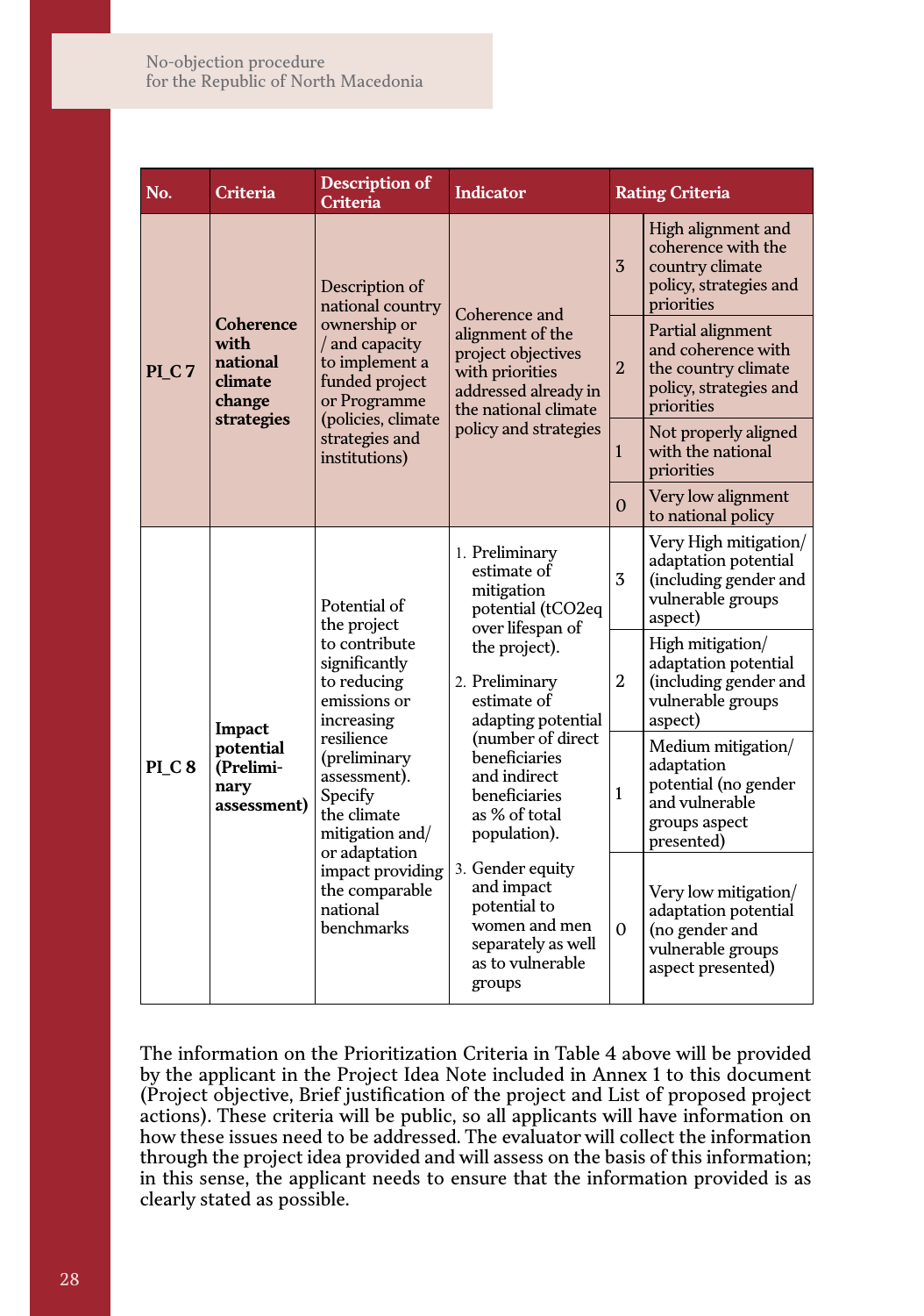| No. | Criteria | Description of Criteria | Indicator | Rating Criteria | |
|---|---|---|---|---|---|
| PI_C 7 | **Coherence with national climate change strategies** | Description of national country ownership or / and capacity to implement a funded project or Programme (policies, climate strategies and institutions) | Coherence and alignment of the project objectives with priorities addressed already in the national climate policy and strategies | 3 | High alignment and coherence with the country climate policy, strategies and priorities |
| | | | | 2 | Partial alignment and coherence with the country climate policy, strategies and priorities |
| | | | | 1 | Not properly aligned with the national priorities |
| | | | | 0 | Very low alignment to national policy |
| PI_C 8 | **Impact potential (Preliminary assessment)** | Potential of the project to contribute significantly to reducing emissions or increasing resilience (preliminary assessment). Specify the climate mitigation and/ or adaptation impact providing the comparable national benchmarks | 1. Preliminary estimate of mitigation potential (tCO2eq over lifespan of the project). 2. Preliminary estimate of adapting potential (number of direct beneficiaries and indirect beneficiaries as % of total population). 3. Gender equity and impact potential to women and men separately as well as to vulnerable groups | 3 | Very High mitigation/ adaptation potential (including gender and vulnerable groups aspect) |
| | | | | 2 | High mitigation/ adaptation potential (including gender and vulnerable groups aspect) |
| | | | | 1 | Medium mitigation/ adaptation potential (no gender and vulnerable groups aspect presented) |
| | | | | 0 | Very low mitigation/ adaptation potential (no gender and vulnerable groups aspect presented) |

The information on the Prioritization Criteria in Table 4 above will be provided by the applicant in the Project Idea Note included in Annex 1 to this document (Project objective, Brief justification of the project and List of proposed project actions). These criteria will be public, so all applicants will have information on how these issues need to be addressed. The evaluator will collect the information through the project idea provided and will assess on the basis of this information; in this sense, the applicant needs to ensure that the information provided is as clearly stated as possible.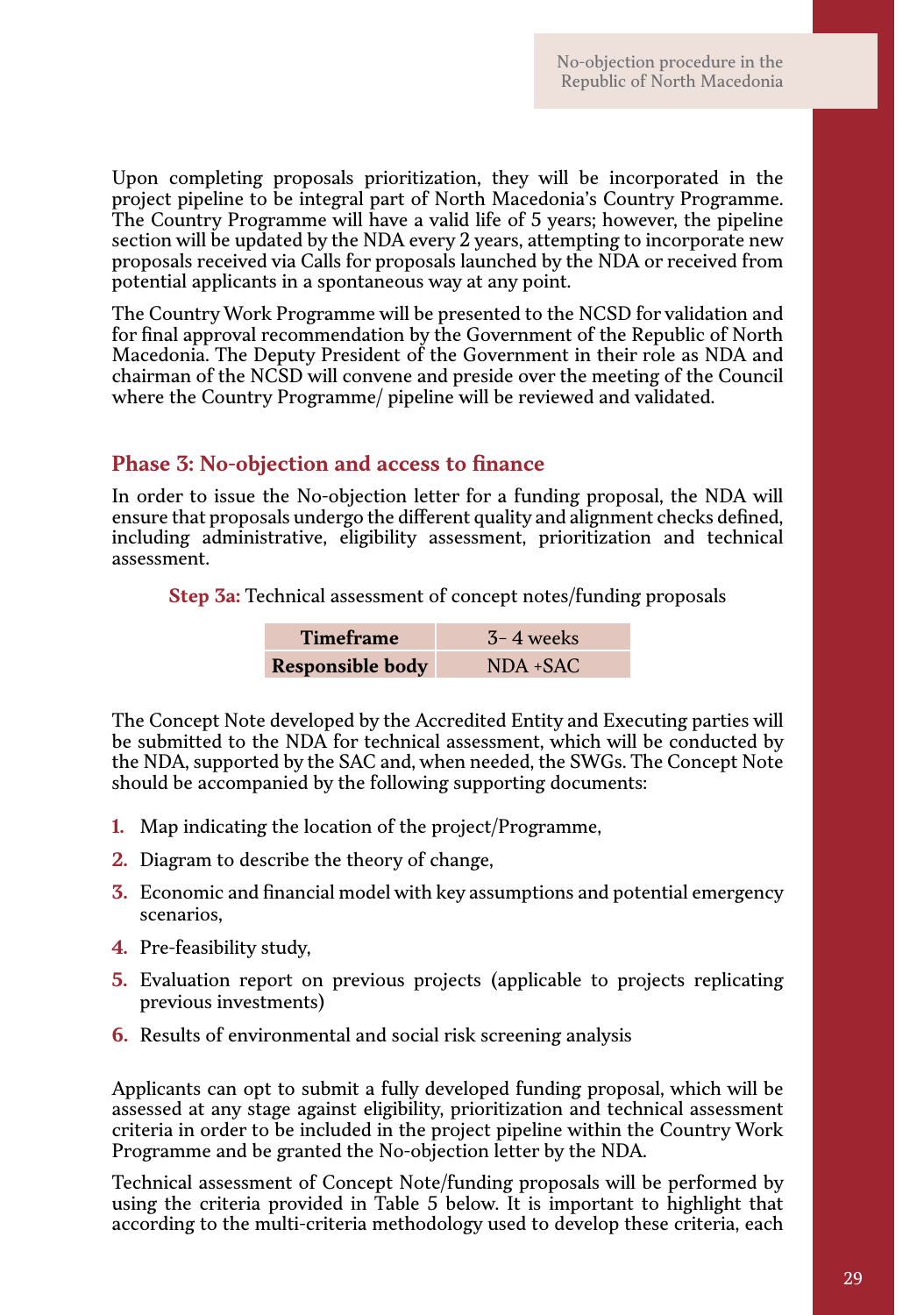Upon completing proposals prioritization, they will be incorporated in the project pipeline to be integral part of North Macedonia's Country Programme. The Country Programme will have a valid life of 5 years; however, the pipeline section will be updated by the NDA every 2 years, attempting to incorporate new proposals received via Calls for proposals launched by the NDA or received from potential applicants in a spontaneous way at any point.

The Country Work Programme will be presented to the NCSD for validation and for final approval recommendation by the Government of the Republic of North Macedonia. The Deputy President of the Government in their role as NDA and chairman of the NCSD will convene and preside over the meeting of the Council where the Country Programme/ pipeline will be reviewed and validated.

## Phase 3: No-objection and access to finance

In order to issue the No-objection letter for a funding proposal, the NDA will ensure that proposals undergo the different quality and alignment checks defined, including administrative, eligibility assessment, prioritization and technical assessment.

**Step 3a:** Technical assessment of concept notes/funding proposals

| **Timeframe** | 3- 4 weeks |
|---|---|
| **Responsible body** | NDA +SAC |

The Concept Note developed by the Accredited Entity and Executing parties will be submitted to the NDA for technical assessment, which will be conducted by the NDA, supported by the SAC and, when needed, the SWGs. The Concept Note should be accompanied by the following supporting documents:

1. Map indicating the location of the project/Programme,
2. Diagram to describe the theory of change,
3. Economic and financial model with key assumptions and potential emergency scenarios,
4. Pre-feasibility study,
5. Evaluation report on previous projects (applicable to projects replicating previous investments)
6. Results of environmental and social risk screening analysis

Applicants can opt to submit a fully developed funding proposal, which will be assessed at any stage against eligibility, prioritization and technical assessment criteria in order to be included in the project pipeline within the Country Work Programme and be granted the No-objection letter by the NDA.

Technical assessment of Concept Note/funding proposals will be performed by using the criteria provided in Table 5 below. It is important to highlight that according to the multi-criteria methodology used to develop these criteria, each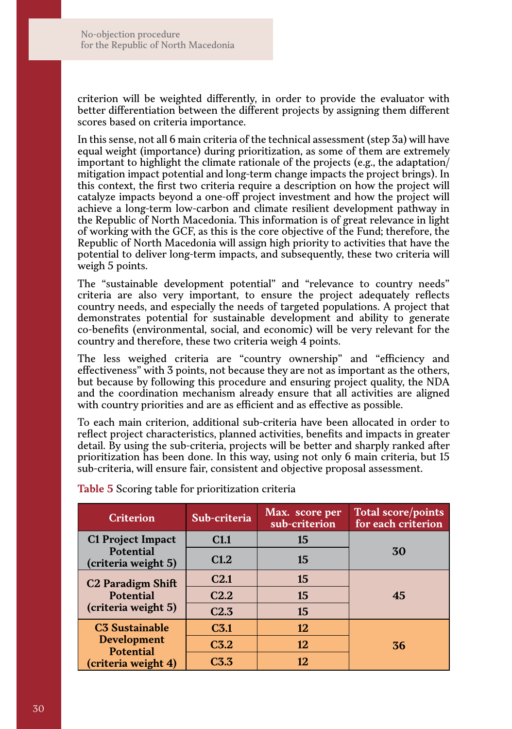criterion will be weighted differently, in order to provide the evaluator with better differentiation between the different projects by assigning them different scores based on criteria importance.

In this sense, not all 6 main criteria of the technical assessment (step 3a) will have equal weight (importance) during prioritization, as some of them are extremely important to highlight the climate rationale of the projects (e.g., the adaptation/mitigation impact potential and long-term change impacts the project brings). In this context, the first two criteria require a description on how the project will catalyze impacts beyond a one-off project investment and how the project will achieve a long-term low-carbon and climate resilient development pathway in the Republic of North Macedonia. This information is of great relevance in light of working with the GCF, as this is the core objective of the Fund; therefore, the Republic of North Macedonia will assign high priority to activities that have the potential to deliver long-term impacts, and subsequently, these two criteria will weigh 5 points.

The "sustainable development potential" and "relevance to country needs" criteria are also very important, to ensure the project adequately reflects country needs, and especially the needs of targeted populations. A project that demonstrates potential for sustainable development and ability to generate co-benefits (environmental, social, and economic) will be very relevant for the country and therefore, these two criteria weigh 4 points.

The less weighed criteria are "country ownership" and "efficiency and effectiveness" with 3 points, not because they are not as important as the others, but because by following this procedure and ensuring project quality, the NDA and the coordination mechanism already ensure that all activities are aligned with country priorities and are as efficient and as effective as possible.

To each main criterion, additional sub-criteria have been allocated in order to reflect project characteristics, planned activities, benefits and impacts in greater detail. By using the sub-criteria, projects will be better and sharply ranked after prioritization has been done. In this way, using not only 6 main criteria, but 15 sub-criteria, will ensure fair, consistent and objective proposal assessment.

**Table 5** Scoring table for prioritization criteria

| Criterion | Sub-criteria | Max. score per sub-criterion | Total score/points for each criterion |
|---|---|---|---|
| **C1 Project Impact Potential (criteria weight 5)** | C1.1 | 15 | 30 |
| | C1.2 | 15 | |
| **C2 Paradigm Shift Potential (criteria weight 5)** | C2.1 | 15 | 45 |
| | C2.2 | 15 | |
| | C2.3 | 15 | |
| **C3 Sustainable Development Potential (criteria weight 4)** | C3.1 | 12 | 36 |
| | C3.2 | 12 | |
| | C3.3 | 12 | |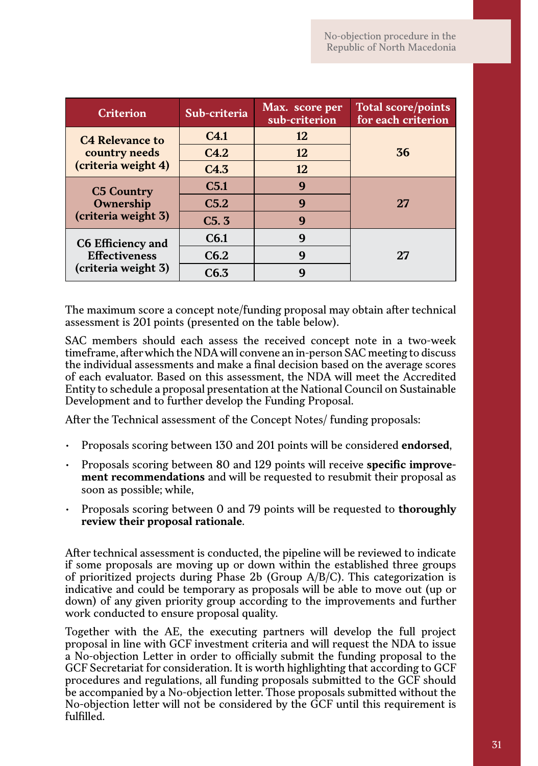| Criterion | Sub-criteria | Max. score per sub-criterion | Total score/points for each criterion |
|---|---|---|---|
| C4 Relevance to country needs (criteria weight 4) | C4.1 | 12 | 36 |
| | C4.2 | 12 | |
| | C4.3 | 12 | |
| C5 Country Ownership (criteria weight 3) | C5.1 | 9 | 27 |
| | C5.2 | 9 | |
| | C5. 3 | 9 | |
| C6 Efficiency and Effectiveness (criteria weight 3) | C6.1 | 9 | 27 |
| | C6.2 | 9 | |
| | C6.3 | 9 | |

The maximum score a concept note/funding proposal may obtain after technical assessment is 201 points (presented on the table below).

SAC members should each assess the received concept note in a two-week timeframe, after which the NDA will convene an in-person SAC meeting to discuss the individual assessments and make a final decision based on the average scores of each evaluator. Based on this assessment, the NDA will meet the Accredited Entity to schedule a proposal presentation at the National Council on Sustainable Development and to further develop the Funding Proposal.

After the Technical assessment of the Concept Notes/ funding proposals:

- Proposals scoring between 130 and 201 points will be considered **endorsed**,
- Proposals scoring between 80 and 129 points will receive **specific improvement recommendations** and will be requested to resubmit their proposal as soon as possible; while,
- Proposals scoring between 0 and 79 points will be requested to **thoroughly review their proposal rationale**.

After technical assessment is conducted, the pipeline will be reviewed to indicate if some proposals are moving up or down within the established three groups of prioritized projects during Phase 2b (Group A/B/C). This categorization is indicative and could be temporary as proposals will be able to move out (up or down) of any given priority group according to the improvements and further work conducted to ensure proposal quality.

Together with the AE, the executing partners will develop the full project proposal in line with GCF investment criteria and will request the NDA to issue a No-objection Letter in order to officially submit the funding proposal to the GCF Secretariat for consideration. It is worth highlighting that according to GCF procedures and regulations, all funding proposals submitted to the GCF should be accompanied by a No-objection letter. Those proposals submitted without the No-objection letter will not be considered by the GCF until this requirement is fulfilled.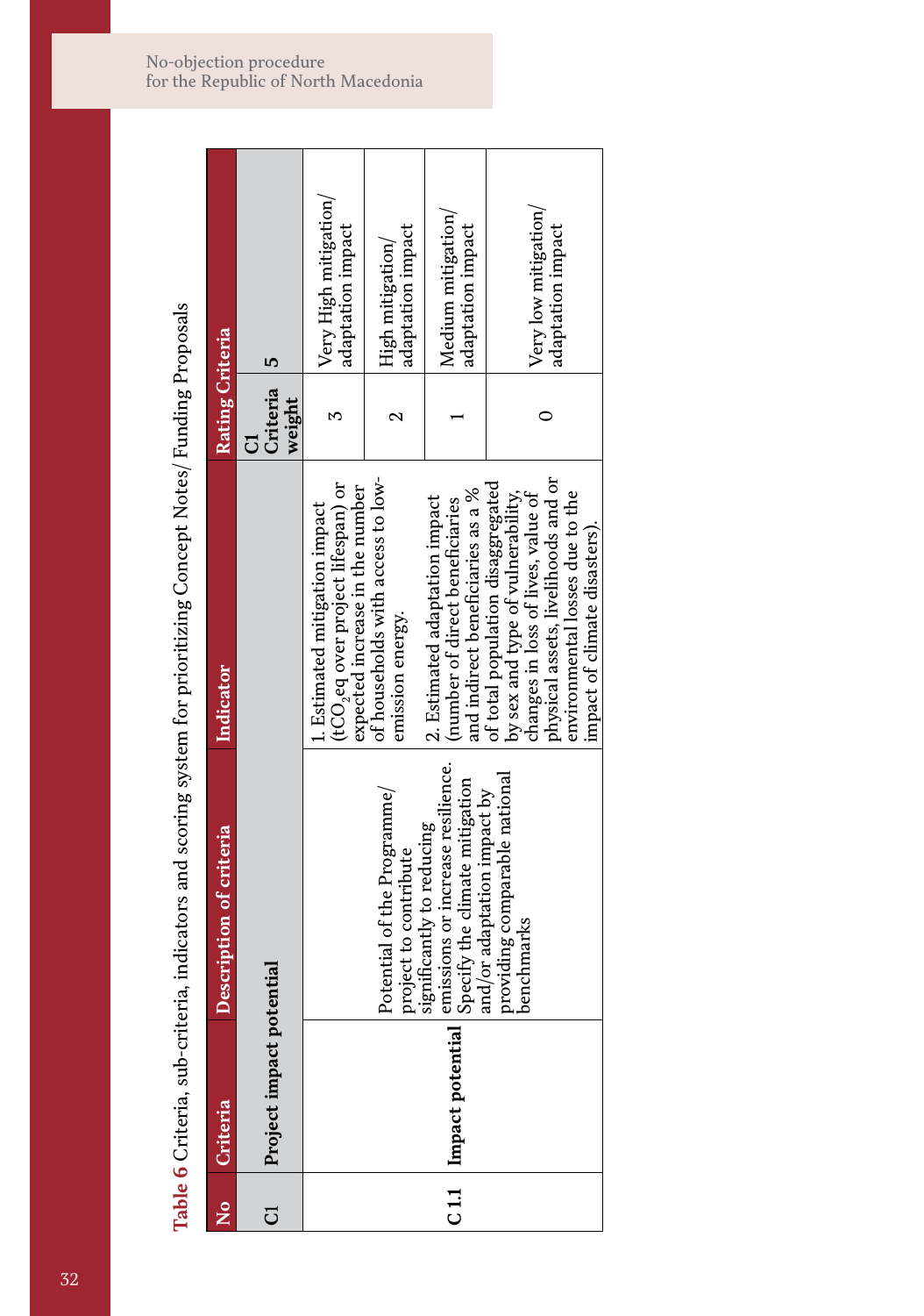**Table 6** Criteria, sub-criteria, indicators and scoring system for prioritizing Concept Notes/ Funding Proposals

| No | Criteria | Description of criteria | Indicator | Rating Criteria | |
|---|---|---|---|---|---|
| C1 | Project impact potential | | | C1 Criteria weight | 5 |
| C 1.1 | Impact potential | Potential of the Programme/ project to contribute significantly to reducing emissions or increase resilience. Specify the climate mitigation and/or adaptation impact by providing comparable national benchmarks | 1. Estimated mitigation impact ($tCO_2eq$ over project lifespan) or expected increase in the number of households with access to low-emission energy.<br><br>2. Estimated adaptation impact (number of direct beneficiaries and indirect beneficiaries as a % of total population disaggregated by sex and type of vulnerability, changes in loss of lives, value of physical assets, livelihoods and or environmental losses due to the impact of climate disasters). | 3 | Very High mitigation/ adaptation impact |
| | | | | 2 | High mitigation/ adaptation impact |
| | | | | 1 | Medium mitigation/ adaptation impact |
| | | | | 0 | Very low mitigation/ adaptation impact |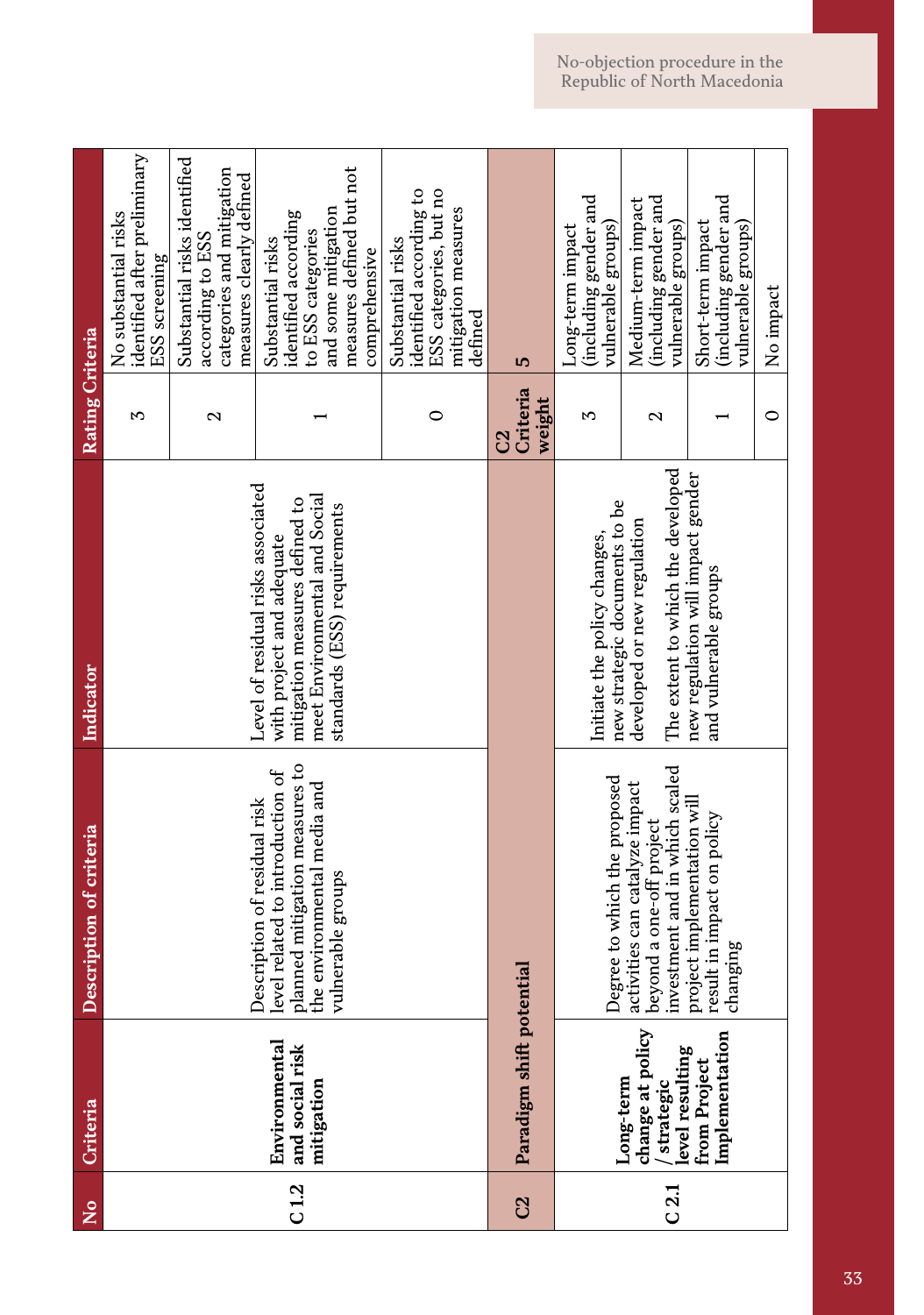| No | Criteria | Description of criteria | Indicator | Rating Criteria | |
|---|---|---|---|---|---|
| C 1.2 | **Environmental and social risk mitigation** | Description of residual risk level related to introduction of planned mitigation measures to the environmental media and vulnerable groups | Level of residual risks associated with project and adequate mitigation measures defined to meet Environmental and Social standards (ESS) requirements | 3 | No substantial risks identified after preliminary ESS screening |
| | | | | 2 | Substantial risks identified according to ESS categories and mitigation measures clearly defined |
| | | | | 1 | Substantial risks identified according to ESS categories and some mitigation measures defined but not comprehensive |
| | | | | 0 | Substantial risks identified according to ESS categories, but no mitigation measures defined |
| **C2** | **Paradigm shift potential** | | | **C2 Criteria weight** | **5** |
| C 2.1 | **Long-term change at policy / strategic level resulting from Project Implementation** | Degree to which the proposed activities can catalyze impact beyond a one-off project investment and in which scaled project implementation will result in impact on policy changing | Initiate the policy changes, new strategic documents to be developed or new regulation<br><br>The extent to which the developed new regulation will impact gender and vulnerable groups | 3 | Long-term impact (including gender and vulnerable groups) |
| | | | | 2 | Medium-term impact (including gender and vulnerable groups) |
| | | | | 1 | Short-term impact (including gender and vulnerable groups) |
| | | | | 0 | No impact |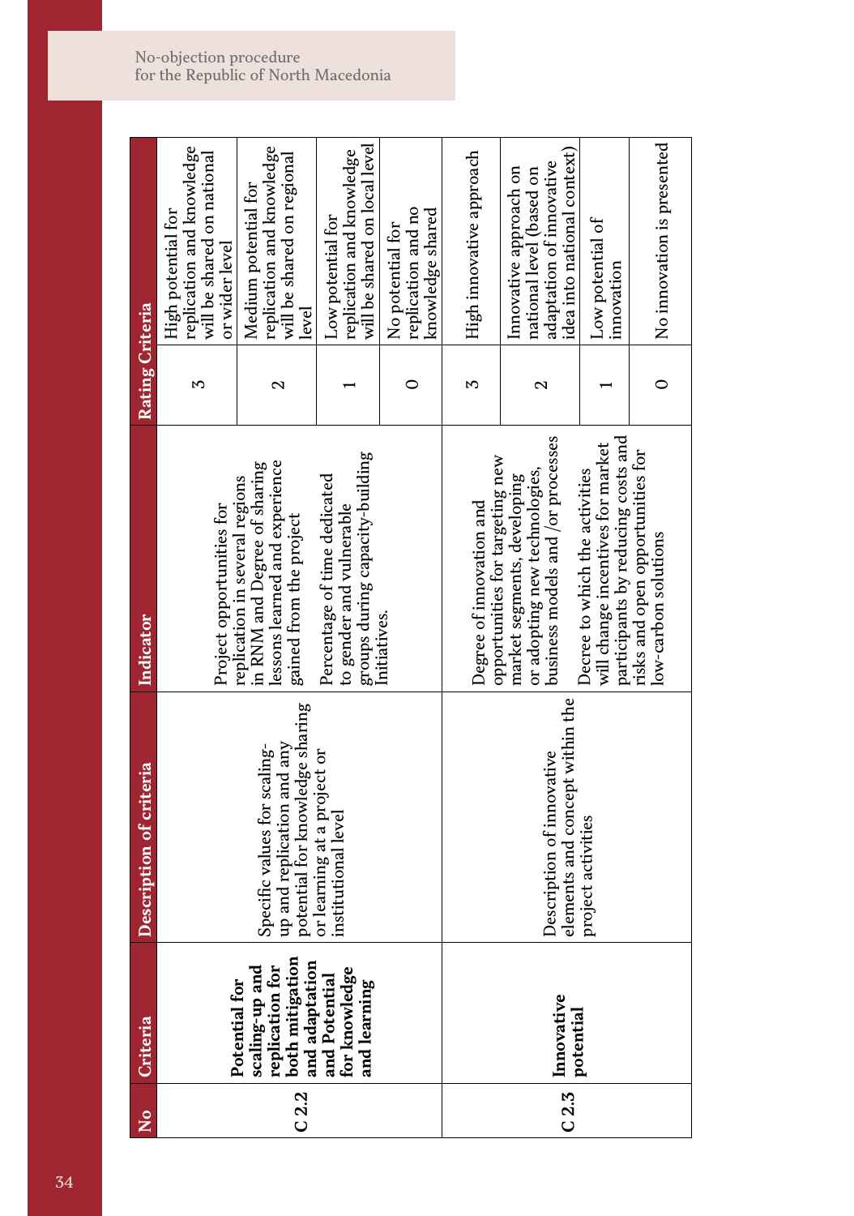| No | Criteria | Description of criteria | Indicator | Rating | Criteria |
|---|---|---|---|---|---|
| C 2.2 | **Potential for scaling-up and replication for both mitigation and adaptation and Potential for knowledge and learning** | Specific values for scaling-up and replication and any potential for knowledge sharing or learning at a project or institutional level | Project opportunities for replication in several regions in RNM and Degree of sharing lessons learned and experience gained from the project | 3 | High potential for replication and knowledge will be shared on national or wider level |
| | | | | 2 | Medium potential for replication and knowledge will be shared on regional level |
| | | | Percentage of time dedicated to gender and vulnerable groups during capacity-building Initiatives. | 1 | Low potential for replication and knowledge will be shared on local level |
| | | | | 0 | No potential for replication and no knowledge shared |
| C 2.3 | **Innovative potential** | Description of innovative elements and concept within the project activities | Degree of innovation and opportunities for targeting new market segments, developing or adopting new technologies, business models and /or processes | 3 | High innovative approach |
| | | | | 2 | Innovative approach on national level (based on adaptation of innovative idea into national context) |
| | | | Decree to which the activities will change incentives for market participants by reducing costs and risks and open opportunities for low-carbon solutions | 1 | Low potential of innovation |
| | | | | 0 | No innovation is presented |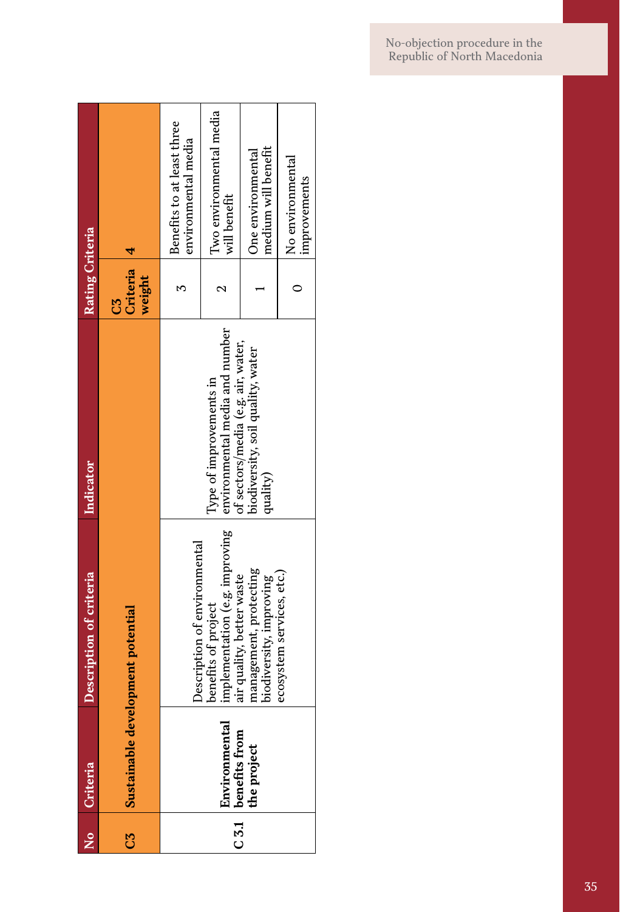| No | Criteria | Description of criteria | Indicator | Rating Criteria | |
|---|---|---|---|---|---|
| C3 | Sustainable development potential | | | C3 Criteria weight | 4 |
| C 3.1 | Environmental benefits from the project | Description of environmental benefits of project implementation (e.g. improving air quality, better waste management, protecting biodiversity, improving ecosystem services, etc.) | Type of improvements in environmental media and number of sectors/media (e.g. air, water, biodiversity, soil quality, water quality) | 3 | Benefits to at least three environmental media |
| | | | | 2 | Two environmental media will benefit |
| | | | | 1 | One environmental medium will benefit |
| | | | | 0 | No environmental improvements |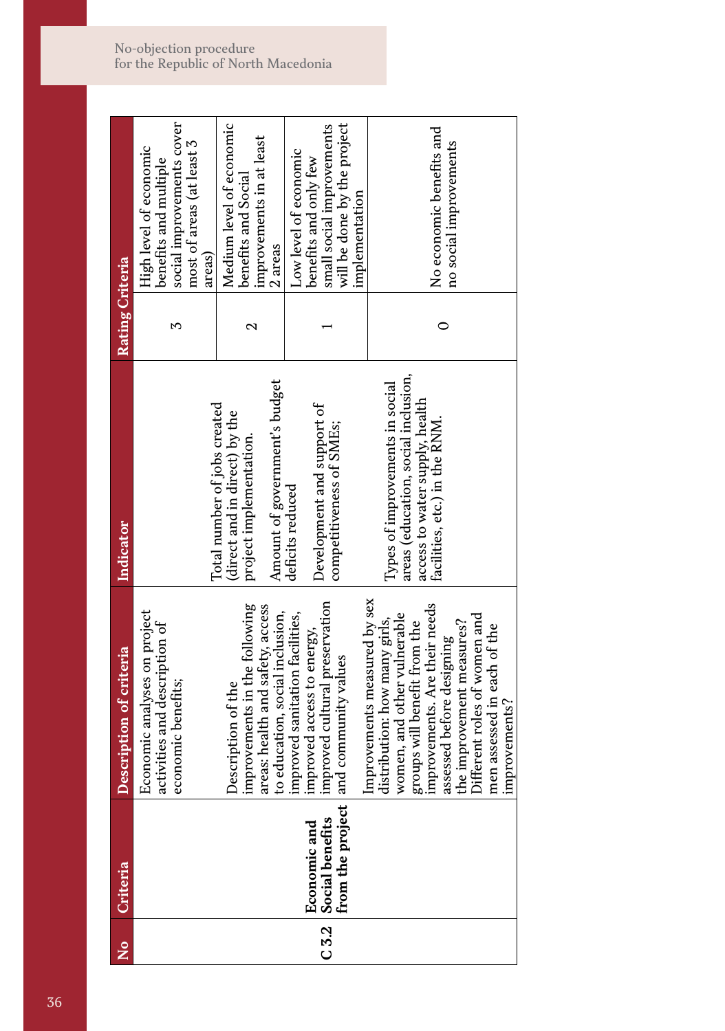| No | Criteria | Description of criteria | Indicator | Rating | Criteria |
|---|---|---|---|---|---|
| C 3.2 | Economic and Social benefits from the project | Economic analyses on project activities and description of economic benefits;<br><br>Description of the improvements in the following areas: health and safety, access to education, social inclusion, improved sanitation facilities, improved access to energy, improved cultural preservation and community values<br><br>Improvements measured by sex distribution: how many girls, women, and other vulnerable groups will benefit from the improvements. Are their needs assessed before designing the improvement measures? Different roles of women and men assessed in each of the improvements? | Total number of jobs created (direct and in direct) by the project implementation.<br><br>Amount of government's budget deficits reduced<br><br>Development and support of competitiveness of SMEs;<br><br>Types of improvements in social areas (education, social inclusion, access to water supply, health facilities, etc.) in the RNM. | 3 | High level of economic benefits and multiple social improvements cover most of areas (at least 3 areas) |
| | | | | 2 | Medium level of economic benefits and Social improvements in at least 2 areas |
| | | | | 1 | Low level of economic benefits and only few small social improvements will be done by the project implementation |
| | | | | 0 | No economic benefits and no social improvements |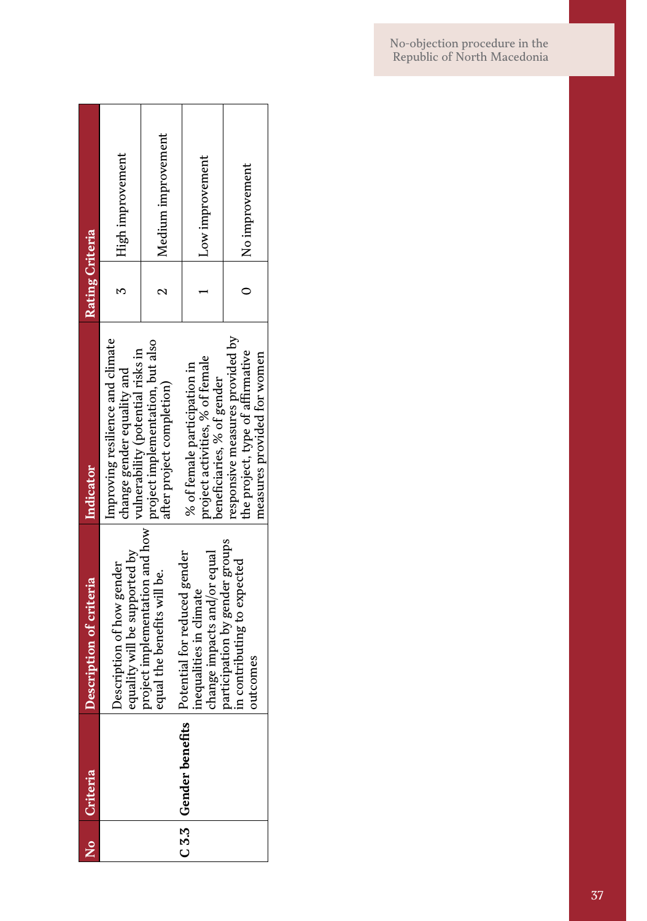| No | Criteria | Description of criteria | Indicator | Rating Criteria | |
|---|---|---|---|---|---|
| C 3.3 | Gender benefits | Description of how gender equality will be supported by project implementation and how equal the benefits will be. Potential for reduced gender inequalities in climate change impacts and/or equal participation by gender groups in contributing to expected outcomes | Improving resilience and climate change gender equality and vulnerability (potential risks in project implementation, but also after project completion) % of female participation in project activities, % of female beneficiaries, % of gender responsive measures provided by the project, type of affirmative measures provided for women | 3 | High improvement |
| | | | | 2 | Medium improvement |
| | | | | 1 | Low improvement |
| | | | | 0 | No improvement |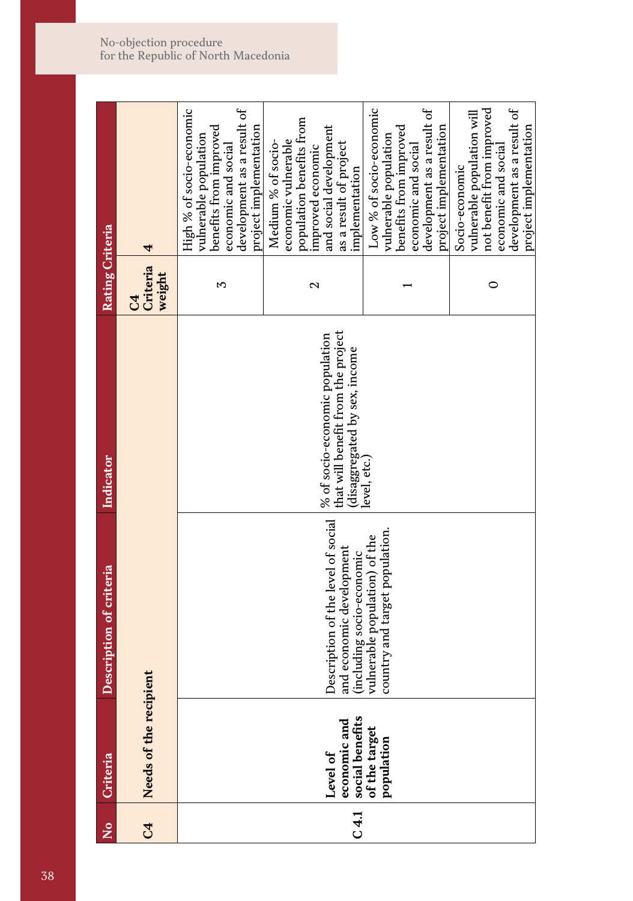| No | Criteria | Description of criteria | Indicator | Rating Criteria | |
|---|---|---|---|---|---|
| C4 | Needs of the recipient | | | C4 Criteria weight | 4 |
| C 4.1 | **Level of economic and social benefits of the target population** | Description of the level of social and economic development (including socio-economic vulnerable population) of the country and target population. | % of socio-economic population that will benefit from the project (disaggregated by sex, income level, etc.) | 3 | High % of socio-economic vulnerable population benefits from improved economic and social development as a result of project implementation |
| | | | | 2 | Medium % of socio-economic vulnerable population benefits from improved economic and social development as a result of project implementation |
| | | | | 1 | Low % of socio-economic vulnerable population benefits from improved economic and social development as a result of project implementation |
| | | | | 0 | Socio-economic vulnerable population will not benefit from improved economic and social development as a result of project implementation |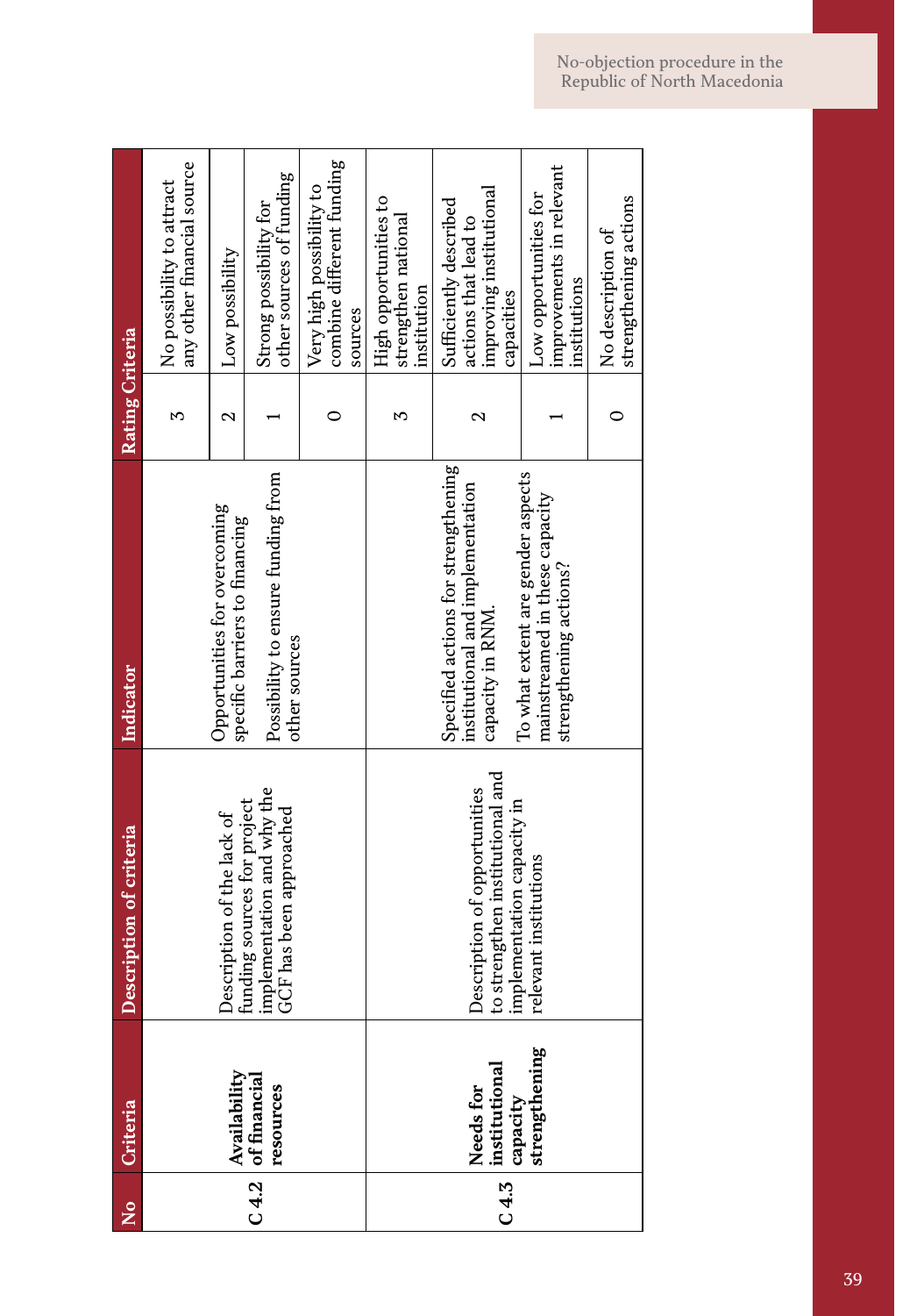| No | Criteria | Description of criteria | Indicator | Rating | Criteria |
|---|---|---|---|---|---|
| C 4.2 | **Availability of financial resources** | Description of the lack of funding sources for project implementation and why the GCF has been approached | Opportunities for overcoming specific barriers to financing | 3 | No possibility to attract any other financial source |
| | | | | 2 | Low possibility |
| | | | Possibility to ensure funding from other sources | 1 | Strong possibility for other sources of funding |
| | | | | 0 | Very high possibility to combine different funding sources |
| C 4.3 | **Needs for institutional capacity strengthening** | Description of opportunities to strengthen institutional and implementation capacity in relevant institutions | Specified actions for strengthening institutional and implementation capacity in RNM. | 3 | High opportunities to strengthen national institution |
| | | | | 2 | Sufficiently described actions that lead to improving institutional capacities |
| | | | To what extent are gender aspects mainstreamed in these capacity strengthening actions? | 1 | Low opportunities for improvements in relevant institutions |
| | | | | 0 | No description of strengthening actions |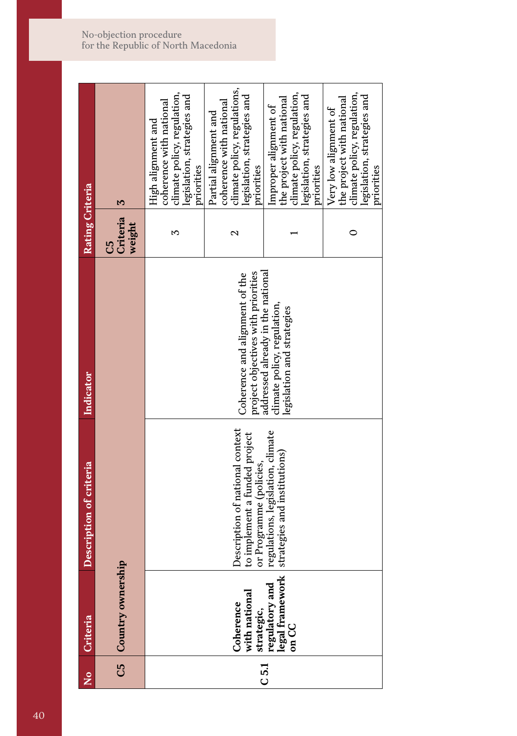| No | Criteria | Description of criteria | Indicator | Rating Criteria | |
|---|---|---|---|---|---|
| C5 | Country ownership | | | C5 Criteria weight | 3 |
| C 5.1 | Coherence with national strategic, regulatory and legal framework on CC | Description of national context to implement a funded project or Programme (policies, regulations, legislation, climate strategies and institutions) | Coherence and alignment of the project objectives with priorities addressed already in the national climate policy, regulation, legislation and strategies | 3 | High alignment and coherence with national climate policy, regulation, legislation, strategies and priorities |
| | | | | 2 | Partial alignment and coherence with national climate policy, regulations, legislation, strategies and priorities |
| | | | | 1 | Improper alignment of the project with national climate policy, regulation, legislation, strategies and priorities |
| | | | | 0 | Very low alignment of the project with national climate policy, regulation, legislation, strategies and priorities |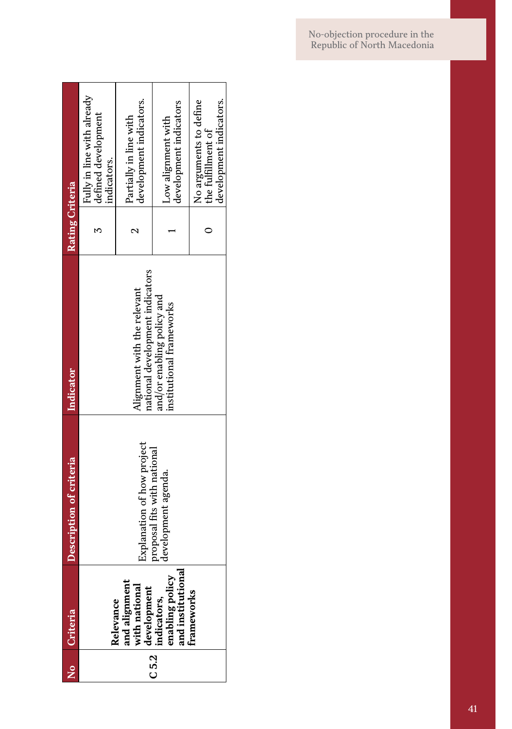| No | Criteria | Description of criteria | Indicator | Rating Criteria | |
|---|---|---|---|---|---|
| C 5.2 | **Relevance and alignment with national development indicators, enabling policy and institutional frameworks** | Explanation of how project proposal fits with national development agenda. | Alignment with the relevant national development indicators and/or enabling policy and institutional frameworks | 3 | Fully in line with already defined development indicators. |
| | | | | 2 | Partially in line with development indicators. |
| | | | | 1 | Low alignment with development indicators |
| | | | | 0 | No arguments to define the fulfillment of development indicators. |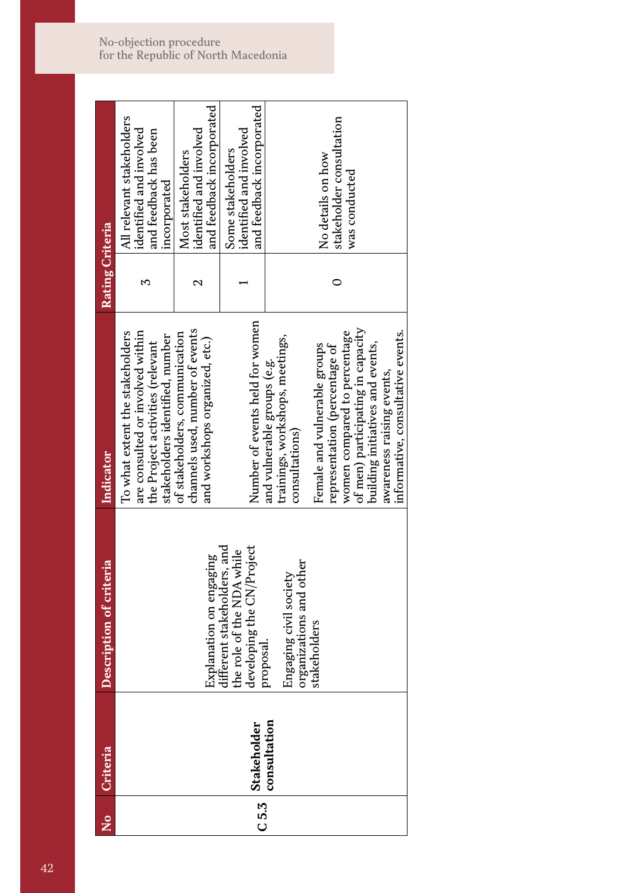| No | Criteria | Description of criteria | Indicator | Rating | Criteria |
|---|---|---|---|---|---|
| C 5.3 | **Stakeholder consultation** | Explanation on engaging different stakeholders, and the role of the NDA while developing the CN/Project proposal.<br><br>Engaging civil society organizations and other stakeholders | To what extent the stakeholders are consulted or involved within the Project activities (relevant stakeholders identified, number of stakeholders, communication channels used, number of events and workshops organized, etc.)<br><br>Number of events held for women and vulnerable groups (e.g. trainings, workshops, meetings, consultations)<br><br>Female and vulnerable groups representation (percentage of women compared to percentage of men) participating in capacity building initiatives and events, awareness raising events, informative, consultative events. | 3 | All relevant stakeholders identified and involved and feedback has been incorporated |
| | | | | 2 | Most stakeholders identified and involved and feedback incorporated |
| | | | | 1 | Some stakeholders identified and involved and feedback incorporated |
| | | | | 0 | No details on how stakeholder consultation was conducted |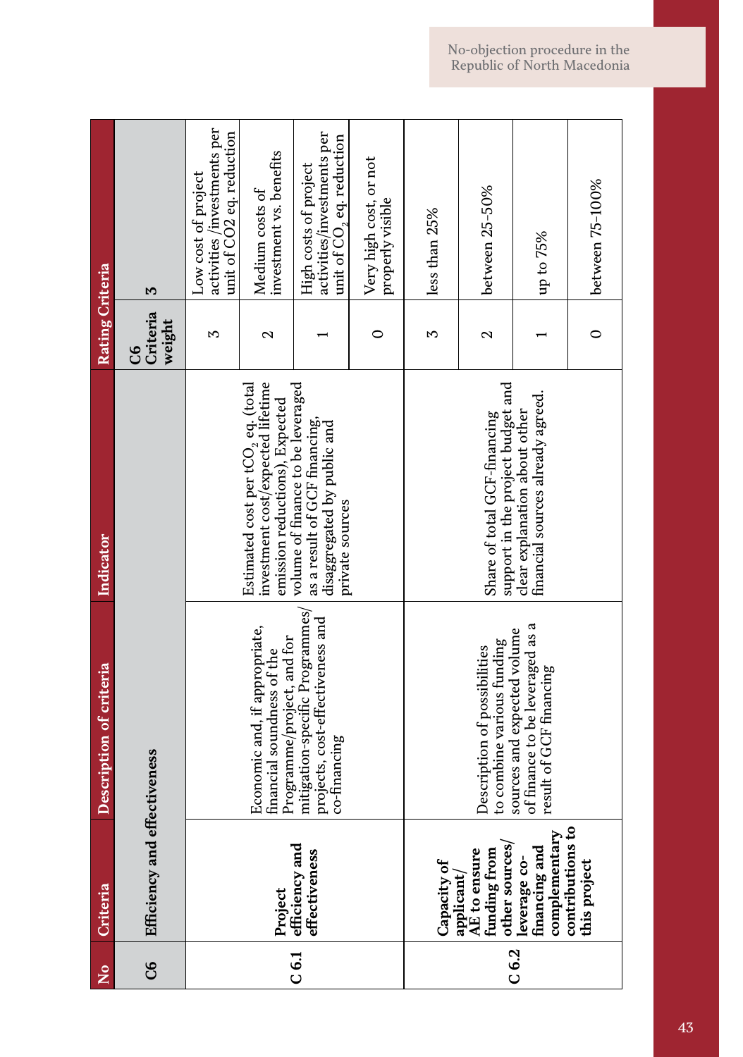| No | Criteria | Description of criteria | Indicator | Rating Criteria | |
|---|---|---|---|---|---|
| C6 | Efficiency and effectiveness | | | C6 Criteria weight | 3 |
| C 6.1 | Project efficiency and effectiveness | Economic and, if appropriate, financial soundness of the Programme/project, and for mitigation-specific Programmes/projects, cost-effectiveness and co-financing | Estimated cost per $tCO_2$ eq. (total investment cost/expected lifetime emission reductions), Expected volume of finance to be leveraged as a result of GCF financing, disaggregated by public and private sources | 3 | Low cost of project activities /investments per unit of CO2 eq. reduction |
| | | | | 2 | Medium costs of investment vs. benefits |
| | | | | 1 | High costs of project activities/investments per unit of $CO_2$ eq. reduction |
| | | | | 0 | Very high cost, or not properly visible |
| C 6.2 | Capacity of applicant/ AE to ensure funding from other sources/ leverage co-financing and complementary contributions to this project | Description of possibilities to combine various funding sources and expected volume of finance to be leveraged as a result of GCF financing | Share of total GCF-financing support in the project budget and clear explanation about other financial sources already agreed. | 3 | less than 25% |
| | | | | 2 | between 25-50% |
| | | | | 1 | up to 75% |
| | | | | 0 | between 75-100% |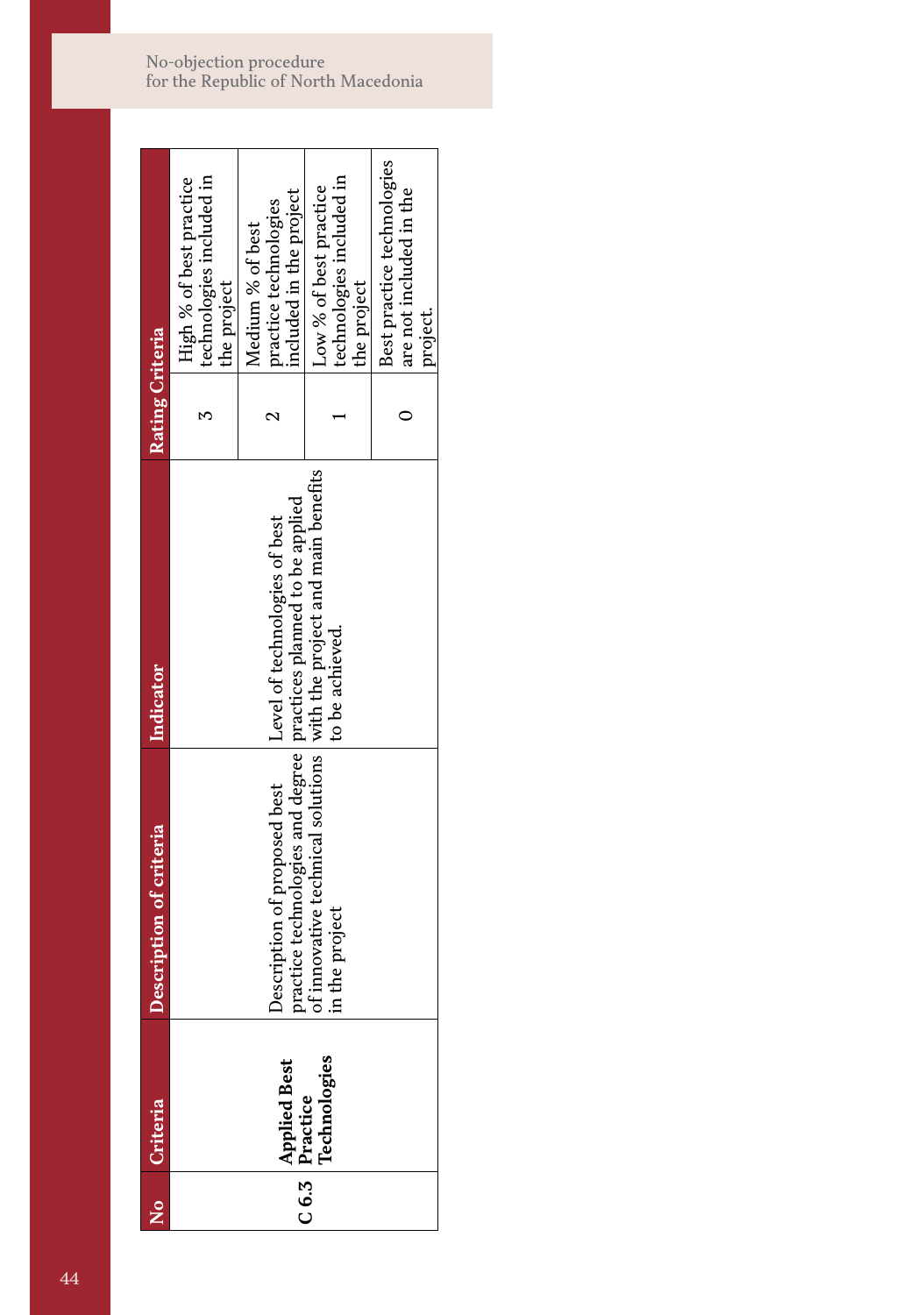| No | Criteria | Description of criteria | Indicator | Rating Criteria | |
|---|---|---|---|---|---|
| C 6.3 | **Applied Best Practice Technologies** | Description of proposed best practice technologies and degree of innovative technical solutions in the project | Level of technologies of best practices planned to be applied with the project and main benefits to be achieved. | 3 | High % of best practice technologies included in the project |
| | | | | 2 | Medium % of best practice technologies included in the project |
| | | | | 1 | Low % of best practice technologies included in the project |
| | | | | 0 | Best practice technologies are not included in the project. |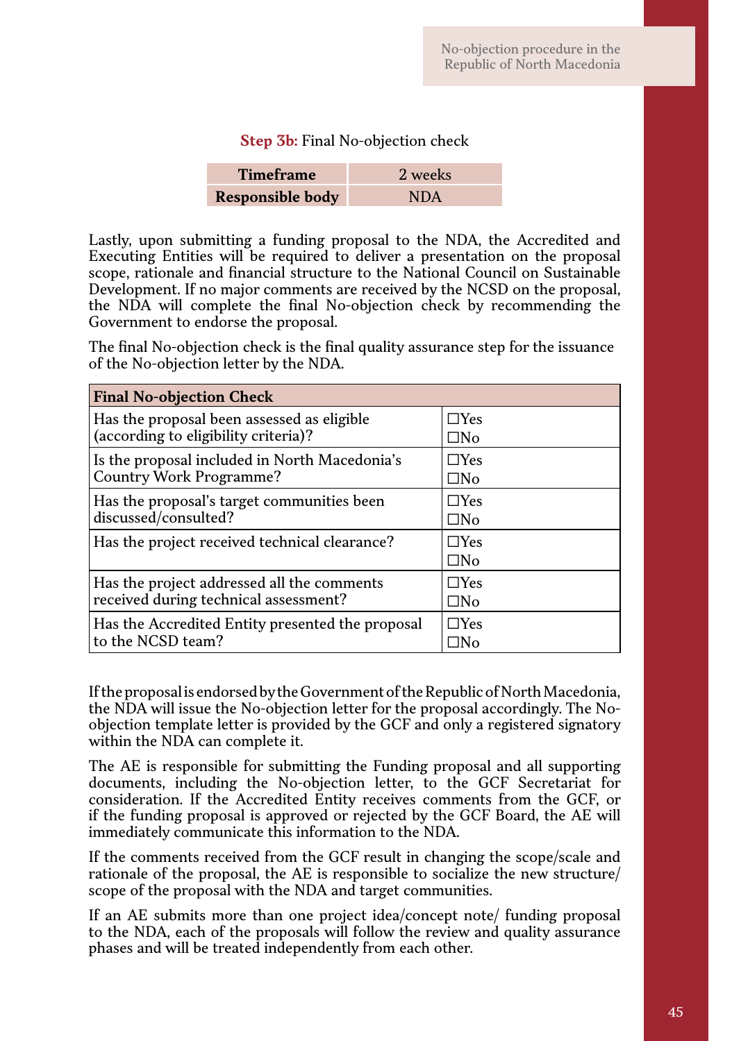**Step 3b:** Final No-objection check

| **Timeframe** | 2 weeks |
|---|---|
| **Responsible body** | NDA |

Lastly, upon submitting a funding proposal to the NDA, the Accredited and Executing Entities will be required to deliver a presentation on the proposal scope, rationale and financial structure to the National Council on Sustainable Development. If no major comments are received by the NCSD on the proposal, the NDA will complete the final No-objection check by recommending the Government to endorse the proposal.

The final No-objection check is the final quality assurance step for the issuance of the No-objection letter by the NDA.

| **Final No-objection Check** | |
|---|---|
| Has the proposal been assessed as eligible (according to eligibility criteria)? | ☐Yes ☐No |
| Is the proposal included in North Macedonia's Country Work Programme? | ☐Yes ☐No |
| Has the proposal's target communities been discussed/consulted? | ☐Yes ☐No |
| Has the project received technical clearance? | ☐Yes ☐No |
| Has the project addressed all the comments received during technical assessment? | ☐Yes ☐No |
| Has the Accredited Entity presented the proposal to the NCSD team? | ☐Yes ☐No |

If the proposal is endorsed by the Government of the Republic of North Macedonia, the NDA will issue the No-objection letter for the proposal accordingly. The No-objection template letter is provided by the GCF and only a registered signatory within the NDA can complete it.

The AE is responsible for submitting the Funding proposal and all supporting documents, including the No-objection letter, to the GCF Secretariat for consideration. If the Accredited Entity receives comments from the GCF, or if the funding proposal is approved or rejected by the GCF Board, the AE will immediately communicate this information to the NDA.

If the comments received from the GCF result in changing the scope/scale and rationale of the proposal, the AE is responsible to socialize the new structure/scope of the proposal with the NDA and target communities.

If an AE submits more than one project idea/concept note/ funding proposal to the NDA, each of the proposals will follow the review and quality assurance phases and will be treated independently from each other.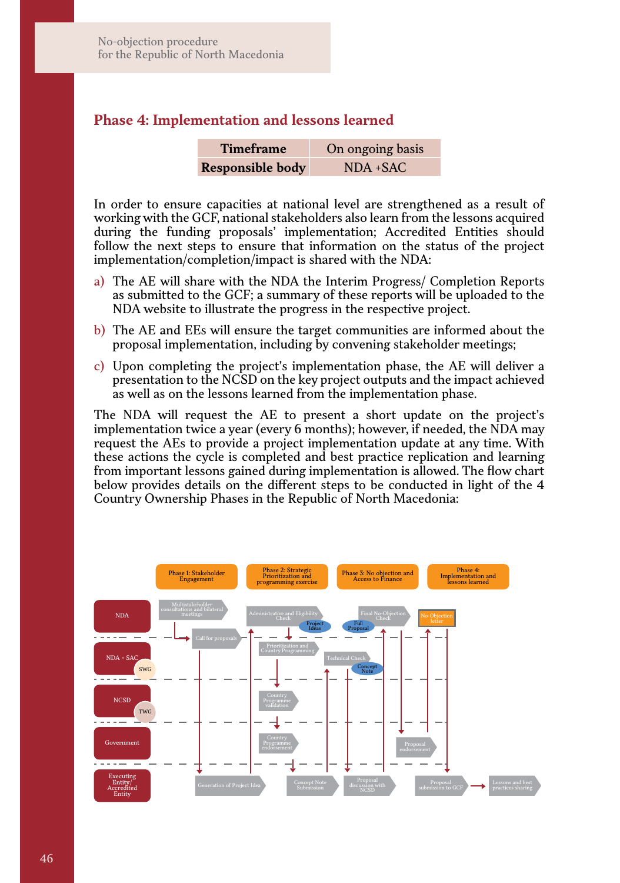## Phase 4: Implementation and lessons learned

| **Timeframe** | On ongoing basis |
|---|---|
| **Responsible body** | NDA +SAC |

In order to ensure capacities at national level are strengthened as a result of working with the GCF, national stakeholders also learn from the lessons acquired during the funding proposals' implementation; Accredited Entities should follow the next steps to ensure that information on the status of the project implementation/completion/impact is shared with the NDA:

a) The AE will share with the NDA the Interim Progress/ Completion Reports as submitted to the GCF; a summary of these reports will be uploaded to the NDA website to illustrate the progress in the respective project.

b) The AE and EEs will ensure the target communities are informed about the proposal implementation, including by convening stakeholder meetings;

c) Upon completing the project's implementation phase, the AE will deliver a presentation to the NCSD on the key project outputs and the impact achieved as well as on the lessons learned from the implementation phase.

The NDA will request the AE to present a short update on the project's implementation twice a year (every 6 months); however, if needed, the NDA may request the AEs to provide a project implementation update at any time. With these actions the cycle is completed and best practice replication and learning from important lessons gained during implementation is allowed. The flow chart below provides details on the different steps to be conducted in light of the 4 Country Ownership Phases in the Republic of North Macedonia:

Phase 1: Stakeholder Engagement | Phase 2: Strategic Prioritization and programming exercise | Phase 3: No objection and Access to Finance | Phase 4: Implementation and lessons learned

- **NDA**: Multistakeholder consultations and bilateral meetings; Call for proposals; Administrative and Eligibility Check (Project Ideas); Final No-Objection Check (Full Proposal); No-Objection letter
- **NDA + SAC** (SWG): Prioritization and Country Programming; Technical Check (Concept Note)
- **NCSD** (TWG): Country Programme validation
- **Government**: Country Programme endorsement; Proposal endorsement
- **Executing Entity/ Accredited Entity**: Generation of Project Idea; Concept Note Submission; Proposal discussion with NCSD; Proposal submission to GCF; Lessons and best practices sharing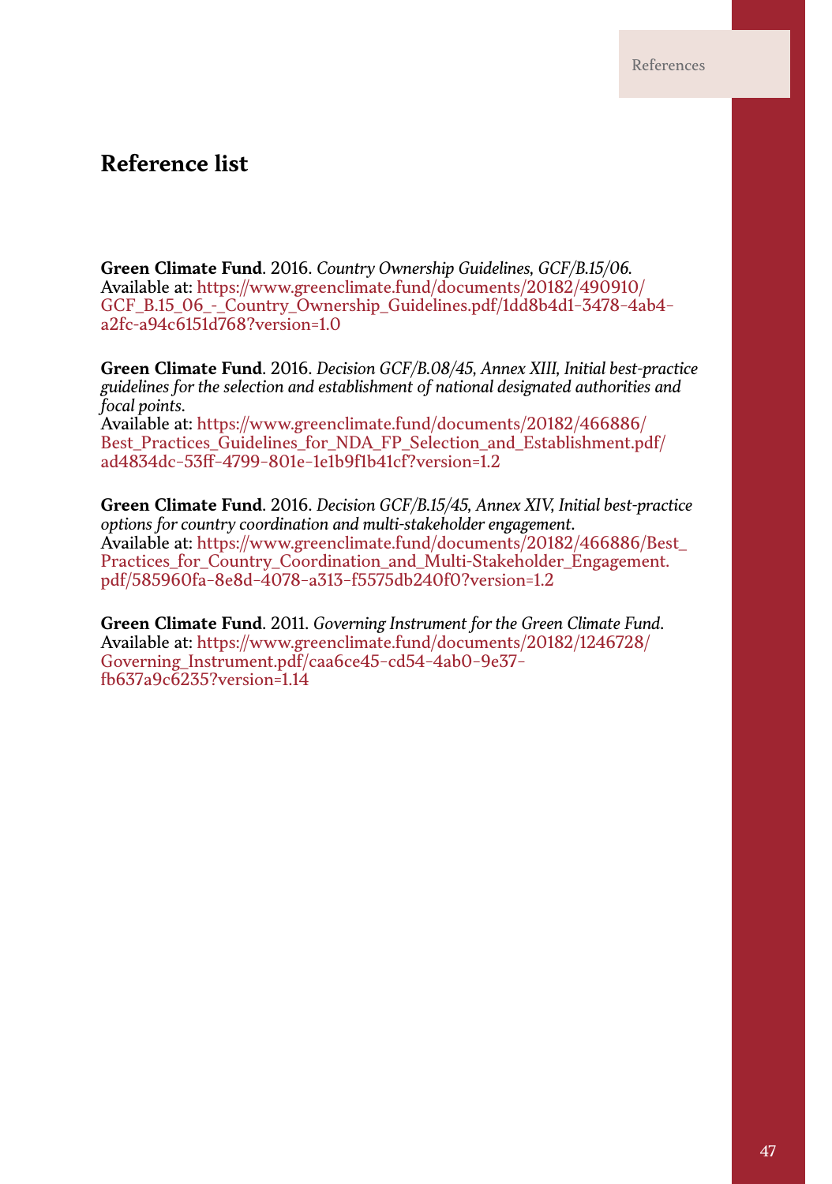## Reference list

**Green Climate Fund**. 2016. *Country Ownership Guidelines, GCF/B.15/06.*
Available at: https://www.greenclimate.fund/documents/20182/490910/GCF_B.15_06_-_Country_Ownership_Guidelines.pdf/1dd8b4d1-3478-4ab4-a2fc-a94c6151d768?version=1.0

**Green Climate Fund**. 2016. *Decision GCF/B.08/45, Annex XIII, Initial best-practice guidelines for the selection and establishment of national designated authorities and focal points.*
Available at: https://www.greenclimate.fund/documents/20182/466886/Best_Practices_Guidelines_for_NDA_FP_Selection_and_Establishment.pdf/ad4834dc-53ff-4799-801e-1e1b9f1b41cf?version=1.2

**Green Climate Fund**. 2016. *Decision GCF/B.15/45, Annex XIV, Initial best-practice options for country coordination and multi-stakeholder engagement*.
Available at: https://www.greenclimate.fund/documents/20182/466886/Best_Practices_for_Country_Coordination_and_Multi-Stakeholder_Engagement.pdf/585960fa-8e8d-4078-a313-f5575db240f0?version=1.2

**Green Climate Fund**. 2011. *Governing Instrument for the Green Climate Fund.*
Available at: https://www.greenclimate.fund/documents/20182/1246728/Governing_Instrument.pdf/caa6ce45-cd54-4ab0-9e37-fb637a9c6235?version=1.14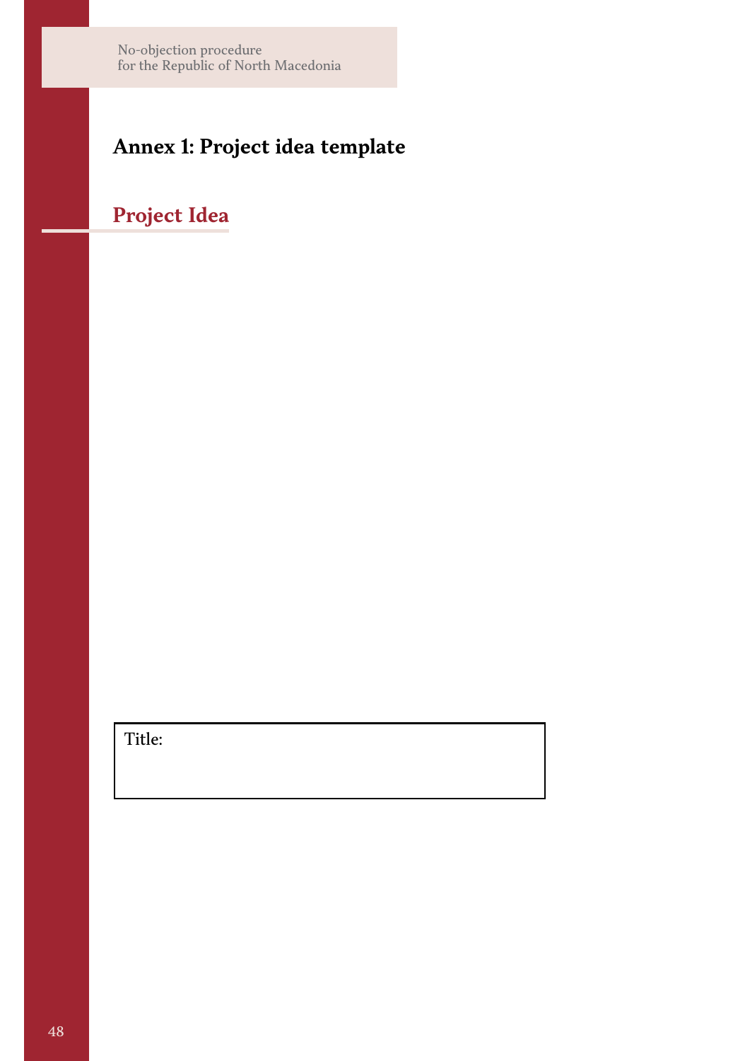## Annex 1: Project idea template

### Project Idea

| Title: |
|---|
| |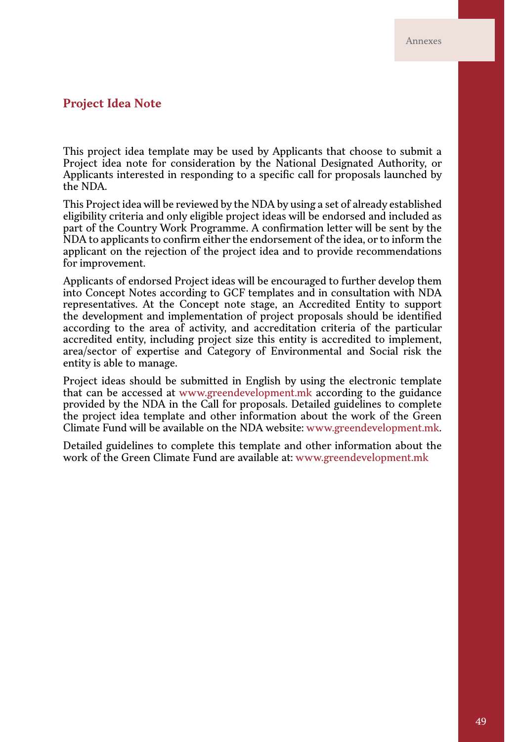## Project Idea Note

This project idea template may be used by Applicants that choose to submit a Project idea note for consideration by the National Designated Authority, or Applicants interested in responding to a specific call for proposals launched by the NDA.

This Project idea will be reviewed by the NDA by using a set of already established eligibility criteria and only eligible project ideas will be endorsed and included as part of the Country Work Programme. A confirmation letter will be sent by the NDA to applicants to confirm either the endorsement of the idea, or to inform the applicant on the rejection of the project idea and to provide recommendations for improvement.

Applicants of endorsed Project ideas will be encouraged to further develop them into Concept Notes according to GCF templates and in consultation with NDA representatives. At the Concept note stage, an Accredited Entity to support the development and implementation of project proposals should be identified according to the area of activity, and accreditation criteria of the particular accredited entity, including project size this entity is accredited to implement, area/sector of expertise and Category of Environmental and Social risk the entity is able to manage.

Project ideas should be submitted in English by using the electronic template that can be accessed at www.greendevelopment.mk according to the guidance provided by the NDA in the Call for proposals. Detailed guidelines to complete the project idea template and other information about the work of the Green Climate Fund will be available on the NDA website: www.greendevelopment.mk.

Detailed guidelines to complete this template and other information about the work of the Green Climate Fund are available at: www.greendevelopment.mk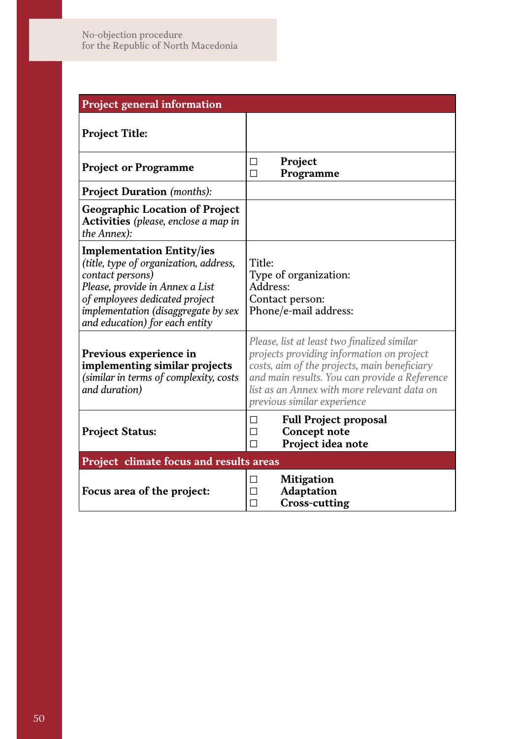| Project general information | |
|---|---|
| **Project Title:** | |
| **Project or Programme** | ☐ **Project**<br>☐ **Programme** |
| **Project Duration** *(months):* | |
| **Geographic Location of Project Activities** *(please, enclose a map in the Annex):* | |
| **Implementation Entity/ies** *(title, type of organization, address, contact persons)*<br>*Please, provide in Annex a List of employees dedicated project implementation (disaggregate by sex and education) for each entity* | Title:<br>Type of organization:<br>Address:<br>Contact person:<br>Phone/e-mail address: |
| **Previous experience in implementing similar projects** *(similar in terms of complexity, costs and duration)* | *Please, list at least two finalized similar projects providing information on project costs, aim of the projects, main beneficiary and main results. You can provide a Reference list as an Annex with more relevant data on previous similar experience* |
| **Project Status:** | ☐ **Full Project proposal**<br>☐ **Concept note**<br>☐ **Project idea note** |
| **Project climate focus and results areas** | |
| **Focus area of the project:** | ☐ **Mitigation**<br>☐ **Adaptation**<br>☐ **Cross-cutting** |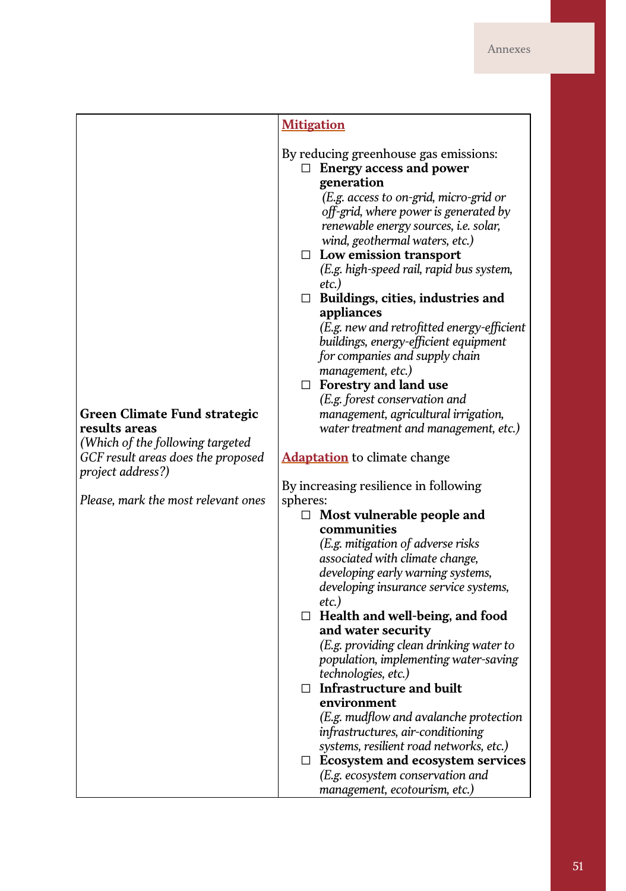| | |
|---|---|
| **Green Climate Fund strategic results areas**<br>*(Which of the following targeted GCF result areas does the proposed project address?)*<br><br>*Please, mark the most relevant ones* | **Mitigation**<br><br>By reducing greenhouse gas emissions:<br>☐ **Energy access and power generation**<br>*(E.g. access to on-grid, micro-grid or off-grid, where power is generated by renewable energy sources, i.e. solar, wind, geothermal waters, etc.)*<br>☐ **Low emission transport**<br>*(E.g. high-speed rail, rapid bus system, etc.)*<br>☐ **Buildings, cities, industries and appliances**<br>*(E.g. new and retrofitted energy-efficient buildings, energy-efficient equipment for companies and supply chain management, etc.)*<br>☐ **Forestry and land use**<br>*(E.g. forest conservation and management, agricultural irrigation, water treatment and management, etc.)*<br><br>**Adaptation** to climate change<br><br>By increasing resilience in following spheres:<br>☐ **Most vulnerable people and communities**<br>*(E.g. mitigation of adverse risks associated with climate change, developing early warning systems, developing insurance service systems, etc.)*<br>☐ **Health and well-being, and food and water security**<br>*(E.g. providing clean drinking water to population, implementing water-saving technologies, etc.)*<br>☐ **Infrastructure and built environment**<br>*(E.g. mudflow and avalanche protection infrastructures, air-conditioning systems, resilient road networks, etc.)*<br>☐ **Ecosystem and ecosystem services**<br>*(E.g. ecosystem conservation and management, ecotourism, etc.)* |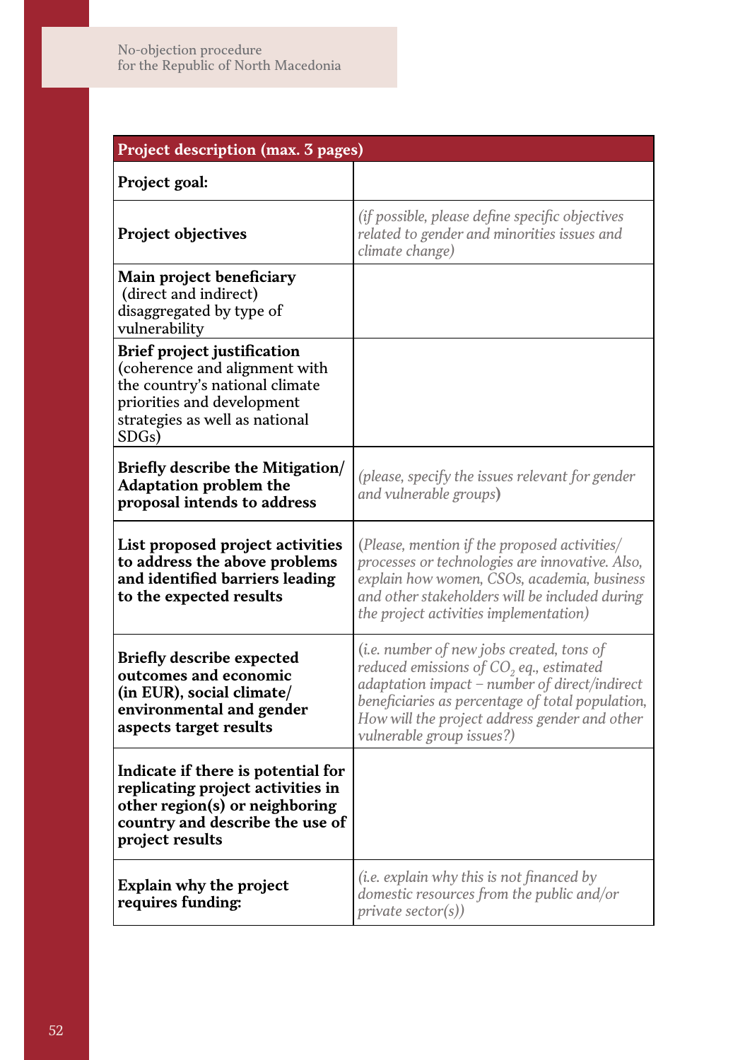| **Project description (max. 3 pages)** | |
|---|---|
| **Project goal:** | |
| **Project objectives** | *(if possible, please define specific objectives related to gender and minorities issues and climate change)* |
| **Main project beneficiary** (direct and indirect) disaggregated by type of vulnerability | |
| **Brief project justification** (coherence and alignment with the country's national climate priorities and development strategies as well as national SDGs) | |
| **Briefly describe the Mitigation/ Adaptation problem the proposal intends to address** | *(please, specify the issues relevant for gender and vulnerable groups)* |
| **List proposed project activities to address the above problems and identified barriers leading to the expected results** | *(Please, mention if the proposed activities/ processes or technologies are innovative. Also, explain how women, CSOs, academia, business and other stakeholders will be included during the project activities implementation)* |
| **Briefly describe expected outcomes and economic (in EUR), social climate/ environmental and gender aspects target results** | *(i.e. number of new jobs created, tons of reduced emissions of $CO_2$ eq., estimated adaptation impact – number of direct/indirect beneficiaries as percentage of total population, How will the project address gender and other vulnerable group issues?)* |
| **Indicate if there is potential for replicating project activities in other region(s) or neighboring country and describe the use of project results** | |
| **Explain why the project requires funding:** | *(i.e. explain why this is not financed by domestic resources from the public and/or private sector(s))* |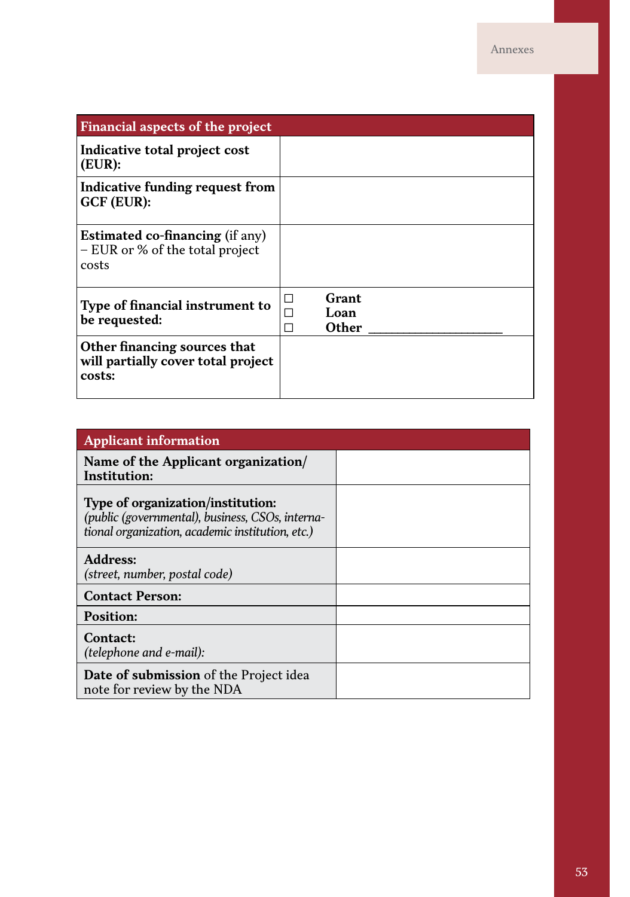| Financial aspects of the project | |
|---|---|
| **Indicative total project cost (EUR):** | |
| **Indicative funding request from GCF (EUR):** | |
| **Estimated co-financing** (if any) – EUR or % of the total project costs | |
| **Type of financial instrument to be requested:** | ☐ **Grant**<br>☐ **Loan**<br>☐ **Other** ____________________ |
| **Other financing sources that will partially cover total project costs:** | |

| Applicant information | |
|---|---|
| **Name of the Applicant organization/ Institution:** | |
| **Type of organization/institution:**<br>*(public (governmental), business, CSOs, international organization, academic institution, etc.)* | |
| **Address:**<br>*(street, number, postal code)* | |
| **Contact Person:** | |
| **Position:** | |
| **Contact:**<br>*(telephone and e-mail):* | |
| **Date of submission** of the Project idea note for review by the NDA | |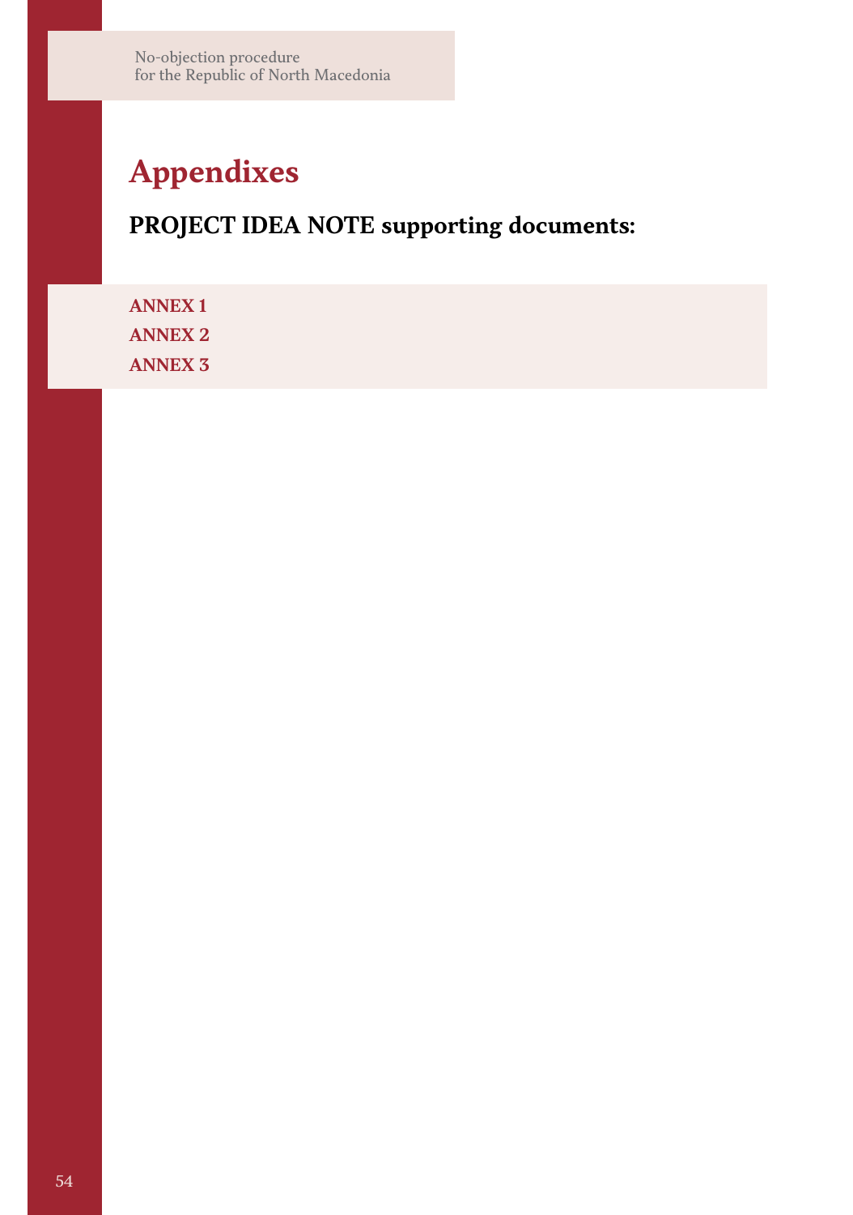# Appendixes

## PROJECT IDEA NOTE supporting documents:

**ANNEX 1**
**ANNEX 2**
**ANNEX 3**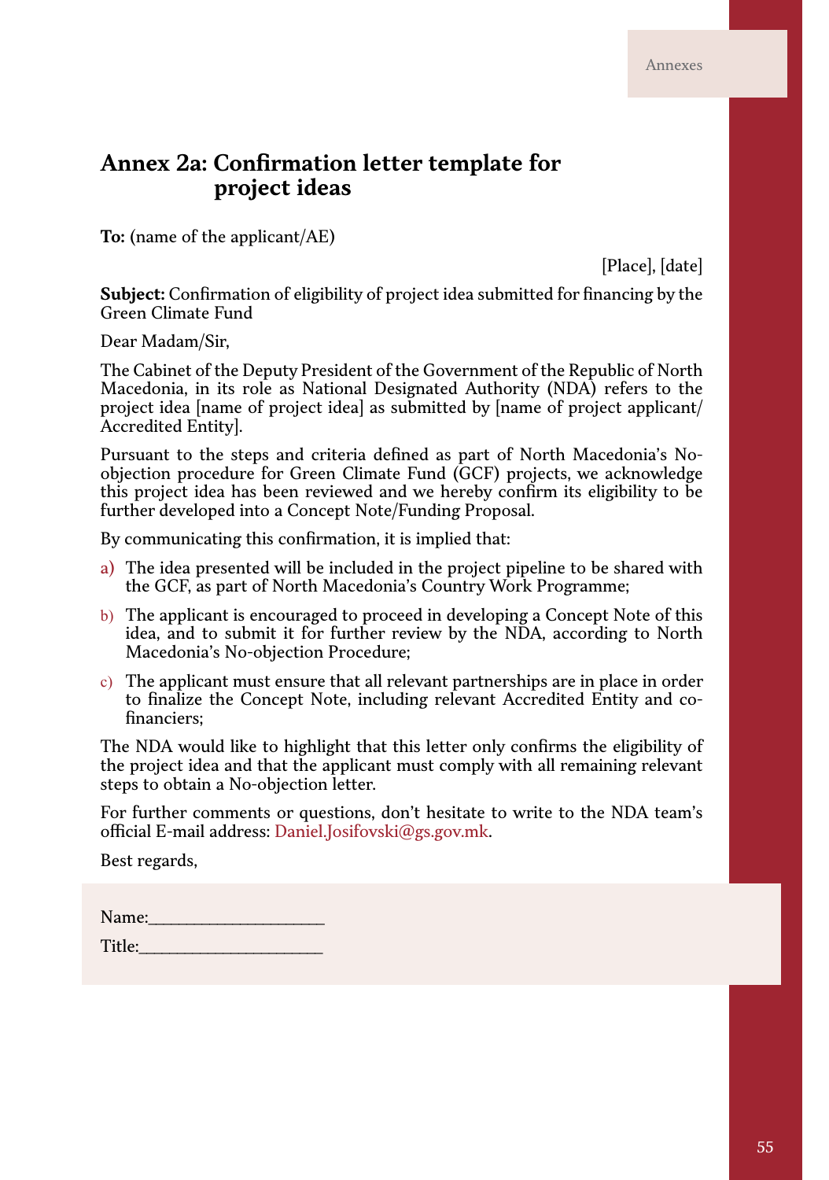# Annex 2a: Confirmation letter template for project ideas

**To:** (name of the applicant/AE)

[Place], [date]

**Subject:** Confirmation of eligibility of project idea submitted for financing by the Green Climate Fund

Dear Madam/Sir,

The Cabinet of the Deputy President of the Government of the Republic of North Macedonia, in its role as National Designated Authority (NDA) refers to the project idea [name of project idea] as submitted by [name of project applicant/ Accredited Entity].

Pursuant to the steps and criteria defined as part of North Macedonia's No-objection procedure for Green Climate Fund (GCF) projects, we acknowledge this project idea has been reviewed and we hereby confirm its eligibility to be further developed into a Concept Note/Funding Proposal.

By communicating this confirmation, it is implied that:

a) The idea presented will be included in the project pipeline to be shared with the GCF, as part of North Macedonia's Country Work Programme;

b) The applicant is encouraged to proceed in developing a Concept Note of this idea, and to submit it for further review by the NDA, according to North Macedonia's No-objection Procedure;

c) The applicant must ensure that all relevant partnerships are in place in order to finalize the Concept Note, including relevant Accredited Entity and co-financiers;

The NDA would like to highlight that this letter only confirms the eligibility of the project idea and that the applicant must comply with all remaining relevant steps to obtain a No-objection letter.

For further comments or questions, don't hesitate to write to the NDA team's official E-mail address: Daniel.Josifovski@gs.gov.mk.

Best regards,

Name:____________________

Title:____________________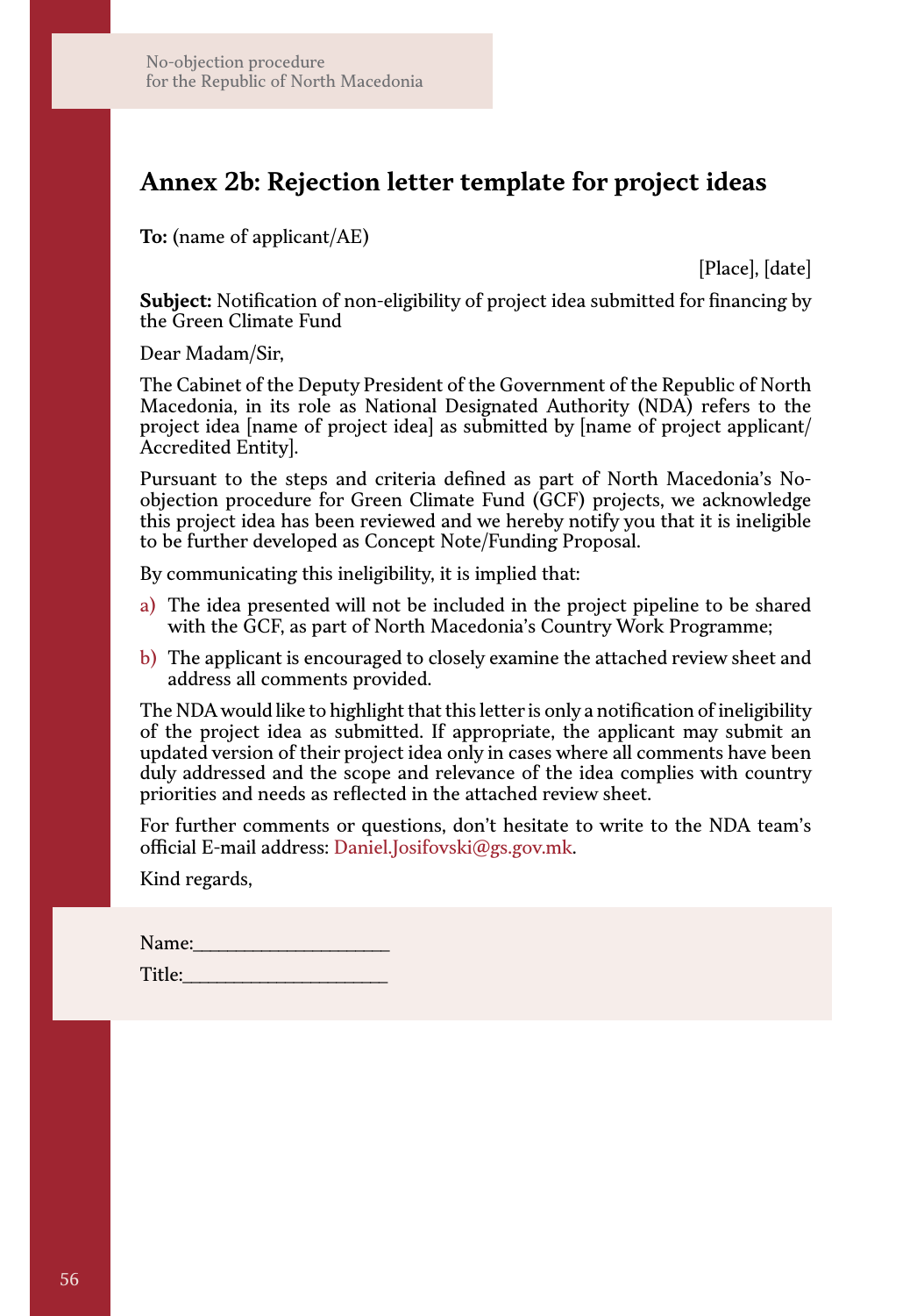## Annex 2b: Rejection letter template for project ideas

**To:** (name of applicant/AE)

[Place], [date]

**Subject:** Notification of non-eligibility of project idea submitted for financing by the Green Climate Fund

Dear Madam/Sir,

The Cabinet of the Deputy President of the Government of the Republic of North Macedonia, in its role as National Designated Authority (NDA) refers to the project idea [name of project idea] as submitted by [name of project applicant/ Accredited Entity].

Pursuant to the steps and criteria defined as part of North Macedonia's No-objection procedure for Green Climate Fund (GCF) projects, we acknowledge this project idea has been reviewed and we hereby notify you that it is ineligible to be further developed as Concept Note/Funding Proposal.

By communicating this ineligibility, it is implied that:

a) The idea presented will not be included in the project pipeline to be shared with the GCF, as part of North Macedonia's Country Work Programme;
b) The applicant is encouraged to closely examine the attached review sheet and address all comments provided.

The NDA would like to highlight that this letter is only a notification of ineligibility of the project idea as submitted. If appropriate, the applicant may submit an updated version of their project idea only in cases where all comments have been duly addressed and the scope and relevance of the idea complies with country priorities and needs as reflected in the attached review sheet.

For further comments or questions, don't hesitate to write to the NDA team's official E-mail address: Daniel.Josifovski@gs.gov.mk.

Kind regards,

Name:____________________

Title:_____________________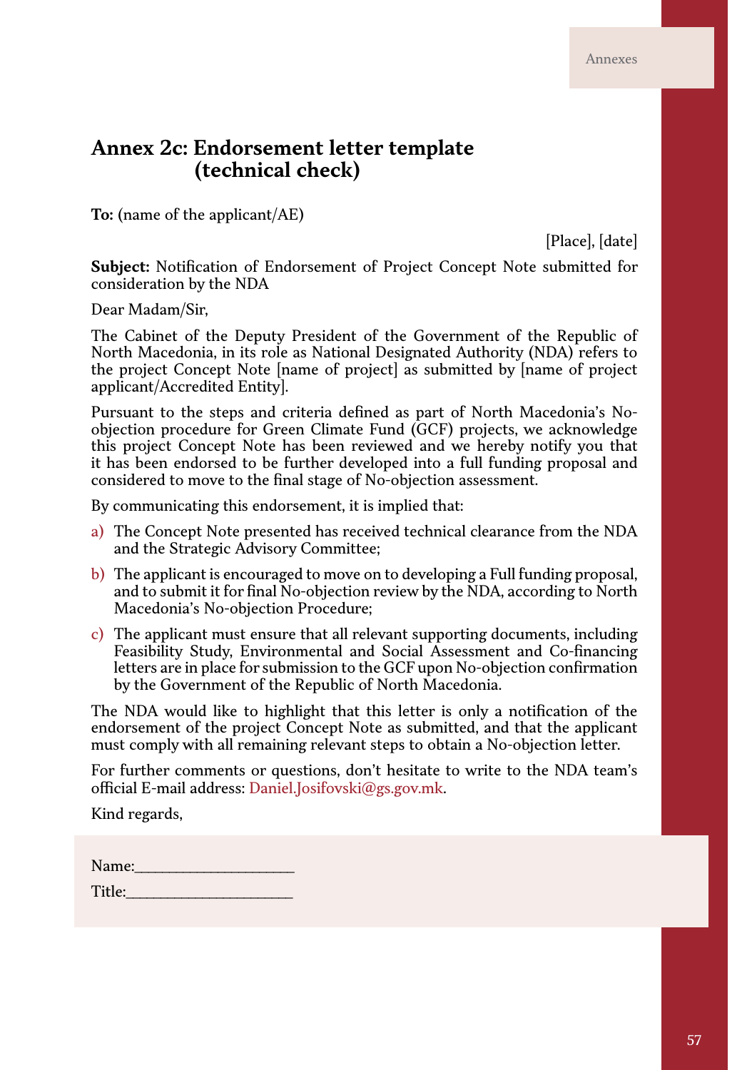# Annex 2c: Endorsement letter template (technical check)

**To:** (name of the applicant/AE)

[Place], [date]

**Subject:** Notification of Endorsement of Project Concept Note submitted for consideration by the NDA

Dear Madam/Sir,

The Cabinet of the Deputy President of the Government of the Republic of North Macedonia, in its role as National Designated Authority (NDA) refers to the project Concept Note [name of project] as submitted by [name of project applicant/Accredited Entity].

Pursuant to the steps and criteria defined as part of North Macedonia's No-objection procedure for Green Climate Fund (GCF) projects, we acknowledge this project Concept Note has been reviewed and we hereby notify you that it has been endorsed to be further developed into a full funding proposal and considered to move to the final stage of No-objection assessment.

By communicating this endorsement, it is implied that:

a) The Concept Note presented has received technical clearance from the NDA and the Strategic Advisory Committee;

b) The applicant is encouraged to move on to developing a Full funding proposal, and to submit it for final No-objection review by the NDA, according to North Macedonia's No-objection Procedure;

c) The applicant must ensure that all relevant supporting documents, including Feasibility Study, Environmental and Social Assessment and Co-financing letters are in place for submission to the GCF upon No-objection confirmation by the Government of the Republic of North Macedonia.

The NDA would like to highlight that this letter is only a notification of the endorsement of the project Concept Note as submitted, and that the applicant must comply with all remaining relevant steps to obtain a No-objection letter.

For further comments or questions, don't hesitate to write to the NDA team's official E-mail address: Daniel.Josifovski@gs.gov.mk.

Kind regards,

Name:____________________

Title:_____________________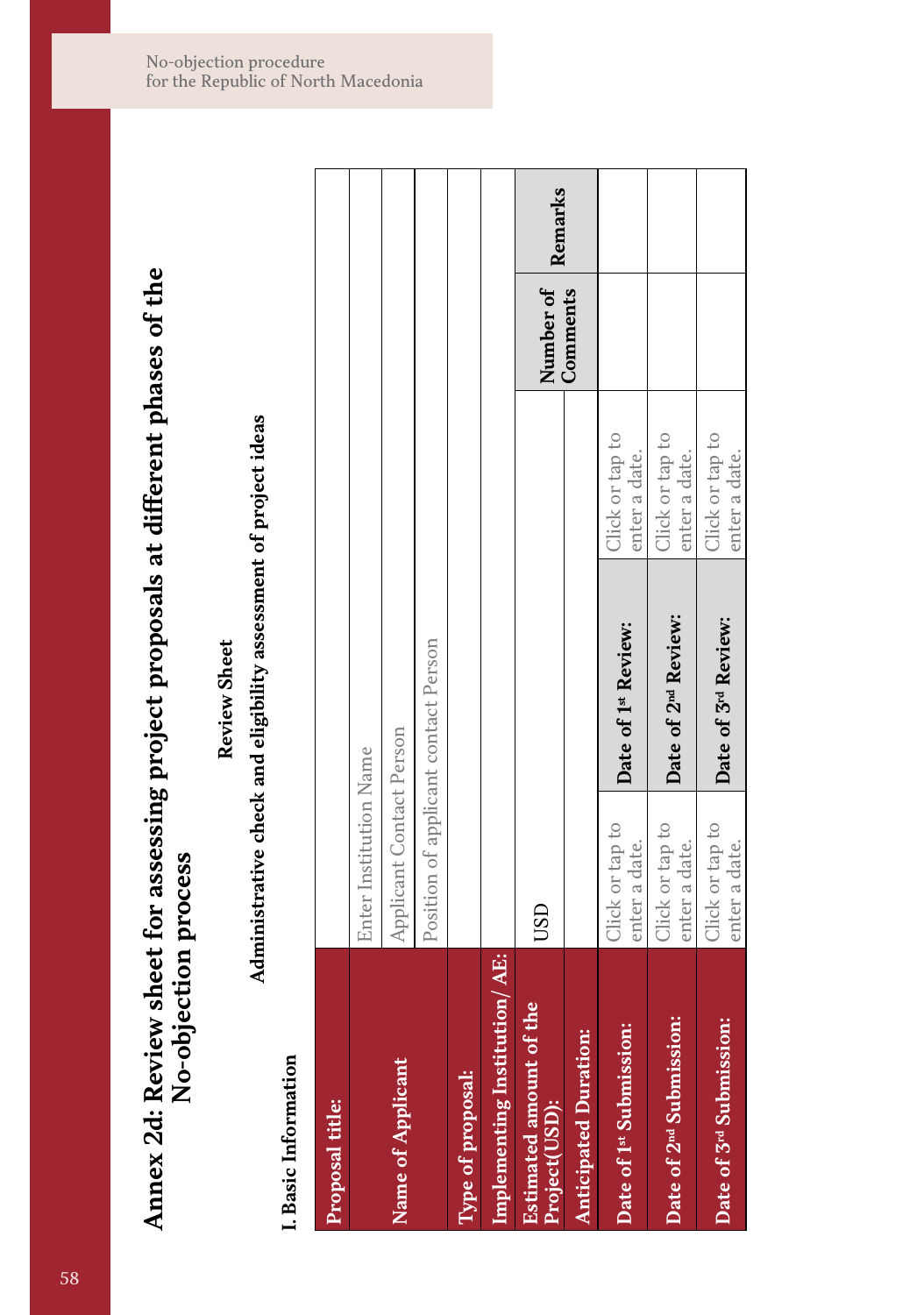# Annex 2d: Review sheet for assessing project proposals at different phases of the No-objection process

**Review Sheet**

**Administrative check and eligibility assessment of project ideas**

**I. Basic Information**

| | | | | | |
|---|---|---|---|---|---|
| **Proposal title:** | | | | | |
| **Name of Applicant** | Enter Institution Name | | | | |
| | Applicant Contact Person | | | | |
| | Position of applicant contact Person | | | | |
| **Type of proposal:** | | | | | |
| **Implementing Institution/ AE:** | | | | | |
| **Estimated amount of the Project(USD):** | USD | | | | |
| **Anticipated Duration:** | | | | **Number of Comments** | **Remarks** |
| **Date of 1st Submission:** | Click or tap to enter a date. | **Date of 1st Review:** | Click or tap to enter a date. | | |
| **Date of 2nd Submission:** | Click or tap to enter a date. | **Date of 2nd Review:** | Click or tap to enter a date. | | |
| **Date of 3rd Submission:** | Click or tap to enter a date. | **Date of 3rd Review:** | Click or tap to enter a date. | | |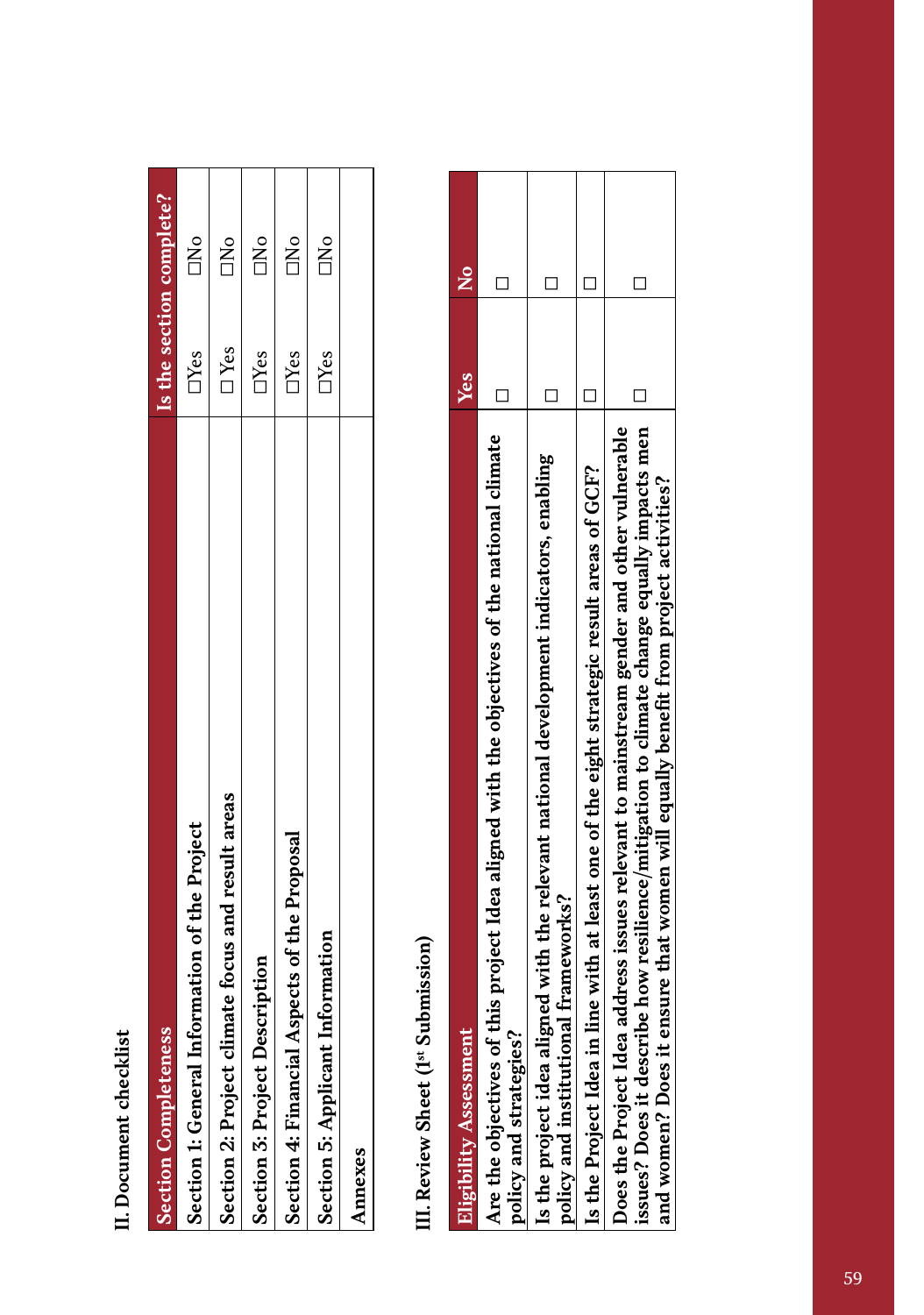## II. Document checklist

| Section Completeness | Is the section complete? | |
|---|---|---|
| Section 1: General Information of the Project | ☐Yes | ☐No |
| Section 2: Project climate focus and result areas | ☐ Yes | ☐No |
| Section 3: Project Description | ☐Yes | ☐No |
| Section 4: Financial Aspects of the Proposal | ☐Yes | ☐No |
| Section 5: Applicant Information | ☐Yes | ☐No |
| Annexes | | |

## III. Review Sheet (1st Submission)

| Eligibility Assessment | Yes | No |
|---|---|---|
| Are the objectives of this project Idea aligned with the objectives of the national climate policy and strategies? | ☐ | ☐ |
| Is the project idea aligned with the relevant national development indicators, enabling policy and institutional frameworks? | ☐ | ☐ |
| Is the Project Idea in line with at least one of the eight strategic result areas of GCF? | ☐ | ☐ |
| Does the Project Idea address issues relevant to mainstream gender and other vulnerable issues? Does it describe how resilience/mitigation to climate change equally impacts men and women? Does it ensure that women will equally benefit from project activities? | ☐ | ☐ |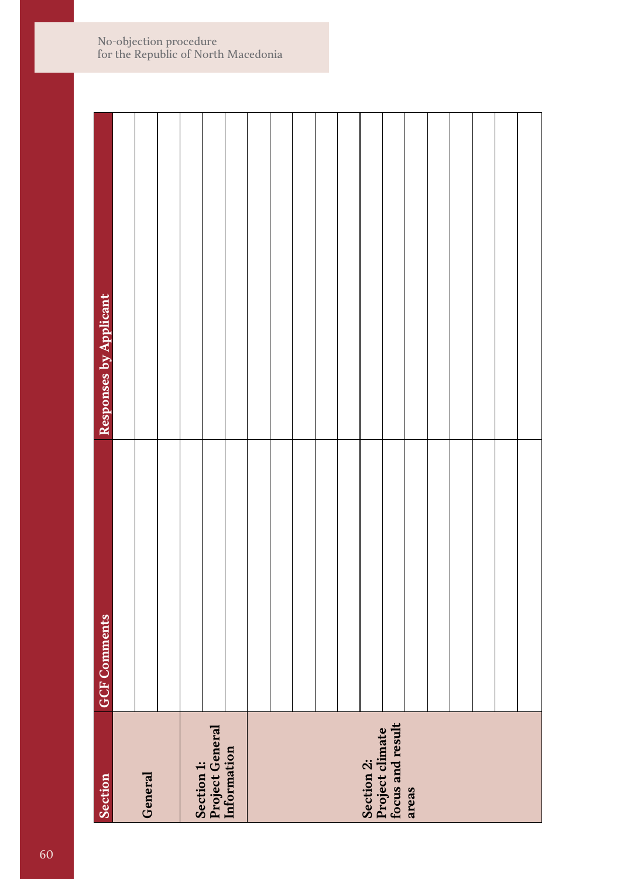| Section | GCF Comments | Responses by Applicant |
|---|---|---|
| General | | |
| | | |
| | | |
| Section 1: Project General Information | | |
| | | |
| | | |
| Section 2: Project climate focus and result areas | | |
| | | |
| | | |
| | | |
| | | |
| | | |
| | | |
| | | |
| | | |
| | | |
| | | |
| | | |
| | | |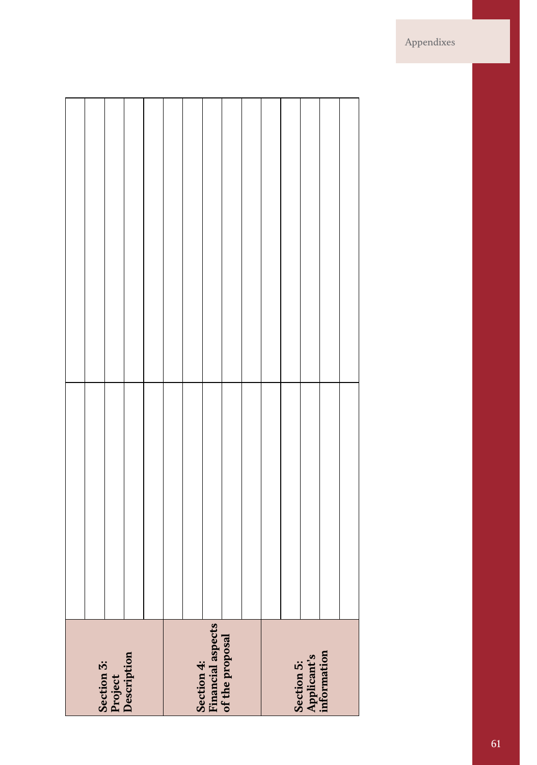| | | |
|---|---|---|
| **Section 3: Project Description** | | |
| | | |
| | | |
| | | |
| | | |
| **Section 4: Financial aspects of the proposal** | | |
| | | |
| | | |
| | | |
| | | |
| **Section 5: Applicant's information** | | |
| | | |
| | | |
| | | |
| | | |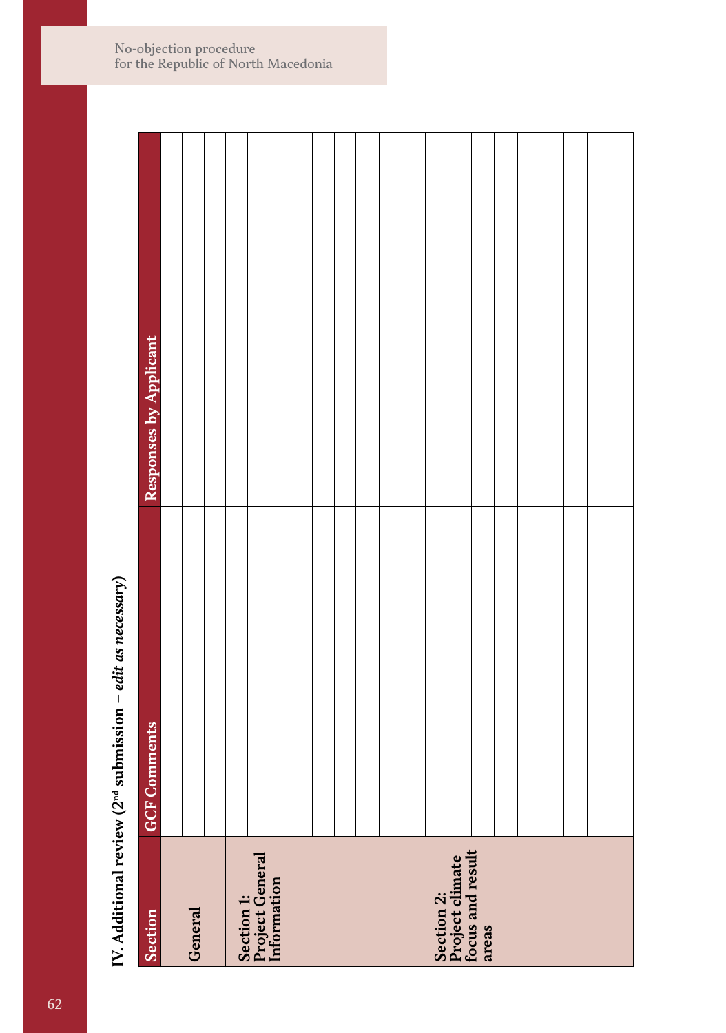## IV. Additional review (2nd submission – *edit as necessary*)

| Section | GCF Comments | Responses by Applicant |
|---|---|---|
| General | | |
| | | |
| | | |
| Section 1: Project General Information | | |
| | | |
| | | |
| Section 2: Project climate focus and result areas | | |
| | | |
| | | |
| | | |
| | | |
| | | |
| | | |
| | | |
| | | |
| | | |
| | | |
| | | |
| | | |
| | | |
| | | |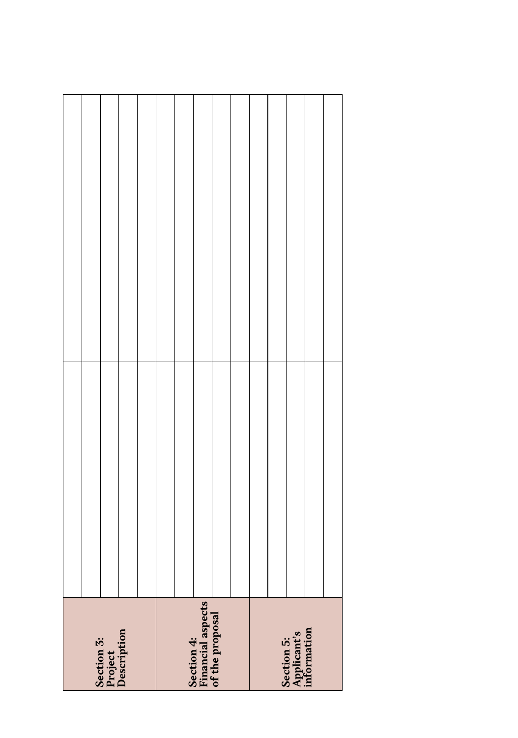| | | |
|---|---|---|
| **Section 3: Project Description** | | |
| | | |
| | | |
| | | |
| | | |
| **Section 4: Financial aspects of the proposal** | | |
| | | |
| | | |
| | | |
| | | |
| **Section 5: Applicant's information** | | |
| | | |
| | | |
| | | |
| | | |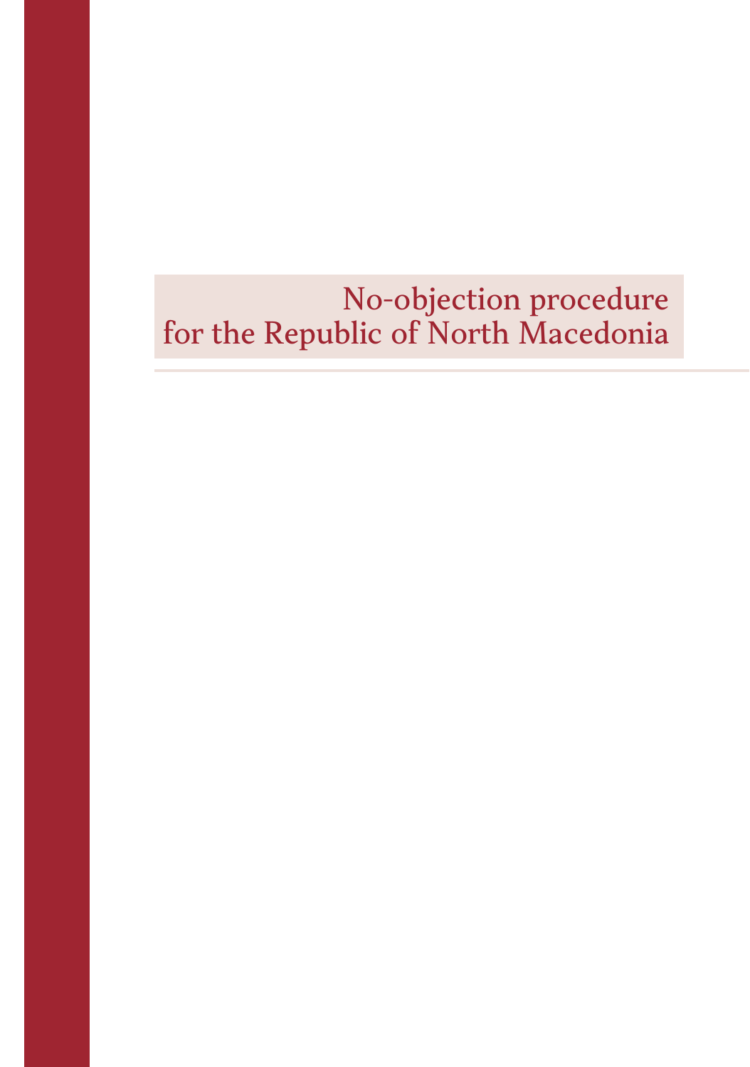# No-objection procedure for the Republic of North Macedonia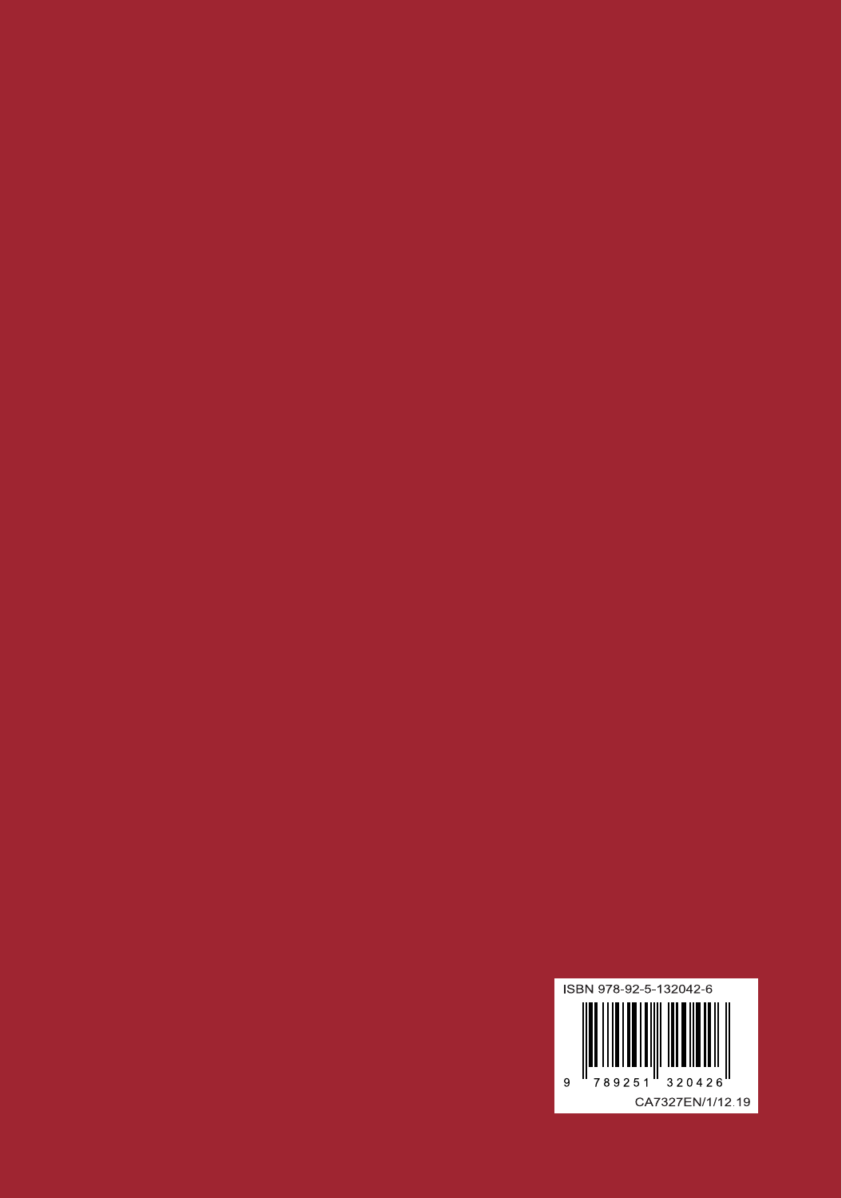ISBN 978-92-5-132042-6

9 789251 320426

CA7327EN/1/12.19